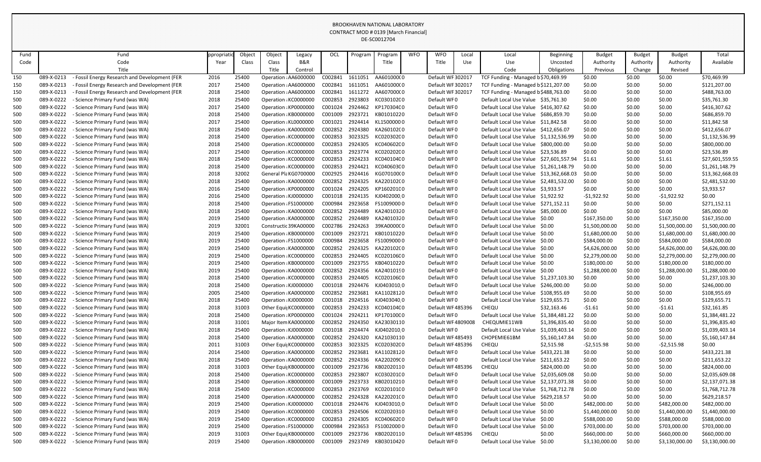BROOKHAVEN NATIONAL LABORATORY
CONTRACT MOD # 0139 [March Financial]
DE-SC0012704

| Fund Code | Fund Code Title | ppropriatio Year | Object Class | Object Class Title | Legacy B&R Control | OCL | Program | Program Title | WFO | WFO Title | Local Use | Local Use Code | Beginning Uncosted Obligations | Budget Authority Previous | Budget Authority Change | Budget Authority Revised | Total Available |
|---|---|---|---|---|---|---|---|---|---|---|---|---|---|---|---|---|---|
| 150 | 089-X-0213 - Fossil Energy Research and Development (FER | 2016 | 25400 | Operation : | AA6000000 | C002841 | 1611051 | AA6010000 0 | | Default WF | 302017 | TCF Funding - Managed b | $70,469.99 | $0.00 | $0.00 | $0.00 | $70,469.99 |
| 150 | 089-X-0213 - Fossil Energy Research and Development (FER | 2017 | 25400 | Operation : | AA6000000 | C002841 | 1611051 | AA6010000 0 | | Default WF | 302017 | TCF Funding - Managed b | $121,207.00 | $0.00 | $0.00 | $0.00 | $121,207.00 |
| 150 | 089-X-0213 - Fossil Energy Research and Development (FER | 2018 | 25400 | Operation : | AA6000000 | C002841 | 1611272 | AA6070000 0 | | Default WF | 302017 | TCF Funding - Managed b | $488,763.00 | $0.00 | $0.00 | $0.00 | $488,763.00 |
| 500 | 089-X-0222 - Science Primary Fund (was WA) | 2018 | 25400 | Operation : | KC0000000 | C002853 | 2923803 | KC0301020 0 | | Default WF | 0 | Default Local Use Value | $35,761.30 | $0.00 | $0.00 | $0.00 | $35,761.30 |
| 500 | 089-X-0222 - Science Primary Fund (was WA) | 2017 | 25400 | Operation : | KP0000000 | C001024 | 2924462 | KP1703040 0 | | Default WF | 0 | Default Local Use Value | $416,307.62 | $0.00 | $0.00 | $0.00 | $416,307.62 |
| 500 | 089-X-0222 - Science Primary Fund (was WA) | 2018 | 25400 | Operation : | KB0000000 | C001009 | 2923721 | KB0101022 0 | | Default WF | 0 | Default Local Use Value | $686,859.70 | $0.00 | $0.00 | $0.00 | $686,859.70 |
| 500 | 089-X-0222 - Science Primary Fund (was WA) | 2017 | 25400 | Operation : | KL0000000 | C001021 | 2924414 | KL1500000 0 | | Default WF | 0 | Default Local Use Value | $11,842.58 | $0.00 | $0.00 | $0.00 | $11,842.58 |
| 500 | 089-X-0222 - Science Primary Fund (was WA) | 2018 | 25400 | Operation : | KA0000000 | C002852 | 2924380 | KA2601020 0 | | Default WF | 0 | Default Local Use Value | $412,656.07 | $0.00 | $0.00 | $0.00 | $412,656.07 |
| 500 | 089-X-0222 - Science Primary Fund (was WA) | 2018 | 25400 | Operation : | KC0000000 | C002853 | 3023325 | KC0203020 0 | | Default WF | 0 | Default Local Use Value | $1,132,536.99 | $0.00 | $0.00 | $0.00 | $1,132,536.99 |
| 500 | 089-X-0222 - Science Primary Fund (was WA) | 2018 | 25400 | Operation : | KC0000000 | C002853 | 2924305 | KC0406020 0 | | Default WF | 0 | Default Local Use Value | $800,000.00 | $0.00 | $0.00 | $0.00 | $800,000.00 |
| 500 | 089-X-0222 - Science Primary Fund (was WA) | 2017 | 25400 | Operation : | KC0000000 | C002853 | 2923774 | KC0202020 0 | | Default WF | 0 | Default Local Use Value | $23,536.89 | $0.00 | $0.00 | $0.00 | $23,536.89 |
| 500 | 089-X-0222 - Science Primary Fund (was WA) | 2018 | 25400 | Operation : | KC0000000 | C002853 | 2924233 | KC0401040 0 | | Default WF | 0 | Default Local Use Value | $27,601,557.94 | $1.61 | $0.00 | $1.61 | $27,601,559.55 |
| 500 | 089-X-0222 - Science Primary Fund (was WA) | 2018 | 25400 | Operation : | KC0000000 | C002853 | 2924421 | KC0406030 0 | | Default WF | 0 | Default Local Use Value | $1,261,148.79 | $0.00 | $0.00 | $0.00 | $1,261,148.79 |
| 500 | 089-X-0222 - Science Primary Fund (was WA) | 2018 | 32002 | General Pl | KG0700000 | C002925 | 2924416 | KG0701000 0 | | Default WF | 0 | Default Local Use Value | $13,362,668.03 | $0.00 | $0.00 | $0.00 | $13,362,668.03 |
| 500 | 089-X-0222 - Science Primary Fund (was WA) | 2018 | 25400 | Operation : | KA0000000 | C002852 | 2924325 | KA2201020 0 | | Default WF | 0 | Default Local Use Value | $2,481,532.00 | $0.00 | $0.00 | $0.00 | $2,481,532.00 |
| 500 | 089-X-0222 - Science Primary Fund (was WA) | 2016 | 25400 | Operation : | KP0000000 | C001024 | 2924205 | KP1602010 0 | | Default WF | 0 | Default Local Use Value | $3,933.57 | $0.00 | $0.00 | $0.00 | $3,933.57 |
| 500 | 089-X-0222 - Science Primary Fund (was WA) | 2016 | 25400 | Operation : | KJ0000000 | C001018 | 2924135 | KJ0402000 0 | | Default WF | 0 | Default Local Use Value | $1,922.92 | -$1,922.92 | $0.00 | -$1,922.92 | $0.00 |
| 500 | 089-X-0222 - Science Primary Fund (was WA) | 2018 | 25400 | Operation : | FS1000000 | C000984 | 2923658 | FS1009000 0 | | Default WF | 0 | Default Local Use Value | $271,152.11 | $0.00 | $0.00 | $0.00 | $271,152.11 |
| 500 | 089-X-0222 - Science Primary Fund (was WA) | 2018 | 25400 | Operation : | KA0000000 | C002852 | 2924489 | KA2401032 0 | | Default WF | 0 | Default Local Use Value | $85,000.00 | $0.00 | $0.00 | $0.00 | $85,000.00 |
| 500 | 089-X-0222 - Science Primary Fund (was WA) | 2019 | 25400 | Operation : | KA0000000 | C002852 | 2924489 | KA2401032 0 | | Default WF | 0 | Default Local Use Value | $0.00 | $167,350.00 | $0.00 | $167,350.00 | $167,350.00 |
| 500 | 089-X-0222 - Science Primary Fund (was WA) | 2019 | 32001 | Constructio | 39KA00000 | C002786 | 2924263 | 39KA0000 0 | | Default WF | 0 | Default Local Use Value | $0.00 | $1,500,000.00 | $0.00 | $1,500,000.00 | $1,500,000.00 |
| 500 | 089-X-0222 - Science Primary Fund (was WA) | 2019 | 25400 | Operation : | KB0000000 | C001009 | 2923721 | KB0101022 0 | | Default WF | 0 | Default Local Use Value | $0.00 | $1,680,000.00 | $0.00 | $1,680,000.00 | $1,680,000.00 |
| 500 | 089-X-0222 - Science Primary Fund (was WA) | 2019 | 25400 | Operation : | FS1000000 | C000984 | 2923658 | FS1009000 0 | | Default WF | 0 | Default Local Use Value | $0.00 | $584,000.00 | $0.00 | $584,000.00 | $584,000.00 |
| 500 | 089-X-0222 - Science Primary Fund (was WA) | 2019 | 25400 | Operation : | KA0000000 | C002852 | 2924325 | KA2201020 0 | | Default WF | 0 | Default Local Use Value | $0.00 | $4,626,000.00 | $0.00 | $4,626,000.00 | $4,626,000.00 |
| 500 | 089-X-0222 - Science Primary Fund (was WA) | 2019 | 25400 | Operation : | KC0000000 | C002853 | 2924405 | KC0201060 0 | | Default WF | 0 | Default Local Use Value | $0.00 | $2,279,000.00 | $0.00 | $2,279,000.00 | $2,279,000.00 |
| 500 | 089-X-0222 - Science Primary Fund (was WA) | 2019 | 25400 | Operation : | KB0000000 | C001009 | 2923755 | KB0401022 0 | | Default WF | 0 | Default Local Use Value | $0.00 | $180,000.00 | $0.00 | $180,000.00 | $180,000.00 |
| 500 | 089-X-0222 - Science Primary Fund (was WA) | 2019 | 25400 | Operation : | KA0000000 | C002852 | 2924356 | KA2401015 0 | | Default WF | 0 | Default Local Use Value | $0.00 | $1,288,000.00 | $0.00 | $1,288,000.00 | $1,288,000.00 |
| 500 | 089-X-0222 - Science Primary Fund (was WA) | 2018 | 25400 | Operation : | KC0000000 | C002853 | 2924405 | KC0201060 0 | | Default WF | 0 | Default Local Use Value | $1,237,103.30 | $0.00 | $0.00 | $0.00 | $1,237,103.30 |
| 500 | 089-X-0222 - Science Primary Fund (was WA) | 2018 | 25400 | Operation : | KJ0000000 | C001018 | 2924476 | KJ0403010 0 | | Default WF | 0 | Default Local Use Value | $246,000.00 | $0.00 | $0.00 | $0.00 | $246,000.00 |
| 500 | 089-X-0222 - Science Primary Fund (was WA) | 2005 | 25400 | Operation : | KA0000000 | C002852 | 2923681 | KA1102812 0 | | Default WF | 0 | Default Local Use Value | $108,955.69 | $0.00 | $0.00 | $0.00 | $108,955.69 |
| 500 | 089-X-0222 - Science Primary Fund (was WA) | 2018 | 25400 | Operation : | KJ0000000 | C001018 | 2924516 | KJ0403040 0 | | Default WF | 0 | Default Local Use Value | $129,655.71 | $0.00 | $0.00 | $0.00 | $129,655.71 |
| 500 | 089-X-0222 - Science Primary Fund (was WA) | 2018 | 31003 | Other Equi | KC0000000 | C002853 | 2924233 | KC0401040 0 | | Default WF | 485396 | CHEQU | $32,163.46 | -$1.61 | $0.00 | -$1.61 | $32,161.85 |
| 500 | 089-X-0222 - Science Primary Fund (was WA) | 2018 | 25400 | Operation : | KP0000000 | C001024 | 2924211 | KP1701000 0 | | Default WF | 0 | Default Local Use Value | $1,384,481.22 | $0.00 | $0.00 | $0.00 | $1,384,481.22 |
| 500 | 089-X-0222 - Science Primary Fund (was WA) | 2018 | 31001 | Major Item | KA0000000 | C002852 | 2924350 | KA2303011 0 | | Default WF | 4809008 | CHEQUMIE11WB | $1,396,835.40 | $0.00 | $0.00 | $0.00 | $1,396,835.40 |
| 500 | 089-X-0222 - Science Primary Fund (was WA) | 2018 | 25400 | Operation : | KJ0000000 | C001018 | 2924474 | KJ0402010 0 | | Default WF | 0 | Default Local Use Value | $1,039,403.14 | $0.00 | $0.00 | $0.00 | $1,039,403.14 |
| 500 | 089-X-0222 - Science Primary Fund (was WA) | 2018 | 25400 | Operation : | KA0000000 | C002852 | 2924320 | KA2103011 0 | | Default WF | 485493 | CHOPEMIE61BM | $5,160,147.84 | $0.00 | $0.00 | $0.00 | $5,160,147.84 |
| 500 | 089-X-0222 - Science Primary Fund (was WA) | 2011 | 31003 | Other Equi | KC0000000 | C002853 | 3023325 | KC0203020 0 | | Default WF | 485396 | CHEQU | $2,515.98 | -$2,515.98 | $0.00 | -$2,515.98 | $0.00 |
| 500 | 089-X-0222 - Science Primary Fund (was WA) | 2014 | 25400 | Operation : | KA0000000 | C002852 | 2923681 | KA1102812 0 | | Default WF | 0 | Default Local Use Value | $433,221.38 | $0.00 | $0.00 | $0.00 | $433,221.38 |
| 500 | 089-X-0222 - Science Primary Fund (was WA) | 2018 | 25400 | Operation : | KA0000000 | C002852 | 2924336 | KA2202090 0 | | Default WF | 0 | Default Local Use Value | $211,653.22 | $0.00 | $0.00 | $0.00 | $211,653.22 |
| 500 | 089-X-0222 - Science Primary Fund (was WA) | 2018 | 31003 | Other Equi | KB0000000 | C001009 | 2923736 | KB0202011 0 | | Default WF | 485396 | CHEQU | $824,000.00 | $0.00 | $0.00 | $0.00 | $824,000.00 |
| 500 | 089-X-0222 - Science Primary Fund (was WA) | 2018 | 25400 | Operation : | KC0000000 | C002853 | 2923807 | KC0302010 0 | | Default WF | 0 | Default Local Use Value | $2,035,609.08 | $0.00 | $0.00 | $0.00 | $2,035,609.08 |
| 500 | 089-X-0222 - Science Primary Fund (was WA) | 2018 | 25400 | Operation : | KB0000000 | C001009 | 2923733 | KB0201021 0 | | Default WF | 0 | Default Local Use Value | $2,137,071.38 | $0.00 | $0.00 | $0.00 | $2,137,071.38 |
| 500 | 089-X-0222 - Science Primary Fund (was WA) | 2018 | 25400 | Operation : | KC0000000 | C002853 | 2923769 | KC0201010 0 | | Default WF | 0 | Default Local Use Value | $1,768,712.78 | $0.00 | $0.00 | $0.00 | $1,768,712.78 |
| 500 | 089-X-0222 - Science Primary Fund (was WA) | 2018 | 25400 | Operation : | KA0000000 | C002852 | 2924328 | KA2201010 0 | | Default WF | 0 | Default Local Use Value | $629,218.57 | $0.00 | $0.00 | $0.00 | $629,218.57 |
| 500 | 089-X-0222 - Science Primary Fund (was WA) | 2019 | 25400 | Operation : | KJ0000000 | C001018 | 2924476 | KJ0403010 0 | | Default WF | 0 | Default Local Use Value | $0.00 | $482,000.00 | $0.00 | $482,000.00 | $482,000.00 |
| 500 | 089-X-0222 - Science Primary Fund (was WA) | 2019 | 25400 | Operation : | KC0000000 | C002853 | 2924506 | KC0202031 0 | | Default WF | 0 | Default Local Use Value | $0.00 | $1,440,000.00 | $0.00 | $1,440,000.00 | $1,440,000.00 |
| 500 | 089-X-0222 - Science Primary Fund (was WA) | 2019 | 25400 | Operation : | KC0000000 | C002853 | 2924305 | KC0406020 0 | | Default WF | 0 | Default Local Use Value | $0.00 | $588,000.00 | $0.00 | $588,000.00 | $588,000.00 |
| 500 | 089-X-0222 - Science Primary Fund (was WA) | 2019 | 25400 | Operation : | FS1000000 | C000984 | 2923653 | FS1002000 0 | | Default WF | 0 | Default Local Use Value | $0.00 | $703,000.00 | $0.00 | $703,000.00 | $703,000.00 |
| 500 | 089-X-0222 - Science Primary Fund (was WA) | 2019 | 31003 | Other Equi | KB0000000 | C001009 | 2923736 | KB0202011 0 | | Default WF | 485396 | CHEQU | $0.00 | $660,000.00 | $0.00 | $660,000.00 | $660,000.00 |
| 500 | 089-X-0222 - Science Primary Fund (was WA) | 2019 | 25400 | Operation : | KB0000000 | C001009 | 2923749 | KB0301042 0 | | Default WF | 0 | Default Local Use Value | $0.00 | $3,130,000.00 | $0.00 | $3,130,000.00 | $3,130,000.00 |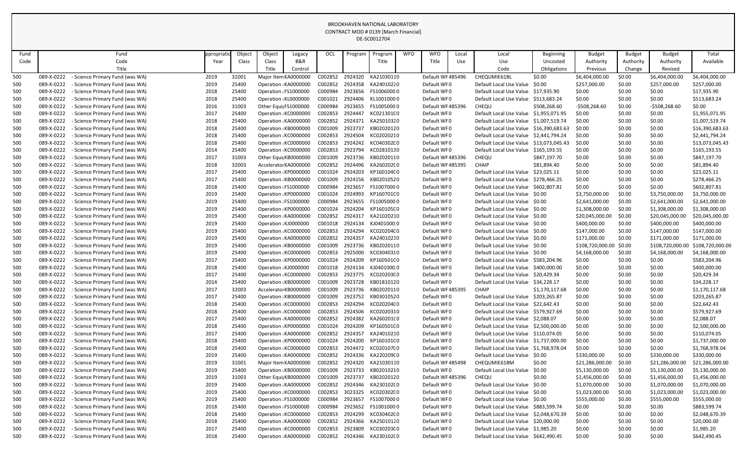BROOKHAVEN NATIONAL LABORATORY
CONTRACT MOD # 0139 [March Financial]
DE-SC0012704

| Fund Code | Fund Code Title | Appropriation Year | Object Class | Object Class Title | Legacy B&R Control | OCL | Program | Program Title | WFO | WFO Title | Local Use | Local Use Code | Beginning Uncosted Obligations | Budget Authority Previous | Budget Authority Change | Budget Authority Revised | Total Available |
|---|---|---|---|---|---|---|---|---|---|---|---|---|---|---|---|---|---|
| 500 | 089-X-0222 - Science Primary Fund (was WA) | 2019 | 31001 | Major Item | KA0000000 | C002852 | 2924320 | KA21030110 | | Default WF | 485496 | CHEQUMIE61BL | $0.00 | $6,404,000.00 | $0.00 | $6,404,000.00 | $6,404,000.00 |
| 500 | 089-X-0222 - Science Primary Fund (was WA) | 2019 | 25400 | Operation | KA0000000 | C002852 | 2924358 | KA24010220 | | Default WF | 0 | Default Local Use Value | $0.00 | $257,000.00 | $0.00 | $257,000.00 | $257,000.00 |
| 500 | 089-X-0222 - Science Primary Fund (was WA) | 2018 | 25400 | Operation | FS1000000 | C000984 | 2923656 | FS10060000 | | Default WF | 0 | Default Local Use Value | $17,935.90 | $0.00 | $0.00 | $0.00 | $17,935.90 |
| 500 | 089-X-0222 - Science Primary Fund (was WA) | 2018 | 25400 | Operation | KL0000000 | C001021 | 2924406 | KL10010000 | | Default WF | 0 | Default Local Use Value | $513,683.24 | $0.00 | $0.00 | $0.00 | $513,683.24 |
| 500 | 089-X-0222 - Science Primary Fund (was WA) | 2016 | 31003 | Other Equi | FS1000000 | C000984 | 2923655 | FS10050000 | | Default WF | 485396 | CHEQU | $508,268.60 | -$508,268.60 | $0.00 | -$508,268.60 | $0.00 |
| 500 | 089-X-0222 - Science Primary Fund (was WA) | 2017 | 25400 | Operation | KC0000000 | C002853 | 2924447 | KC02130100 | | Default WF | 0 | Default Local Use Value | $1,955,071.95 | $0.00 | $0.00 | $0.00 | $1,955,071.95 |
| 500 | 089-X-0222 - Science Primary Fund (was WA) | 2018 | 25400 | Operation | KA0000000 | C002852 | 2924371 | KA25010320 | | Default WF | 0 | Default Local Use Value | $1,007,519.74 | $0.00 | $0.00 | $0.00 | $1,007,519.74 |
| 500 | 089-X-0222 - Science Primary Fund (was WA) | 2018 | 25400 | Operation | KB0000000 | C001009 | 2923737 | KB02020120 | | Default WF | 0 | Default Local Use Value | $16,390,683.63 | $0.00 | $0.00 | $0.00 | $16,390,683.63 |
| 500 | 089-X-0222 - Science Primary Fund (was WA) | 2018 | 25400 | Operation | KC0000000 | C002853 | 2924504 | KC02020210 | | Default WF | 0 | Default Local Use Value | $2,441,794.24 | $0.00 | $0.00 | $0.00 | $2,441,794.24 |
| 500 | 089-X-0222 - Science Primary Fund (was WA) | 2018 | 25400 | Operation | KC0000000 | C002853 | 2924242 | KC04030200 | | Default WF | 0 | Default Local Use Value | $13,073,045.43 | $0.00 | $0.00 | $0.00 | $13,073,045.43 |
| 500 | 089-X-0222 - Science Primary Fund (was WA) | 2014 | 25400 | Operation | KC0000000 | C002853 | 2923794 | KC02810130 | | Default WF | 0 | Default Local Use Value | $165,193.55 | $0.00 | $0.00 | $0.00 | $165,193.55 |
| 500 | 089-X-0222 - Science Primary Fund (was WA) | 2017 | 31003 | Other Equi | KB0000000 | C001009 | 2923736 | KB02020110 | | Default WF | 485396 | CHEQU | $847,197.70 | $0.00 | $0.00 | $0.00 | $847,197.70 |
| 500 | 089-X-0222 - Science Primary Fund (was WA) | 2018 | 32003 | Accelerator | KA0000000 | C002852 | 2924496 | KA26020200 | | Default WF | 485395 | CHAIP | $81,894.40 | $0.00 | $0.00 | $0.00 | $81,894.40 |
| 500 | 089-X-0222 - Science Primary Fund (was WA) | 2017 | 25400 | Operation | KP0000000 | C001024 | 2924203 | KP16010400 | | Default WF | 0 | Default Local Use Value | $23,025.11 | $0.00 | $0.00 | $0.00 | $23,025.11 |
| 500 | 089-X-0222 - Science Primary Fund (was WA) | 2017 | 25400 | Operation | KB0000000 | C001009 | 2924156 | KB02010520 | | Default WF | 0 | Default Local Use Value | $278,466.25 | $0.00 | $0.00 | $0.00 | $278,466.25 |
| 500 | 089-X-0222 - Science Primary Fund (was WA) | 2018 | 25400 | Operation | FS1000000 | C000984 | 2923657 | FS10070000 | | Default WF | 0 | Default Local Use Value | $602,807.81 | $0.00 | $0.00 | $0.00 | $602,807.81 |
| 500 | 089-X-0222 - Science Primary Fund (was WA) | 2019 | 25400 | Operation | KP0000000 | C001024 | 2924993 | KP16070100 | | Default WF | 0 | Default Local Use Value | $0.00 | $3,750,000.00 | $0.00 | $3,750,000.00 | $3,750,000.00 |
| 500 | 089-X-0222 - Science Primary Fund (was WA) | 2019 | 25400 | Operation | FS1000000 | C000984 | 2923655 | FS10050000 | | Default WF | 0 | Default Local Use Value | $0.00 | $2,641,000.00 | $0.00 | $2,641,000.00 | $2,641,000.00 |
| 500 | 089-X-0222 - Science Primary Fund (was WA) | 2019 | 25400 | Operation | KP0000000 | C001024 | 2924204 | KP16010500 | | Default WF | 0 | Default Local Use Value | $0.00 | $1,308,000.00 | $0.00 | $1,308,000.00 | $1,308,000.00 |
| 500 | 089-X-0222 - Science Primary Fund (was WA) | 2019 | 25400 | Operation | KA0000000 | C002852 | 2924317 | KA21020210 | | Default WF | 0 | Default Local Use Value | $0.00 | $20,045,000.00 | $0.00 | $20,045,000.00 | $20,045,000.00 |
| 500 | 089-X-0222 - Science Primary Fund (was WA) | 2019 | 25400 | Operation | KJ0000000 | C001018 | 2924134 | KJ0401000 | | Default WF | 0 | Default Local Use Value | $0.00 | $400,000.00 | $0.00 | $400,000.00 | $400,000.00 |
| 500 | 089-X-0222 - Science Primary Fund (was WA) | 2019 | 25400 | Operation | KC0000000 | C002853 | 2924294 | KC02020400 | | Default WF | 0 | Default Local Use Value | $0.00 | $147,000.00 | $0.00 | $147,000.00 | $147,000.00 |
| 500 | 089-X-0222 - Science Primary Fund (was WA) | 2019 | 25400 | Operation | KA0000000 | C002852 | 2924357 | KA24010210 | | Default WF | 0 | Default Local Use Value | $0.00 | $171,000.00 | $0.00 | $171,000.00 | $171,000.00 |
| 500 | 089-X-0222 - Science Primary Fund (was WA) | 2019 | 25400 | Operation | KB0000000 | C001009 | 2923736 | KB02020110 | | Default WF | 0 | Default Local Use Value | $0.00 | $108,720,000.00 | $0.00 | $108,720,000.00 | $108,720,000.00 |
| 500 | 089-X-0222 - Science Primary Fund (was WA) | 2019 | 25400 | Operation | KC0000000 | C002853 | 2925000 | KC03040310 | | Default WF | 0 | Default Local Use Value | $0.00 | $4,168,000.00 | $0.00 | $4,168,000.00 | $4,168,000.00 |
| 500 | 089-X-0222 - Science Primary Fund (was WA) | 2017 | 25400 | Operation | KP0000000 | C001024 | 2924209 | KP16050100 | | Default WF | 0 | Default Local Use Value | $583,204.96 | $0.00 | $0.00 | $0.00 | $583,204.96 |
| 500 | 089-X-0222 - Science Primary Fund (was WA) | 2018 | 25400 | Operation | KJ0000000 | C001018 | 2924134 | KJ0401000 | | Default WF | 0 | Default Local Use Value | $400,000.00 | $0.00 | $0.00 | $0.00 | $400,000.00 |
| 500 | 089-X-0222 - Science Primary Fund (was WA) | 2017 | 25400 | Operation | KC0000000 | C002853 | 2923775 | KC02020300 | | Default WF | 0 | Default Local Use Value | $20,429.34 | $0.00 | $0.00 | $0.00 | $20,429.34 |
| 500 | 089-X-0222 - Science Primary Fund (was WA) | 2014 | 25400 | Operation | KB0000000 | C001009 | 2923728 | KB01810120 | | Default WF | 0 | Default Local Use Value | $34,228.17 | $0.00 | $0.00 | $0.00 | $34,228.17 |
| 500 | 089-X-0222 - Science Primary Fund (was WA) | 2017 | 32003 | Accelerator | KB0000000 | C001009 | 2923736 | KB02020110 | | Default WF | 485395 | CHAIP | $1,170,117.68 | $0.00 | $0.00 | $0.00 | $1,170,117.68 |
| 500 | 089-X-0222 - Science Primary Fund (was WA) | 2017 | 25400 | Operation | KB0000000 | C001009 | 2923752 | KB03010520 | | Default WF | 0 | Default Local Use Value | $203,265.87 | $0.00 | $0.00 | $0.00 | $203,265.87 |
| 500 | 089-X-0222 - Science Primary Fund (was WA) | 2018 | 25400 | Operation | KC0000000 | C002853 | 2924294 | KC02020400 | | Default WF | 0 | Default Local Use Value | $22,642.43 | $0.00 | $0.00 | $0.00 | $22,642.43 |
| 500 | 089-X-0222 - Science Primary Fund (was WA) | 2018 | 25400 | Operation | KC0000000 | C002853 | 2924506 | KC02020310 | | Default WF | 0 | Default Local Use Value | $579,927.69 | $0.00 | $0.00 | $0.00 | $579,927.69 |
| 500 | 089-X-0222 - Science Primary Fund (was WA) | 2017 | 25400 | Operation | KA0000000 | C002852 | 2924382 | KA26020100 | | Default WF | 0 | Default Local Use Value | $2,088.07 | $0.00 | $0.00 | $0.00 | $2,088.07 |
| 500 | 089-X-0222 - Science Primary Fund (was WA) | 2018 | 25400 | Operation | KP0000000 | C001024 | 2924209 | KP16050100 | | Default WF | 0 | Default Local Use Value | $2,500,000.00 | $0.00 | $0.00 | $0.00 | $2,500,000.00 |
| 500 | 089-X-0222 - Science Primary Fund (was WA) | 2017 | 25400 | Operation | KA0000000 | C002852 | 2924357 | KA24010210 | | Default WF | 0 | Default Local Use Value | $110,074.05 | $0.00 | $0.00 | $0.00 | $110,074.05 |
| 500 | 089-X-0222 - Science Primary Fund (was WA) | 2018 | 25400 | Operation | KP0000000 | C001024 | 2924200 | KP16010100 | | Default WF | 0 | Default Local Use Value | $1,737,000.00 | $0.00 | $0.00 | $0.00 | $1,737,000.00 |
| 500 | 089-X-0222 - Science Primary Fund (was WA) | 2018 | 25400 | Operation | KC0000000 | C002853 | 2924472 | KC02010700 | | Default WF | 0 | Default Local Use Value | $1,768,978.04 | $0.00 | $0.00 | $0.00 | $1,768,978.04 |
| 500 | 089-X-0222 - Science Primary Fund (was WA) | 2019 | 25400 | Operation | KA0000000 | C002852 | 2924336 | KA22020900 | | Default WF | 0 | Default Local Use Value | $0.00 | $330,000.00 | $0.00 | $330,000.00 | $330,000.00 |
| 500 | 089-X-0222 - Science Primary Fund (was WA) | 2019 | 31001 | Major Item | KA0000000 | C002852 | 2924320 | KA21030110 | | Default WF | 485498 | CHEQUMIE61BM | $0.00 | $21,286,000.00 | $0.00 | $21,286,000.00 | $21,286,000.00 |
| 500 | 089-X-0222 - Science Primary Fund (was WA) | 2019 | 25400 | Operation | KB0000000 | C001009 | 2923733 | KB02010210 | | Default WF | 0 | Default Local Use Value | $0.00 | $5,130,000.00 | $0.00 | $5,130,000.00 | $5,130,000.00 |
| 500 | 089-X-0222 - Science Primary Fund (was WA) | 2019 | 31003 | Other Equi | KB0000000 | C001009 | 2923737 | KB02020120 | | Default WF | 485396 | CHEQU | $0.00 | $1,456,000.00 | $0.00 | $1,456,000.00 | $1,456,000.00 |
| 500 | 089-X-0222 - Science Primary Fund (was WA) | 2019 | 25400 | Operation | KA0000000 | C002852 | 2924346 | KA23010200 | | Default WF | 0 | Default Local Use Value | $0.00 | $1,070,000.00 | $0.00 | $1,070,000.00 | $1,070,000.00 |
| 500 | 089-X-0222 - Science Primary Fund (was WA) | 2019 | 25400 | Operation | KC0000000 | C002853 | 3023325 | KC02030200 | | Default WF | 0 | Default Local Use Value | $0.00 | $1,023,000.00 | $0.00 | $1,023,000.00 | $1,023,000.00 |
| 500 | 089-X-0222 - Science Primary Fund (was WA) | 2019 | 25400 | Operation | FS1000000 | C000984 | 2923657 | FS10070000 | | Default WF | 0 | Default Local Use Value | $0.00 | $555,000.00 | $0.00 | $555,000.00 | $555,000.00 |
| 500 | 089-X-0222 - Science Primary Fund (was WA) | 2018 | 25400 | Operation | FS1000000 | C000984 | 2923652 | FS10010000 | | Default WF | 0 | Default Local Use Value | $883,599.74 | $0.00 | $0.00 | $0.00 | $883,599.74 |
| 500 | 089-X-0222 - Science Primary Fund (was WA) | 2018 | 25400 | Operation | KC0000000 | C002853 | 2924299 | KC03040200 | | Default WF | 0 | Default Local Use Value | $2,048,670.39 | $0.00 | $0.00 | $0.00 | $2,048,670.39 |
| 500 | 089-X-0222 - Science Primary Fund (was WA) | 2018 | 25400 | Operation | KA0000000 | C002852 | 2924366 | KA25010120 | | Default WF | 0 | Default Local Use Value | $20,000.00 | $0.00 | $0.00 | $0.00 | $20,000.00 |
| 500 | 089-X-0222 - Science Primary Fund (was WA) | 2017 | 25400 | Operation | KC0000000 | C002853 | 2923809 | KC03020300 | | Default WF | 0 | Default Local Use Value | $1,985.20 | $0.00 | $0.00 | $0.00 | $1,985.20 |
| 500 | 089-X-0222 - Science Primary Fund (was WA) | 2018 | 25400 | Operation | KA0000000 | C002852 | 2924346 | KA23010200 | | Default WF | 0 | Default Local Use Value | $642,490.45 | $0.00 | $0.00 | $0.00 | $642,490.45 |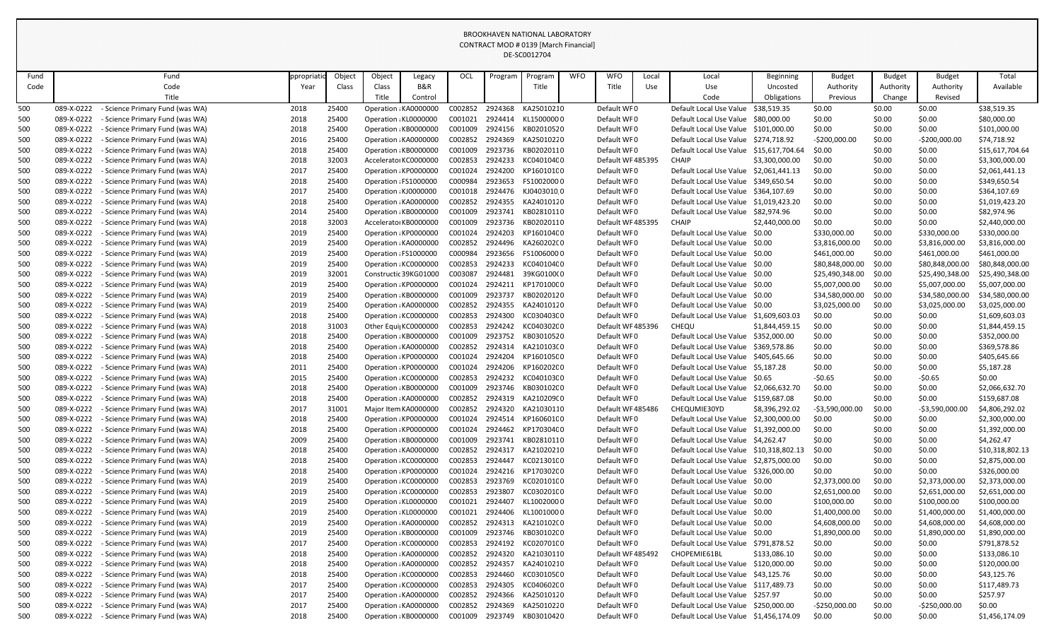BROOKHAVEN NATIONAL LABORATORY
CONTRACT MOD # 0139 [March Financial]
DE-SC0012704

| Fund Code | Fund Code Title | ppropriatio Year | Object Class | Object Class Title | Legacy B&R Control | OCL | Program | Program Title | WFO | WFO Title | Local Use | Local Use Code | Beginning Uncosted Obligations | Budget Authority Previous | Budget Authority Change | Budget Authority Revised | Total Available |
|---|---|---|---|---|---|---|---|---|---|---|---|---|---|---|---|---|---|
| 500 | 089-X-0222 - Science Primary Fund (was WA) | 2018 | 25400 | Operation : | KA0000000 | C002852 | 2924368 | KA25010210 | | Default WF | 0 | Default Local Use Value | $38,519.35 | $0.00 | $0.00 | $0.00 | $38,519.35 |
| 500 | 089-X-0222 - Science Primary Fund (was WA) | 2018 | 25400 | Operation : | KL0000000 | C001021 | 2924414 | KL15000000 | | Default WF | 0 | Default Local Use Value | $80,000.00 | $0.00 | $0.00 | $0.00 | $80,000.00 |
| 500 | 089-X-0222 - Science Primary Fund (was WA) | 2018 | 25400 | Operation : | KB0000000 | C001009 | 2924156 | KB02010520 | | Default WF | 0 | Default Local Use Value | $101,000.00 | $0.00 | $0.00 | $0.00 | $101,000.00 |
| 500 | 089-X-0222 - Science Primary Fund (was WA) | 2016 | 25400 | Operation : | KA0000000 | C002852 | 2924369 | KA25010220 | | Default WF | 0 | Default Local Use Value | $274,718.92 | -$200,000.00 | $0.00 | -$200,000.00 | $74,718.92 |
| 500 | 089-X-0222 - Science Primary Fund (was WA) | 2018 | 25400 | Operation : | KB0000000 | C001009 | 2923736 | KB02020110 | | Default WF | 0 | Default Local Use Value | $15,617,704.64 | $0.00 | $0.00 | $0.00 | $15,617,704.64 |
| 500 | 089-X-0222 - Science Primary Fund (was WA) | 2018 | 32003 | Accelerator | KC0000000 | C002853 | 2924233 | KC04010400 | | Default WF | 485395 | CHAIP | $3,300,000.00 | $0.00 | $0.00 | $0.00 | $3,300,000.00 |
| 500 | 089-X-0222 - Science Primary Fund (was WA) | 2017 | 25400 | Operation : | KP0000000 | C001024 | 2924200 | KP16010100 | | Default WF | 0 | Default Local Use Value | $2,061,441.13 | $0.00 | $0.00 | $0.00 | $2,061,441.13 |
| 500 | 089-X-0222 - Science Primary Fund (was WA) | 2018 | 25400 | Operation : | FS1000000 | C000984 | 2923653 | FS10020000 | | Default WF | 0 | Default Local Use Value | $349,650.54 | $0.00 | $0.00 | $0.00 | $349,650.54 |
| 500 | 089-X-0222 - Science Primary Fund (was WA) | 2017 | 25400 | Operation : | KJ0000000 | C001018 | 2924476 | KJ0403010 | | Default WF | 0 | Default Local Use Value | $364,107.69 | $0.00 | $0.00 | $0.00 | $364,107.69 |
| 500 | 089-X-0222 - Science Primary Fund (was WA) | 2018 | 25400 | Operation : | KA0000000 | C002852 | 2924355 | KA24010120 | | Default WF | 0 | Default Local Use Value | $1,019,423.20 | $0.00 | $0.00 | $0.00 | $1,019,423.20 |
| 500 | 089-X-0222 - Science Primary Fund (was WA) | 2014 | 25400 | Operation : | KB0000000 | C001009 | 2923741 | KB02810110 | | Default WF | 0 | Default Local Use Value | $82,974.96 | $0.00 | $0.00 | $0.00 | $82,974.96 |
| 500 | 089-X-0222 - Science Primary Fund (was WA) | 2018 | 32003 | Accelerator | KB0000000 | C001009 | 2923736 | KB02020110 | | Default WF | 485395 | CHAIP | $2,440,000.00 | $0.00 | $0.00 | $0.00 | $2,440,000.00 |
| 500 | 089-X-0222 - Science Primary Fund (was WA) | 2019 | 25400 | Operation : | KP0000000 | C001024 | 2924203 | KP16010400 | | Default WF | 0 | Default Local Use Value | $0.00 | $330,000.00 | $0.00 | $330,000.00 | $330,000.00 |
| 500 | 089-X-0222 - Science Primary Fund (was WA) | 2019 | 25400 | Operation : | KA0000000 | C002852 | 2924496 | KA26020200 | | Default WF | 0 | Default Local Use Value | $0.00 | $3,816,000.00 | $0.00 | $3,816,000.00 | $3,816,000.00 |
| 500 | 089-X-0222 - Science Primary Fund (was WA) | 2019 | 25400 | Operation : | FS1000000 | C000984 | 2923656 | FS10060000 | | Default WF | 0 | Default Local Use Value | $0.00 | $461,000.00 | $0.00 | $461,000.00 | $461,000.00 |
| 500 | 089-X-0222 - Science Primary Fund (was WA) | 2019 | 25400 | Operation : | KC0000000 | C002853 | 2924233 | KC04010400 | | Default WF | 0 | Default Local Use Value | $0.00 | $80,848,000.00 | $0.00 | $80,848,000.00 | $80,848,000.00 |
| 500 | 089-X-0222 - Science Primary Fund (was WA) | 2019 | 32001 | Constructic | 39KG01000 | C003087 | 2924481 | 39KG01000 | | Default WF | 0 | Default Local Use Value | $0.00 | $25,490,348.00 | $0.00 | $25,490,348.00 | $25,490,348.00 |
| 500 | 089-X-0222 - Science Primary Fund (was WA) | 2019 | 25400 | Operation : | KP0000000 | C001024 | 2924211 | KP17010000 | | Default WF | 0 | Default Local Use Value | $0.00 | $5,007,000.00 | $0.00 | $5,007,000.00 | $5,007,000.00 |
| 500 | 089-X-0222 - Science Primary Fund (was WA) | 2019 | 25400 | Operation : | KB0000000 | C001009 | 2923737 | KB02020120 | | Default WF | 0 | Default Local Use Value | $0.00 | $34,580,000.00 | $0.00 | $34,580,000.00 | $34,580,000.00 |
| 500 | 089-X-0222 - Science Primary Fund (was WA) | 2019 | 25400 | Operation : | KA0000000 | C002852 | 2924355 | KA24010120 | | Default WF | 0 | Default Local Use Value | $0.00 | $3,025,000.00 | $0.00 | $3,025,000.00 | $3,025,000.00 |
| 500 | 089-X-0222 - Science Primary Fund (was WA) | 2018 | 25400 | Operation : | KC0000000 | C002853 | 2924300 | KC03040300 | | Default WF | 0 | Default Local Use Value | $1,609,603.03 | $0.00 | $0.00 | $0.00 | $1,609,603.03 |
| 500 | 089-X-0222 - Science Primary Fund (was WA) | 2018 | 31003 | Other Equi | KC0000000 | C002853 | 2924242 | KC04030200 | | Default WF | 485396 | CHEQU | $1,844,459.15 | $0.00 | $0.00 | $0.00 | $1,844,459.15 |
| 500 | 089-X-0222 - Science Primary Fund (was WA) | 2018 | 25400 | Operation : | KB0000000 | C001009 | 2923752 | KB03010520 | | Default WF | 0 | Default Local Use Value | $352,000.00 | $0.00 | $0.00 | $0.00 | $352,000.00 |
| 500 | 089-X-0222 - Science Primary Fund (was WA) | 2018 | 25400 | Operation : | KA0000000 | C002852 | 2924314 | KA21010300 | | Default WF | 0 | Default Local Use Value | $369,578.86 | $0.00 | $0.00 | $0.00 | $369,578.86 |
| 500 | 089-X-0222 - Science Primary Fund (was WA) | 2018 | 25400 | Operation : | KP0000000 | C001024 | 2924204 | KP16010500 | | Default WF | 0 | Default Local Use Value | $405,645.66 | $0.00 | $0.00 | $0.00 | $405,645.66 |
| 500 | 089-X-0222 - Science Primary Fund (was WA) | 2011 | 25400 | Operation : | KP0000000 | C001024 | 2924206 | KP16020200 | | Default WF | 0 | Default Local Use Value | $5,187.28 | $0.00 | $0.00 | $0.00 | $5,187.28 |
| 500 | 089-X-0222 - Science Primary Fund (was WA) | 2015 | 25400 | Operation : | KC0000000 | C002853 | 2924232 | KC04010300 | | Default WF | 0 | Default Local Use Value | $0.65 | -$0.65 | $0.00 | -$0.65 | $0.00 |
| 500 | 089-X-0222 - Science Primary Fund (was WA) | 2018 | 25400 | Operation : | KB0000000 | C001009 | 2923746 | KB03010200 | | Default WF | 0 | Default Local Use Value | $2,066,632.70 | $0.00 | $0.00 | $0.00 | $2,066,632.70 |
| 500 | 089-X-0222 - Science Primary Fund (was WA) | 2018 | 25400 | Operation : | KA0000000 | C002852 | 2924319 | KA21020900 | | Default WF | 0 | Default Local Use Value | $159,687.08 | $0.00 | $0.00 | $0.00 | $159,687.08 |
| 500 | 089-X-0222 - Science Primary Fund (was WA) | 2017 | 31001 | Major Item | KA0000000 | C002852 | 2924320 | KA21030110 | | Default WF | 485486 | CHEQUMIE30YD | $8,396,292.02 | -$3,590,000.00 | $0.00 | -$3,590,000.00 | $4,806,292.02 |
| 500 | 089-X-0222 - Science Primary Fund (was WA) | 2018 | 25400 | Operation : | KP0000000 | C001024 | 2924514 | KP16060100 | | Default WF | 0 | Default Local Use Value | $2,300,000.00 | $0.00 | $0.00 | $0.00 | $2,300,000.00 |
| 500 | 089-X-0222 - Science Primary Fund (was WA) | 2018 | 25400 | Operation : | KP0000000 | C001024 | 2924462 | KP17030400 | | Default WF | 0 | Default Local Use Value | $1,392,000.00 | $0.00 | $0.00 | $0.00 | $1,392,000.00 |
| 500 | 089-X-0222 - Science Primary Fund (was WA) | 2009 | 25400 | Operation : | KB0000000 | C001009 | 2923741 | KB02810110 | | Default WF | 0 | Default Local Use Value | $4,262.47 | $0.00 | $0.00 | $0.00 | $4,262.47 |
| 500 | 089-X-0222 - Science Primary Fund (was WA) | 2018 | 25400 | Operation : | KA0000000 | C002852 | 2924317 | KA21020210 | | Default WF | 0 | Default Local Use Value | $10,318,802.13 | $0.00 | $0.00 | $0.00 | $10,318,802.13 |
| 500 | 089-X-0222 - Science Primary Fund (was WA) | 2018 | 25400 | Operation : | KC0000000 | C002853 | 2924447 | KC02130100 | | Default WF | 0 | Default Local Use Value | $2,875,000.00 | $0.00 | $0.00 | $0.00 | $2,875,000.00 |
| 500 | 089-X-0222 - Science Primary Fund (was WA) | 2018 | 25400 | Operation : | KP0000000 | C001024 | 2924216 | KP17030200 | | Default WF | 0 | Default Local Use Value | $326,000.00 | $0.00 | $0.00 | $0.00 | $326,000.00 |
| 500 | 089-X-0222 - Science Primary Fund (was WA) | 2019 | 25400 | Operation : | KC0000000 | C002853 | 2923769 | KC02010100 | | Default WF | 0 | Default Local Use Value | $0.00 | $2,373,000.00 | $0.00 | $2,373,000.00 | $2,373,000.00 |
| 500 | 089-X-0222 - Science Primary Fund (was WA) | 2019 | 25400 | Operation : | KC0000000 | C002853 | 2923807 | KC03020100 | | Default WF | 0 | Default Local Use Value | $0.00 | $2,651,000.00 | $0.00 | $2,651,000.00 | $2,651,000.00 |
| 500 | 089-X-0222 - Science Primary Fund (was WA) | 2019 | 25400 | Operation : | KL0000000 | C001021 | 2924407 | KL10020000 | | Default WF | 0 | Default Local Use Value | $0.00 | $100,000.00 | $0.00 | $100,000.00 | $100,000.00 |
| 500 | 089-X-0222 - Science Primary Fund (was WA) | 2019 | 25400 | Operation : | KL0000000 | C001021 | 2924406 | KL10010000 | | Default WF | 0 | Default Local Use Value | $0.00 | $1,400,000.00 | $0.00 | $1,400,000.00 | $1,400,000.00 |
| 500 | 089-X-0222 - Science Primary Fund (was WA) | 2019 | 25400 | Operation : | KA0000000 | C002852 | 2924313 | KA21010200 | | Default WF | 0 | Default Local Use Value | $0.00 | $4,608,000.00 | $0.00 | $4,608,000.00 | $4,608,000.00 |
| 500 | 089-X-0222 - Science Primary Fund (was WA) | 2019 | 25400 | Operation : | KB0000000 | C001009 | 2923746 | KB03010200 | | Default WF | 0 | Default Local Use Value | $0.00 | $1,890,000.00 | $0.00 | $1,890,000.00 | $1,890,000.00 |
| 500 | 089-X-0222 - Science Primary Fund (was WA) | 2017 | 25400 | Operation : | KC0000000 | C002853 | 2924192 | KC02070100 | | Default WF | 0 | Default Local Use Value | $791,878.52 | $0.00 | $0.00 | $0.00 | $791,878.52 |
| 500 | 089-X-0222 - Science Primary Fund (was WA) | 2018 | 25400 | Operation : | KA0000000 | C002852 | 2924320 | KA21030110 | | Default WF | 485492 | CHOPEMIE61BL | $133,086.10 | $0.00 | $0.00 | $0.00 | $133,086.10 |
| 500 | 089-X-0222 - Science Primary Fund (was WA) | 2018 | 25400 | Operation : | KA0000000 | C002852 | 2924357 | KA24010210 | | Default WF | 0 | Default Local Use Value | $120,000.00 | $0.00 | $0.00 | $0.00 | $120,000.00 |
| 500 | 089-X-0222 - Science Primary Fund (was WA) | 2018 | 25400 | Operation : | KC0000000 | C002853 | 2924460 | KC03010500 | | Default WF | 0 | Default Local Use Value | $43,125.76 | $0.00 | $0.00 | $0.00 | $43,125.76 |
| 500 | 089-X-0222 - Science Primary Fund (was WA) | 2017 | 25400 | Operation : | KC0000000 | C002853 | 2924305 | KC04060200 | | Default WF | 0 | Default Local Use Value | $117,489.73 | $0.00 | $0.00 | $0.00 | $117,489.73 |
| 500 | 089-X-0222 - Science Primary Fund (was WA) | 2017 | 25400 | Operation : | KA0000000 | C002852 | 2924366 | KA25010120 | | Default WF | 0 | Default Local Use Value | $257.97 | $0.00 | $0.00 | $0.00 | $257.97 |
| 500 | 089-X-0222 - Science Primary Fund (was WA) | 2017 | 25400 | Operation : | KA0000000 | C002852 | 2924369 | KA25010220 | | Default WF | 0 | Default Local Use Value | $250,000.00 | -$250,000.00 | $0.00 | -$250,000.00 | $0.00 |
| 500 | 089-X-0222 - Science Primary Fund (was WA) | 2018 | 25400 | Operation : | KB0000000 | C001009 | 2923749 | KB03010420 | | Default WF | 0 | Default Local Use Value | $1,456,174.09 | $0.00 | $0.00 | $0.00 | $1,456,174.09 |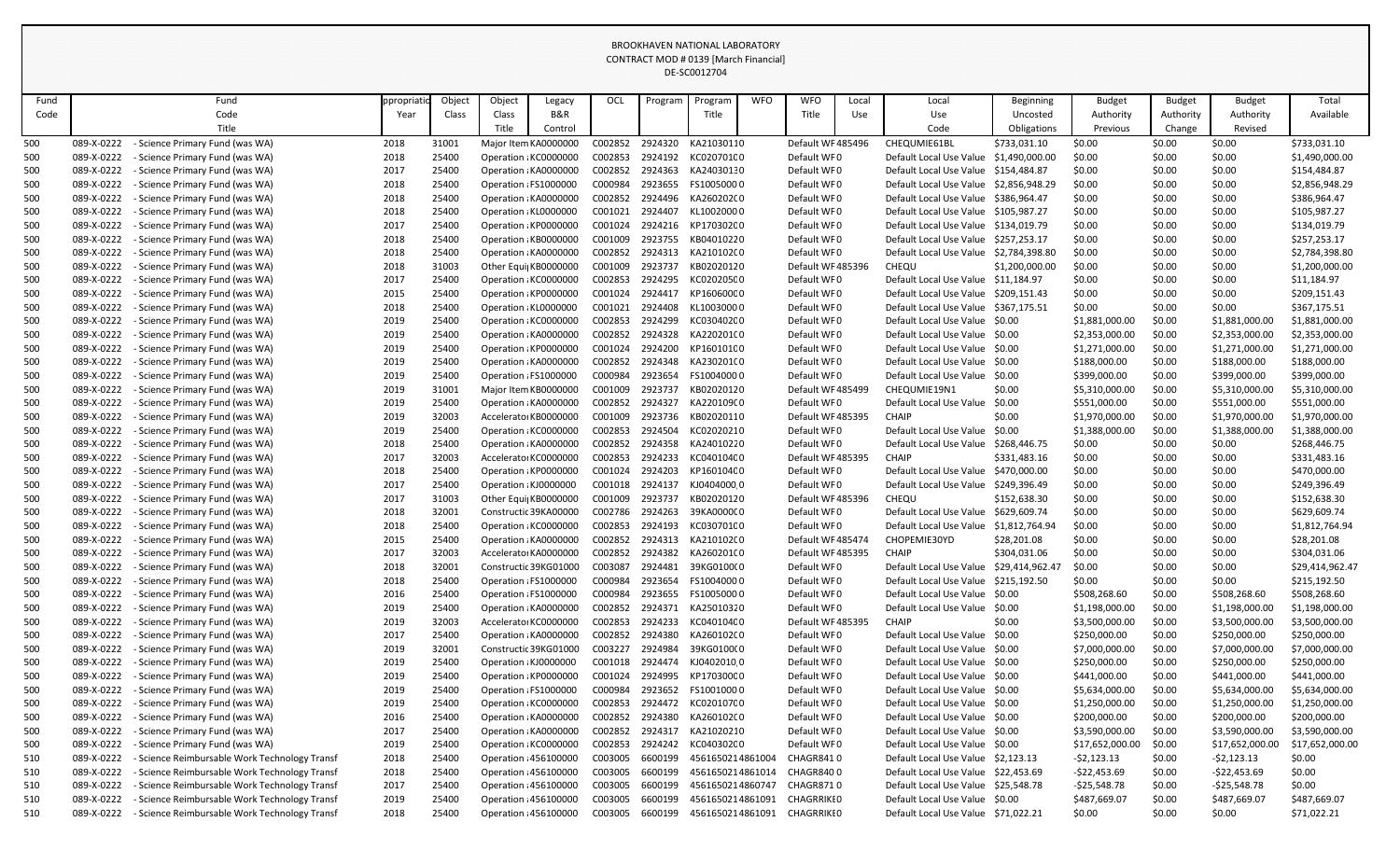BROOKHAVEN NATIONAL LABORATORY
CONTRACT MOD # 0139 [March Financial]
DE-SC0012704

| Fund Code | Fund Code Title | Appropriation Year | Object Class | Object Class Title | Legacy B&R Control | OCL | Program | Program Title | WFO | WFO Title | Local Use | Local Use Code | Beginning Uncosted Obligations | Budget Authority Previous | Budget Authority Change | Budget Authority Revised | Total Available |
|---|---|---|---|---|---|---|---|---|---|---|---|---|---|---|---|---|---|
| 500 | 089-X-0222 - Science Primary Fund (was WA) | 2018 | 31001 | Major Item | KA0000000 | C002852 | 2924320 | KA21030110 | | Default WF | 485496 | CHEQUMIE61BL | $733,031.10 | $0.00 | $0.00 | $0.00 | $733,031.10 |
| 500 | 089-X-0222 - Science Primary Fund (was WA) | 2018 | 25400 | Operation | KC0000000 | C002853 | 2924192 | KC02070100 | | Default WF | 0 | Default Local Use Value | $1,490,000.00 | $0.00 | $0.00 | $0.00 | $1,490,000.00 |
| 500 | 089-X-0222 - Science Primary Fund (was WA) | 2017 | 25400 | Operation | KA0000000 | C002852 | 2924363 | KA24030130 | | Default WF | 0 | Default Local Use Value | $154,484.87 | $0.00 | $0.00 | $0.00 | $154,484.87 |
| 500 | 089-X-0222 - Science Primary Fund (was WA) | 2018 | 25400 | Operation | FS1000000 | C000984 | 2923655 | FS10050000 | | Default WF | 0 | Default Local Use Value | $2,856,948.29 | $0.00 | $0.00 | $0.00 | $2,856,948.29 |
| 500 | 089-X-0222 - Science Primary Fund (was WA) | 2018 | 25400 | Operation | KA0000000 | C002852 | 2924496 | KA26020200 | | Default WF | 0 | Default Local Use Value | $386,964.47 | $0.00 | $0.00 | $0.00 | $386,964.47 |
| 500 | 089-X-0222 - Science Primary Fund (was WA) | 2018 | 25400 | Operation | KL0000000 | C001021 | 2924407 | KL10020000 | | Default WF | 0 | Default Local Use Value | $105,987.27 | $0.00 | $0.00 | $0.00 | $105,987.27 |
| 500 | 089-X-0222 - Science Primary Fund (was WA) | 2017 | 25400 | Operation | KP0000000 | C001024 | 2924216 | KP17030200 | | Default WF | 0 | Default Local Use Value | $134,019.79 | $0.00 | $0.00 | $0.00 | $134,019.79 |
| 500 | 089-X-0222 - Science Primary Fund (was WA) | 2018 | 25400 | Operation | KB0000000 | C001009 | 2923755 | KB04010220 | | Default WF | 0 | Default Local Use Value | $257,253.17 | $0.00 | $0.00 | $0.00 | $257,253.17 |
| 500 | 089-X-0222 - Science Primary Fund (was WA) | 2018 | 25400 | Operation | KA0000000 | C002852 | 2924313 | KA21010200 | | Default WF | 0 | Default Local Use Value | $2,784,398.80 | $0.00 | $0.00 | $0.00 | $2,784,398.80 |
| 500 | 089-X-0222 - Science Primary Fund (was WA) | 2018 | 31003 | Other Equi | KB0000000 | C001009 | 2923737 | KB02020120 | | Default WF | 485396 | CHEQU | $1,200,000.00 | $0.00 | $0.00 | $0.00 | $1,200,000.00 |
| 500 | 089-X-0222 - Science Primary Fund (was WA) | 2017 | 25400 | Operation | KC0000000 | C002853 | 2924295 | KC02020500 | | Default WF | 0 | Default Local Use Value | $11,184.97 | $0.00 | $0.00 | $0.00 | $11,184.97 |
| 500 | 089-X-0222 - Science Primary Fund (was WA) | 2015 | 25400 | Operation | KP0000000 | C001024 | 2924417 | KP16060000 | | Default WF | 0 | Default Local Use Value | $209,151.43 | $0.00 | $0.00 | $0.00 | $209,151.43 |
| 500 | 089-X-0222 - Science Primary Fund (was WA) | 2018 | 25400 | Operation | KL0000000 | C001021 | 2924408 | KL10030000 | | Default WF | 0 | Default Local Use Value | $367,175.51 | $0.00 | $0.00 | $0.00 | $367,175.51 |
| 500 | 089-X-0222 - Science Primary Fund (was WA) | 2019 | 25400 | Operation | KC0000000 | C002853 | 2924299 | KC03040200 | | Default WF | 0 | Default Local Use Value | $0.00 | $1,881,000.00 | $0.00 | $1,881,000.00 | $1,881,000.00 |
| 500 | 089-X-0222 - Science Primary Fund (was WA) | 2019 | 25400 | Operation | KA0000000 | C002852 | 2924328 | KA22020100 | | Default WF | 0 | Default Local Use Value | $0.00 | $2,353,000.00 | $0.00 | $2,353,000.00 | $2,353,000.00 |
| 500 | 089-X-0222 - Science Primary Fund (was WA) | 2019 | 25400 | Operation | KP0000000 | C001024 | 2924200 | KP16010100 | | Default WF | 0 | Default Local Use Value | $0.00 | $1,271,000.00 | $0.00 | $1,271,000.00 | $1,271,000.00 |
| 500 | 089-X-0222 - Science Primary Fund (was WA) | 2019 | 25400 | Operation | KA0000000 | C002852 | 2924348 | KA23020100 | | Default WF | 0 | Default Local Use Value | $0.00 | $188,000.00 | $0.00 | $188,000.00 | $188,000.00 |
| 500 | 089-X-0222 - Science Primary Fund (was WA) | 2019 | 25400 | Operation | FS1000000 | C000984 | 2923654 | FS10040000 | | Default WF | 0 | Default Local Use Value | $0.00 | $399,000.00 | $0.00 | $399,000.00 | $399,000.00 |
| 500 | 089-X-0222 - Science Primary Fund (was WA) | 2019 | 31001 | Major Item | KB0000000 | C001009 | 2923737 | KB02020120 | | Default WF | 485499 | CHEQUMIE19N1 | $0.00 | $5,310,000.00 | $0.00 | $5,310,000.00 | $5,310,000.00 |
| 500 | 089-X-0222 - Science Primary Fund (was WA) | 2019 | 25400 | Operation | KA0000000 | C002852 | 2924327 | KA22010900 | | Default WF | 0 | Default Local Use Value | $0.00 | $551,000.00 | $0.00 | $551,000.00 | $551,000.00 |
| 500 | 089-X-0222 - Science Primary Fund (was WA) | 2019 | 32003 | Accelerator | KB0000000 | C001009 | 2923736 | KB02020110 | | Default WF | 485395 | CHAIP | $0.00 | $1,970,000.00 | $0.00 | $1,970,000.00 | $1,970,000.00 |
| 500 | 089-X-0222 - Science Primary Fund (was WA) | 2019 | 25400 | Operation | KC0000000 | C002853 | 2924504 | KC02020210 | | Default WF | 0 | Default Local Use Value | $0.00 | $1,388,000.00 | $0.00 | $1,388,000.00 | $1,388,000.00 |
| 500 | 089-X-0222 - Science Primary Fund (was WA) | 2018 | 25400 | Operation | KA0000000 | C002852 | 2924358 | KA24010220 | | Default WF | 0 | Default Local Use Value | $268,446.75 | $0.00 | $0.00 | $0.00 | $268,446.75 |
| 500 | 089-X-0222 - Science Primary Fund (was WA) | 2017 | 32003 | Accelerator | KC0000000 | C002853 | 2924233 | KC04010400 | | Default WF | 485395 | CHAIP | $331,483.16 | $0.00 | $0.00 | $0.00 | $331,483.16 |
| 500 | 089-X-0222 - Science Primary Fund (was WA) | 2018 | 25400 | Operation | KP0000000 | C001024 | 2924203 | KP16010400 | | Default WF | 0 | Default Local Use Value | $470,000.00 | $0.00 | $0.00 | $0.00 | $470,000.00 |
| 500 | 089-X-0222 - Science Primary Fund (was WA) | 2017 | 25400 | Operation | KJ0000000 | C001018 | 2924137 | KJ0404000,0 | | Default WF | 0 | Default Local Use Value | $249,396.49 | $0.00 | $0.00 | $0.00 | $249,396.49 |
| 500 | 089-X-0222 - Science Primary Fund (was WA) | 2017 | 31003 | Other Equi | KB0000000 | C001009 | 2923737 | KB02020120 | | Default WF | 485396 | CHEQU | $152,638.30 | $0.00 | $0.00 | $0.00 | $152,638.30 |
| 500 | 089-X-0222 - Science Primary Fund (was WA) | 2018 | 32001 | Constructio | 39KA00000 | C002786 | 2924263 | 39KA00000 | | Default WF | 0 | Default Local Use Value | $629,609.74 | $0.00 | $0.00 | $0.00 | $629,609.74 |
| 500 | 089-X-0222 - Science Primary Fund (was WA) | 2018 | 25400 | Operation | KC0000000 | C002853 | 2924193 | KC03070100 | | Default WF | 0 | Default Local Use Value | $1,812,764.94 | $0.00 | $0.00 | $0.00 | $1,812,764.94 |
| 500 | 089-X-0222 - Science Primary Fund (was WA) | 2015 | 25400 | Operation | KA0000000 | C002852 | 2924313 | KA21010200 | | Default WF | 485474 | CHOPEMIE30YD | $28,201.08 | $0.00 | $0.00 | $0.00 | $28,201.08 |
| 500 | 089-X-0222 - Science Primary Fund (was WA) | 2017 | 32003 | Accelerator | KA0000000 | C002852 | 2924382 | KA26020100 | | Default WF | 485395 | CHAIP | $304,031.06 | $0.00 | $0.00 | $0.00 | $304,031.06 |
| 500 | 089-X-0222 - Science Primary Fund (was WA) | 2018 | 32001 | Constructio | 39KG01000 | C003087 | 2924481 | 39KG01000 | | Default WF | 0 | Default Local Use Value | $29,414,962.47 | $0.00 | $0.00 | $0.00 | $29,414,962.47 |
| 500 | 089-X-0222 - Science Primary Fund (was WA) | 2018 | 25400 | Operation | FS1000000 | C000984 | 2923654 | FS10040000 | | Default WF | 0 | Default Local Use Value | $215,192.50 | $0.00 | $0.00 | $0.00 | $215,192.50 |
| 500 | 089-X-0222 - Science Primary Fund (was WA) | 2016 | 25400 | Operation | FS1000000 | C000984 | 2923655 | FS10050000 | | Default WF | 0 | Default Local Use Value | $0.00 | $508,268.60 | $0.00 | $508,268.60 | $508,268.60 |
| 500 | 089-X-0222 - Science Primary Fund (was WA) | 2019 | 25400 | Operation | KA0000000 | C002852 | 2924371 | KA25010320 | | Default WF | 0 | Default Local Use Value | $0.00 | $1,198,000.00 | $0.00 | $1,198,000.00 | $1,198,000.00 |
| 500 | 089-X-0222 - Science Primary Fund (was WA) | 2019 | 32003 | Accelerator | KC0000000 | C002853 | 2924233 | KC04010400 | | Default WF | 485395 | CHAIP | $0.00 | $3,500,000.00 | $0.00 | $3,500,000.00 | $3,500,000.00 |
| 500 | 089-X-0222 - Science Primary Fund (was WA) | 2017 | 25400 | Operation | KA0000000 | C002852 | 2924380 | KA26010200 | | Default WF | 0 | Default Local Use Value | $0.00 | $250,000.00 | $0.00 | $250,000.00 | $250,000.00 |
| 500 | 089-X-0222 - Science Primary Fund (was WA) | 2019 | 32001 | Constructio | 39KG01000 | C003227 | 2924984 | 39KG01000 | | Default WF | 0 | Default Local Use Value | $0.00 | $7,000,000.00 | $0.00 | $7,000,000.00 | $7,000,000.00 |
| 500 | 089-X-0222 - Science Primary Fund (was WA) | 2019 | 25400 | Operation | KJ0000000 | C001018 | 2924474 | KJ0402010,0 | | Default WF | 0 | Default Local Use Value | $0.00 | $250,000.00 | $0.00 | $250,000.00 | $250,000.00 |
| 500 | 089-X-0222 - Science Primary Fund (was WA) | 2019 | 25400 | Operation | KP0000000 | C001024 | 2924995 | KP17030000 | | Default WF | 0 | Default Local Use Value | $0.00 | $441,000.00 | $0.00 | $441,000.00 | $441,000.00 |
| 500 | 089-X-0222 - Science Primary Fund (was WA) | 2019 | 25400 | Operation | FS1000000 | C000984 | 2923652 | FS10010000 | | Default WF | 0 | Default Local Use Value | $0.00 | $5,634,000.00 | $0.00 | $5,634,000.00 | $5,634,000.00 |
| 500 | 089-X-0222 - Science Primary Fund (was WA) | 2019 | 25400 | Operation | KC0000000 | C002853 | 2924472 | KC02010700 | | Default WF | 0 | Default Local Use Value | $0.00 | $1,250,000.00 | $0.00 | $1,250,000.00 | $1,250,000.00 |
| 500 | 089-X-0222 - Science Primary Fund (was WA) | 2016 | 25400 | Operation | KA0000000 | C002852 | 2924380 | KA26010200 | | Default WF | 0 | Default Local Use Value | $0.00 | $200,000.00 | $0.00 | $200,000.00 | $200,000.00 |
| 500 | 089-X-0222 - Science Primary Fund (was WA) | 2017 | 25400 | Operation | KA0000000 | C002852 | 2924317 | KA21020210 | | Default WF | 0 | Default Local Use Value | $0.00 | $3,590,000.00 | $0.00 | $3,590,000.00 | $3,590,000.00 |
| 500 | 089-X-0222 - Science Primary Fund (was WA) | 2019 | 25400 | Operation | KC0000000 | C002853 | 2924242 | KC04030200 | | Default WF | 0 | Default Local Use Value | $0.00 | $17,652,000.00 | $0.00 | $17,652,000.00 | $17,652,000.00 |
| 510 | 089-X-0222 - Science Reimbursable Work Technology Transf | 2018 | 25400 | Operation | 456100000 | C003005 | 6600199 | 456165021 | 4861004 | CHAGR841 | 0 | Default Local Use Value | $2,123.13 | -$2,123.13 | $0.00 | -$2,123.13 | $0.00 |
| 510 | 089-X-0222 - Science Reimbursable Work Technology Transf | 2018 | 25400 | Operation | 456100000 | C003005 | 6600199 | 456165021 | 4861014 | CHAGR840 | 0 | Default Local Use Value | $22,453.69 | -$22,453.69 | $0.00 | -$22,453.69 | $0.00 |
| 510 | 089-X-0222 - Science Reimbursable Work Technology Transf | 2017 | 25400 | Operation | 456100000 | C003005 | 6600199 | 456165021 | 4860747 | CHAGR871 | 0 | Default Local Use Value | $25,548.78 | -$25,548.78 | $0.00 | -$25,548.78 | $0.00 |
| 510 | 089-X-0222 - Science Reimbursable Work Technology Transf | 2019 | 25400 | Operation | 456100000 | C003005 | 6600199 | 456165021 | 4861091 | CHAGRRIKE | 0 | Default Local Use Value | $0.00 | $487,669.07 | $0.00 | $487,669.07 | $487,669.07 |
| 510 | 089-X-0222 - Science Reimbursable Work Technology Transf | 2018 | 25400 | Operation | 456100000 | C003005 | 6600199 | 456165021 | 4861091 | CHAGRRIKE | 0 | Default Local Use Value | $71,022.21 | $0.00 | $0.00 | $0.00 | $71,022.21 |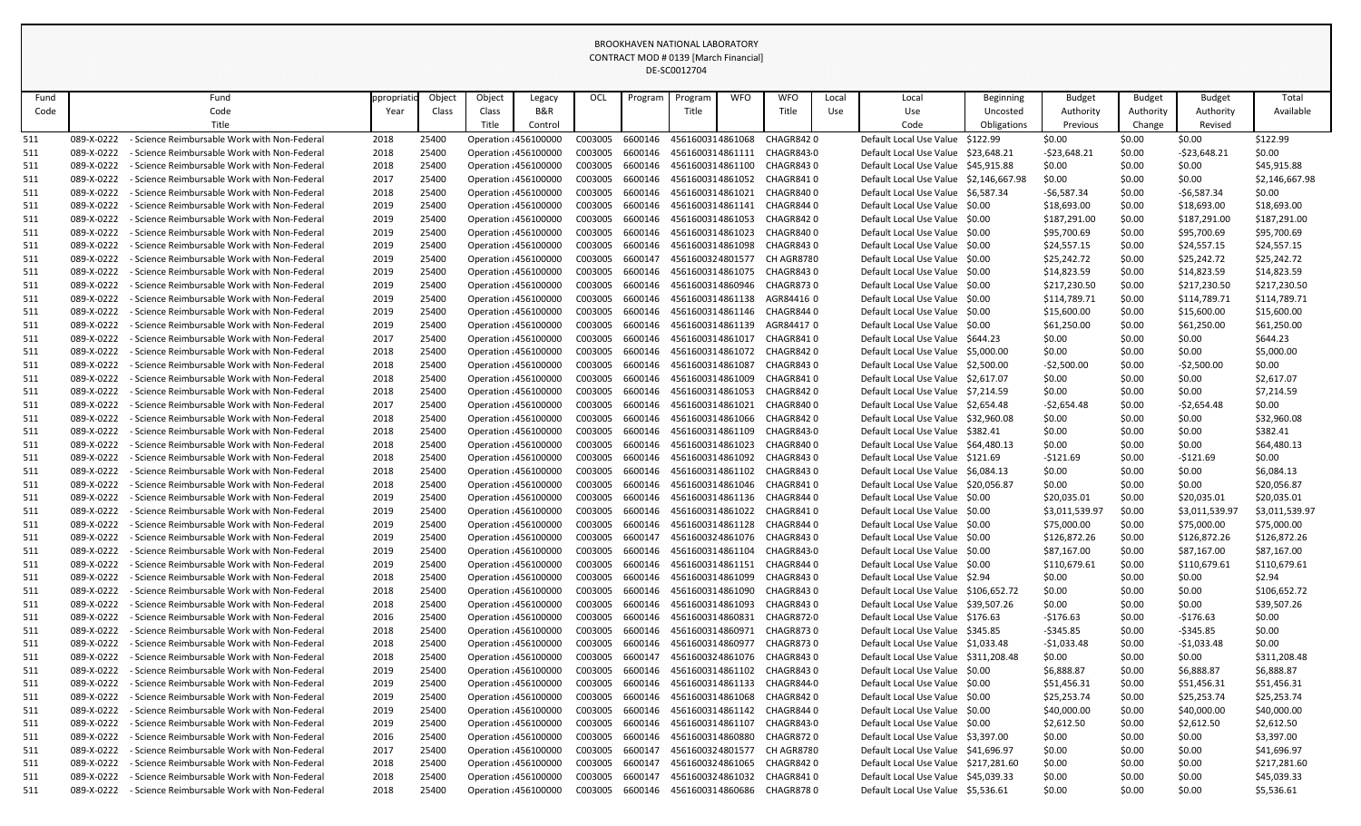BROOKHAVEN NATIONAL LABORATORY
CONTRACT MOD # 0139 [March Financial]
DE-SC0012704

| Fund Code | Fund Code Title | Appropriation Year | Object Class | Object Class Title | Legacy B&R Control | OCL | Program | Program Title | WFO | WFO Title | Local Use | Local Use Code | Beginning Uncosted Obligations | Budget Authority Previous | Budget Authority Change | Budget Authority Revised | Total Available |
|---|---|---|---|---|---|---|---|---|---|---|---|---|---|---|---|---|---|
| 511 | 089-X-0222 - Science Reimbursable Work with Non-Federal | 2018 | 25400 | Operation : | 456100000 | C003005 | 6600146 | 4561600314861068 | | CHAGR842 | 0 | Default Local Use Value | $122.99 | $0.00 | $0.00 | $0.00 | $122.99 |
| 511 | 089-X-0222 - Science Reimbursable Work with Non-Federal | 2018 | 25400 | Operation : | 456100000 | C003005 | 6600146 | 4561600314861111 | | CHAGR843 | 0 | Default Local Use Value | $23,648.21 | -$23,648.21 | $0.00 | -$23,648.21 | $0.00 |
| 511 | 089-X-0222 - Science Reimbursable Work with Non-Federal | 2018 | 25400 | Operation : | 456100000 | C003005 | 6600146 | 4561600314861100 | | CHAGR843 | 0 | Default Local Use Value | $45,915.88 | $0.00 | $0.00 | $0.00 | $45,915.88 |
| 511 | 089-X-0222 - Science Reimbursable Work with Non-Federal | 2017 | 25400 | Operation : | 456100000 | C003005 | 6600146 | 4561600314861052 | | CHAGR841 | 0 | Default Local Use Value | $2,146,667.98 | $0.00 | $0.00 | $0.00 | $2,146,667.98 |
| 511 | 089-X-0222 - Science Reimbursable Work with Non-Federal | 2018 | 25400 | Operation : | 456100000 | C003005 | 6600146 | 4561600314861021 | | CHAGR840 | 0 | Default Local Use Value | $6,587.34 | -$6,587.34 | $0.00 | -$6,587.34 | $0.00 |
| 511 | 089-X-0222 - Science Reimbursable Work with Non-Federal | 2019 | 25400 | Operation : | 456100000 | C003005 | 6600146 | 4561600314861141 | | CHAGR844 | 0 | Default Local Use Value | $0.00 | $18,693.00 | $0.00 | $18,693.00 | $18,693.00 |
| 511 | 089-X-0222 - Science Reimbursable Work with Non-Federal | 2019 | 25400 | Operation : | 456100000 | C003005 | 6600146 | 4561600314861053 | | CHAGR842 | 0 | Default Local Use Value | $0.00 | $187,291.00 | $0.00 | $187,291.00 | $187,291.00 |
| 511 | 089-X-0222 - Science Reimbursable Work with Non-Federal | 2019 | 25400 | Operation : | 456100000 | C003005 | 6600146 | 4561600314861023 | | CHAGR840 | 0 | Default Local Use Value | $0.00 | $95,700.69 | $0.00 | $95,700.69 | $95,700.69 |
| 511 | 089-X-0222 - Science Reimbursable Work with Non-Federal | 2019 | 25400 | Operation : | 456100000 | C003005 | 6600146 | 4561600314861098 | | CHAGR843 | 0 | Default Local Use Value | $0.00 | $24,557.15 | $0.00 | $24,557.15 | $24,557.15 |
| 511 | 089-X-0222 - Science Reimbursable Work with Non-Federal | 2019 | 25400 | Operation : | 456100000 | C003005 | 6600147 | 4561600324801577 | | CH AGR878 | 0 | Default Local Use Value | $0.00 | $25,242.72 | $0.00 | $25,242.72 | $25,242.72 |
| 511 | 089-X-0222 - Science Reimbursable Work with Non-Federal | 2019 | 25400 | Operation : | 456100000 | C003005 | 6600146 | 4561600314861075 | | CHAGR843 | 0 | Default Local Use Value | $0.00 | $14,823.59 | $0.00 | $14,823.59 | $14,823.59 |
| 511 | 089-X-0222 - Science Reimbursable Work with Non-Federal | 2019 | 25400 | Operation : | 456100000 | C003005 | 6600146 | 4561600314860946 | | CHAGR873 | 0 | Default Local Use Value | $0.00 | $217,230.50 | $0.00 | $217,230.50 | $217,230.50 |
| 511 | 089-X-0222 - Science Reimbursable Work with Non-Federal | 2019 | 25400 | Operation : | 456100000 | C003005 | 6600146 | 4561600314861138 | | AGR84416 | 0 | Default Local Use Value | $0.00 | $114,789.71 | $0.00 | $114,789.71 | $114,789.71 |
| 511 | 089-X-0222 - Science Reimbursable Work with Non-Federal | 2019 | 25400 | Operation : | 456100000 | C003005 | 6600146 | 4561600314861146 | | CHAGR844 | 0 | Default Local Use Value | $0.00 | $15,600.00 | $0.00 | $15,600.00 | $15,600.00 |
| 511 | 089-X-0222 - Science Reimbursable Work with Non-Federal | 2019 | 25400 | Operation : | 456100000 | C003005 | 6600146 | 4561600314861139 | | AGR84417 | 0 | Default Local Use Value | $0.00 | $61,250.00 | $0.00 | $61,250.00 | $61,250.00 |
| 511 | 089-X-0222 - Science Reimbursable Work with Non-Federal | 2017 | 25400 | Operation : | 456100000 | C003005 | 6600146 | 4561600314861017 | | CHAGR841 | 0 | Default Local Use Value | $644.23 | $0.00 | $0.00 | $0.00 | $644.23 |
| 511 | 089-X-0222 - Science Reimbursable Work with Non-Federal | 2018 | 25400 | Operation : | 456100000 | C003005 | 6600146 | 4561600314861072 | | CHAGR842 | 0 | Default Local Use Value | $5,000.00 | $0.00 | $0.00 | $0.00 | $5,000.00 |
| 511 | 089-X-0222 - Science Reimbursable Work with Non-Federal | 2018 | 25400 | Operation : | 456100000 | C003005 | 6600146 | 4561600314861087 | | CHAGR843 | 0 | Default Local Use Value | $2,500.00 | -$2,500.00 | $0.00 | -$2,500.00 | $0.00 |
| 511 | 089-X-0222 - Science Reimbursable Work with Non-Federal | 2018 | 25400 | Operation : | 456100000 | C003005 | 6600146 | 4561600314861009 | | CHAGR841 | 0 | Default Local Use Value | $2,617.07 | $0.00 | $0.00 | $0.00 | $2,617.07 |
| 511 | 089-X-0222 - Science Reimbursable Work with Non-Federal | 2018 | 25400 | Operation : | 456100000 | C003005 | 6600146 | 4561600314861053 | | CHAGR842 | 0 | Default Local Use Value | $7,214.59 | $0.00 | $0.00 | $0.00 | $7,214.59 |
| 511 | 089-X-0222 - Science Reimbursable Work with Non-Federal | 2017 | 25400 | Operation : | 456100000 | C003005 | 6600146 | 4561600314861021 | | CHAGR840 | 0 | Default Local Use Value | $2,654.48 | -$2,654.48 | $0.00 | -$2,654.48 | $0.00 |
| 511 | 089-X-0222 - Science Reimbursable Work with Non-Federal | 2018 | 25400 | Operation : | 456100000 | C003005 | 6600146 | 4561600314861066 | | CHAGR842 | 0 | Default Local Use Value | $32,960.08 | $0.00 | $0.00 | $0.00 | $32,960.08 |
| 511 | 089-X-0222 - Science Reimbursable Work with Non-Federal | 2018 | 25400 | Operation : | 456100000 | C003005 | 6600146 | 4561600314861109 | | CHAGR843 | 0 | Default Local Use Value | $382.41 | $0.00 | $0.00 | $0.00 | $382.41 |
| 511 | 089-X-0222 - Science Reimbursable Work with Non-Federal | 2018 | 25400 | Operation : | 456100000 | C003005 | 6600146 | 4561600314861023 | | CHAGR840 | 0 | Default Local Use Value | $64,480.13 | $0.00 | $0.00 | $0.00 | $64,480.13 |
| 511 | 089-X-0222 - Science Reimbursable Work with Non-Federal | 2018 | 25400 | Operation : | 456100000 | C003005 | 6600146 | 4561600314861092 | | CHAGR843 | 0 | Default Local Use Value | $121.69 | -$121.69 | $0.00 | -$121.69 | $0.00 |
| 511 | 089-X-0222 - Science Reimbursable Work with Non-Federal | 2018 | 25400 | Operation : | 456100000 | C003005 | 6600146 | 4561600314861102 | | CHAGR843 | 0 | Default Local Use Value | $6,084.13 | $0.00 | $0.00 | $0.00 | $6,084.13 |
| 511 | 089-X-0222 - Science Reimbursable Work with Non-Federal | 2018 | 25400 | Operation : | 456100000 | C003005 | 6600146 | 4561600314861046 | | CHAGR841 | 0 | Default Local Use Value | $20,056.87 | $0.00 | $0.00 | $0.00 | $20,056.87 |
| 511 | 089-X-0222 - Science Reimbursable Work with Non-Federal | 2019 | 25400 | Operation : | 456100000 | C003005 | 6600146 | 4561600314861136 | | CHAGR844 | 0 | Default Local Use Value | $0.00 | $20,035.01 | $0.00 | $20,035.01 | $20,035.01 |
| 511 | 089-X-0222 - Science Reimbursable Work with Non-Federal | 2019 | 25400 | Operation : | 456100000 | C003005 | 6600146 | 4561600314861022 | | CHAGR841 | 0 | Default Local Use Value | $0.00 | $3,011,539.97 | $0.00 | $3,011,539.97 | $3,011,539.97 |
| 511 | 089-X-0222 - Science Reimbursable Work with Non-Federal | 2019 | 25400 | Operation : | 456100000 | C003005 | 6600146 | 4561600314861128 | | CHAGR844 | 0 | Default Local Use Value | $0.00 | $75,000.00 | $0.00 | $75,000.00 | $75,000.00 |
| 511 | 089-X-0222 - Science Reimbursable Work with Non-Federal | 2019 | 25400 | Operation : | 456100000 | C003005 | 6600147 | 4561600324861076 | | CHAGR843 | 0 | Default Local Use Value | $0.00 | $126,872.26 | $0.00 | $126,872.26 | $126,872.26 |
| 511 | 089-X-0222 - Science Reimbursable Work with Non-Federal | 2019 | 25400 | Operation : | 456100000 | C003005 | 6600146 | 4561600314861104 | | CHAGR843 | 0 | Default Local Use Value | $0.00 | $87,167.00 | $0.00 | $87,167.00 | $87,167.00 |
| 511 | 089-X-0222 - Science Reimbursable Work with Non-Federal | 2019 | 25400 | Operation : | 456100000 | C003005 | 6600146 | 4561600314861151 | | CHAGR844 | 0 | Default Local Use Value | $0.00 | $110,679.61 | $0.00 | $110,679.61 | $110,679.61 |
| 511 | 089-X-0222 - Science Reimbursable Work with Non-Federal | 2018 | 25400 | Operation : | 456100000 | C003005 | 6600146 | 4561600314861099 | | CHAGR843 | 0 | Default Local Use Value | $2.94 | $0.00 | $0.00 | $0.00 | $2.94 |
| 511 | 089-X-0222 - Science Reimbursable Work with Non-Federal | 2018 | 25400 | Operation : | 456100000 | C003005 | 6600146 | 4561600314861090 | | CHAGR843 | 0 | Default Local Use Value | $106,652.72 | $0.00 | $0.00 | $0.00 | $106,652.72 |
| 511 | 089-X-0222 - Science Reimbursable Work with Non-Federal | 2018 | 25400 | Operation : | 456100000 | C003005 | 6600146 | 4561600314861093 | | CHAGR843 | 0 | Default Local Use Value | $39,507.26 | $0.00 | $0.00 | $0.00 | $39,507.26 |
| 511 | 089-X-0222 - Science Reimbursable Work with Non-Federal | 2016 | 25400 | Operation : | 456100000 | C003005 | 6600146 | 4561600314860831 | | CHAGR872 | 0 | Default Local Use Value | $176.63 | -$176.63 | $0.00 | -$176.63 | $0.00 |
| 511 | 089-X-0222 - Science Reimbursable Work with Non-Federal | 2018 | 25400 | Operation : | 456100000 | C003005 | 6600146 | 4561600314860971 | | CHAGR873 | 0 | Default Local Use Value | $345.85 | -$345.85 | $0.00 | -$345.85 | $0.00 |
| 511 | 089-X-0222 - Science Reimbursable Work with Non-Federal | 2018 | 25400 | Operation : | 456100000 | C003005 | 6600146 | 4561600314860977 | | CHAGR873 | 0 | Default Local Use Value | $1,033.48 | -$1,033.48 | $0.00 | -$1,033.48 | $0.00 |
| 511 | 089-X-0222 - Science Reimbursable Work with Non-Federal | 2018 | 25400 | Operation : | 456100000 | C003005 | 6600147 | 4561600324861076 | | CHAGR843 | 0 | Default Local Use Value | $311,208.48 | $0.00 | $0.00 | $0.00 | $311,208.48 |
| 511 | 089-X-0222 - Science Reimbursable Work with Non-Federal | 2019 | 25400 | Operation : | 456100000 | C003005 | 6600146 | 4561600314861102 | | CHAGR843 | 0 | Default Local Use Value | $0.00 | $6,888.87 | $0.00 | $6,888.87 | $6,888.87 |
| 511 | 089-X-0222 - Science Reimbursable Work with Non-Federal | 2019 | 25400 | Operation : | 456100000 | C003005 | 6600146 | 4561600314861133 | | CHAGR844 | 0 | Default Local Use Value | $0.00 | $51,456.31 | $0.00 | $51,456.31 | $51,456.31 |
| 511 | 089-X-0222 - Science Reimbursable Work with Non-Federal | 2019 | 25400 | Operation : | 456100000 | C003005 | 6600146 | 4561600314861068 | | CHAGR842 | 0 | Default Local Use Value | $0.00 | $25,253.74 | $0.00 | $25,253.74 | $25,253.74 |
| 511 | 089-X-0222 - Science Reimbursable Work with Non-Federal | 2019 | 25400 | Operation : | 456100000 | C003005 | 6600146 | 4561600314861142 | | CHAGR844 | 0 | Default Local Use Value | $0.00 | $40,000.00 | $0.00 | $40,000.00 | $40,000.00 |
| 511 | 089-X-0222 - Science Reimbursable Work with Non-Federal | 2019 | 25400 | Operation : | 456100000 | C003005 | 6600146 | 4561600314861107 | | CHAGR843 | 0 | Default Local Use Value | $0.00 | $2,612.50 | $0.00 | $2,612.50 | $2,612.50 |
| 511 | 089-X-0222 - Science Reimbursable Work with Non-Federal | 2016 | 25400 | Operation : | 456100000 | C003005 | 6600146 | 4561600314860880 | | CHAGR872 | 0 | Default Local Use Value | $3,397.00 | $0.00 | $0.00 | $0.00 | $3,397.00 |
| 511 | 089-X-0222 - Science Reimbursable Work with Non-Federal | 2017 | 25400 | Operation : | 456100000 | C003005 | 6600147 | 4561600324801577 | | CH AGR878 | 0 | Default Local Use Value | $41,696.97 | $0.00 | $0.00 | $0.00 | $41,696.97 |
| 511 | 089-X-0222 - Science Reimbursable Work with Non-Federal | 2018 | 25400 | Operation : | 456100000 | C003005 | 6600147 | 4561600324861065 | | CHAGR842 | 0 | Default Local Use Value | $217,281.60 | $0.00 | $0.00 | $0.00 | $217,281.60 |
| 511 | 089-X-0222 - Science Reimbursable Work with Non-Federal | 2018 | 25400 | Operation : | 456100000 | C003005 | 6600147 | 4561600324861032 | | CHAGR841 | 0 | Default Local Use Value | $45,039.33 | $0.00 | $0.00 | $0.00 | $45,039.33 |
| 511 | 089-X-0222 - Science Reimbursable Work with Non-Federal | 2018 | 25400 | Operation : | 456100000 | C003005 | 6600146 | 4561600314860686 | | CHAGR878 | 0 | Default Local Use Value | $5,536.61 | $0.00 | $0.00 | $0.00 | $5,536.61 |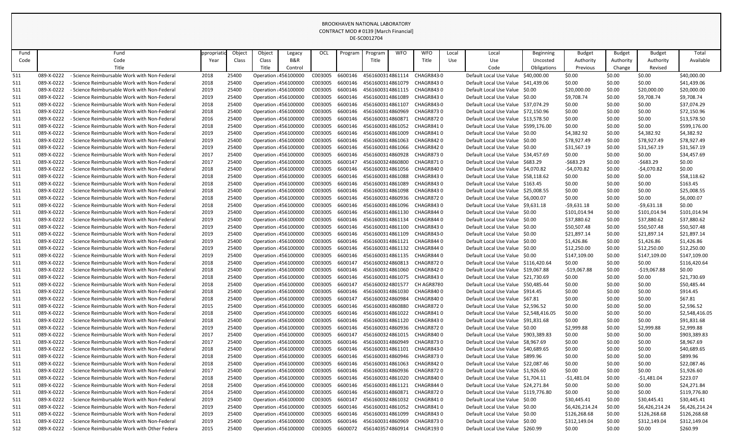BROOKHAVEN NATIONAL LABORATORY
CONTRACT MOD # 0139 [March Financial]
DE-SC0012704

| Fund Code | Fund Code Title | Appropriation Year | Object Class | Object Class Title | Legacy B&R Control | OCL | Program | Program Title | WFO | WFO Title | Local Use | Local Use Code | Beginning Uncosted Obligations | Budget Authority Previous | Budget Authority Change | Budget Authority Revised | Total Available |
|---|---|---|---|---|---|---|---|---|---|---|---|---|---|---|---|---|---|
| 511 | 089-X-0222 - Science Reimbursable Work with Non-Federal | 2018 | 25400 | Operation : | 456100000 | C003005 | 6600146 | 4561600314861114 | | CHAGR8430 | | Default Local Use Value | $40,000.00 | $0.00 | $0.00 | $0.00 | $40,000.00 |
| 511 | 089-X-0222 - Science Reimbursable Work with Non-Federal | 2018 | 25400 | Operation : | 456100000 | C003005 | 6600146 | 4561600314861079 | | CHAGR8430 | | Default Local Use Value | $41,439.06 | $0.00 | $0.00 | $0.00 | $41,439.06 |
| 511 | 089-X-0222 - Science Reimbursable Work with Non-Federal | 2019 | 25400 | Operation : | 456100000 | C003005 | 6600146 | 4561600314861115 | | CHAGR8430 | | Default Local Use Value | $0.00 | $20,000.00 | $0.00 | $20,000.00 | $20,000.00 |
| 511 | 089-X-0222 - Science Reimbursable Work with Non-Federal | 2019 | 25400 | Operation : | 456100000 | C003005 | 6600146 | 4561600314861089 | | CHAGR8430 | | Default Local Use Value | $0.00 | $9,708.74 | $0.00 | $9,708.74 | $9,708.74 |
| 511 | 089-X-0222 - Science Reimbursable Work with Non-Federal | 2018 | 25400 | Operation : | 456100000 | C003005 | 6600146 | 4561600314861107 | | CHAGR8430 | | Default Local Use Value | $37,074.29 | $0.00 | $0.00 | $0.00 | $37,074.29 |
| 511 | 089-X-0222 - Science Reimbursable Work with Non-Federal | 2018 | 25400 | Operation : | 456100000 | C003005 | 6600146 | 4561600314860969 | | CHAGR8730 | | Default Local Use Value | $72,150.96 | $0.00 | $0.00 | $0.00 | $72,150.96 |
| 511 | 089-X-0222 - Science Reimbursable Work with Non-Federal | 2016 | 25400 | Operation : | 456100000 | C003005 | 6600146 | 4561600314860871 | | CHAGR8720 | | Default Local Use Value | $13,578.50 | $0.00 | $0.00 | $0.00 | $13,578.50 |
| 511 | 089-X-0222 - Science Reimbursable Work with Non-Federal | 2018 | 25400 | Operation : | 456100000 | C003005 | 6600146 | 4561600314861052 | | CHAGR8410 | | Default Local Use Value | $599,176.00 | $0.00 | $0.00 | $0.00 | $599,176.00 |
| 511 | 089-X-0222 - Science Reimbursable Work with Non-Federal | 2019 | 25400 | Operation : | 456100000 | C003005 | 6600146 | 4561600314861009 | | CHAGR8410 | | Default Local Use Value | $0.00 | $4,382.92 | $0.00 | $4,382.92 | $4,382.92 |
| 511 | 089-X-0222 - Science Reimbursable Work with Non-Federal | 2019 | 25400 | Operation : | 456100000 | C003005 | 6600146 | 4561600314861063 | | CHAGR8420 | | Default Local Use Value | $0.00 | $78,927.49 | $0.00 | $78,927.49 | $78,927.49 |
| 511 | 089-X-0222 - Science Reimbursable Work with Non-Federal | 2019 | 25400 | Operation : | 456100000 | C003005 | 6600146 | 4561600314861066 | | CHAGR8420 | | Default Local Use Value | $0.00 | $31,567.19 | $0.00 | $31,567.19 | $31,567.19 |
| 511 | 089-X-0222 - Science Reimbursable Work with Non-Federal | 2017 | 25400 | Operation : | 456100000 | C003005 | 6600146 | 4561600314860928 | | CHAGR8730 | | Default Local Use Value | $34,457.69 | $0.00 | $0.00 | $0.00 | $34,457.69 |
| 511 | 089-X-0222 - Science Reimbursable Work with Non-Federal | 2017 | 25400 | Operation : | 456100000 | C003005 | 6600147 | 4561600324860800 | | CHAGR8710 | | Default Local Use Value | $683.29 | -$683.29 | $0.00 | -$683.29 | $0.00 |
| 511 | 089-X-0222 - Science Reimbursable Work with Non-Federal | 2018 | 25400 | Operation : | 456100000 | C003005 | 6600146 | 4561600314861056 | | CHAGR8400 | | Default Local Use Value | $4,070.82 | -$4,070.82 | $0.00 | -$4,070.82 | $0.00 |
| 511 | 089-X-0222 - Science Reimbursable Work with Non-Federal | 2018 | 25400 | Operation : | 456100000 | C003005 | 6600146 | 4561600314861088 | | CHAGR8430 | | Default Local Use Value | $58,118.62 | $0.00 | $0.00 | $0.00 | $58,118.62 |
| 511 | 089-X-0222 - Science Reimbursable Work with Non-Federal | 2018 | 25400 | Operation : | 456100000 | C003005 | 6600146 | 4561600314861089 | | CHAGR8430 | | Default Local Use Value | $163.45 | $0.00 | $0.00 | $0.00 | $163.45 |
| 511 | 089-X-0222 - Science Reimbursable Work with Non-Federal | 2018 | 25400 | Operation : | 456100000 | C003005 | 6600146 | 4561600314861098 | | CHAGR8430 | | Default Local Use Value | $25,008.55 | $0.00 | $0.00 | $0.00 | $25,008.55 |
| 511 | 089-X-0222 - Science Reimbursable Work with Non-Federal | 2018 | 25400 | Operation : | 456100000 | C003005 | 6600146 | 4561600314860936 | | CHAGR8720 | | Default Local Use Value | $6,000.07 | $0.00 | $0.00 | $0.00 | $6,000.07 |
| 511 | 089-X-0222 - Science Reimbursable Work with Non-Federal | 2018 | 25400 | Operation : | 456100000 | C003005 | 6600146 | 4561600314861096 | | CHAGR8430 | | Default Local Use Value | $9,631.18 | -$9,631.18 | $0.00 | -$9,631.18 | $0.00 |
| 511 | 089-X-0222 - Science Reimbursable Work with Non-Federal | 2019 | 25400 | Operation : | 456100000 | C003005 | 6600146 | 4561600314861130 | | CHAGR8440 | | Default Local Use Value | $0.00 | $101,014.94 | $0.00 | $101,014.94 | $101,014.94 |
| 511 | 089-X-0222 - Science Reimbursable Work with Non-Federal | 2019 | 25400 | Operation : | 456100000 | C003005 | 6600146 | 4561600314861134 | | CHAGR8440 | | Default Local Use Value | $0.00 | $37,880.62 | $0.00 | $37,880.62 | $37,880.62 |
| 511 | 089-X-0222 - Science Reimbursable Work with Non-Federal | 2019 | 25400 | Operation : | 456100000 | C003005 | 6600146 | 4561600314861100 | | CHAGR8430 | | Default Local Use Value | $0.00 | $50,507.48 | $0.00 | $50,507.48 | $50,507.48 |
| 511 | 089-X-0222 - Science Reimbursable Work with Non-Federal | 2019 | 25400 | Operation : | 456100000 | C003005 | 6600146 | 4561600314861109 | | CHAGR8430 | | Default Local Use Value | $0.00 | $21,897.14 | $0.00 | $21,897.14 | $21,897.14 |
| 511 | 089-X-0222 - Science Reimbursable Work with Non-Federal | 2019 | 25400 | Operation : | 456100000 | C003005 | 6600146 | 4561600314861121 | | CHAGR8440 | | Default Local Use Value | $0.00 | $1,426.86 | $0.00 | $1,426.86 | $1,426.86 |
| 511 | 089-X-0222 - Science Reimbursable Work with Non-Federal | 2019 | 25400 | Operation : | 456100000 | C003005 | 6600146 | 4561600314861132 | | CHAGR8440 | | Default Local Use Value | $0.00 | $12,250.00 | $0.00 | $12,250.00 | $12,250.00 |
| 511 | 089-X-0222 - Science Reimbursable Work with Non-Federal | 2019 | 25400 | Operation : | 456100000 | C003005 | 6600146 | 4561600314861135 | | CHAGR8440 | | Default Local Use Value | $0.00 | $147,109.00 | $0.00 | $147,109.00 | $147,109.00 |
| 511 | 089-X-0222 - Science Reimbursable Work with Non-Federal | 2018 | 25400 | Operation : | 456100000 | C003005 | 6600147 | 4561600324860813 | | CHAGR8720 | | Default Local Use Value | $116,420.64 | $0.00 | $0.00 | $0.00 | $116,420.64 |
| 511 | 089-X-0222 - Science Reimbursable Work with Non-Federal | 2018 | 25400 | Operation : | 456100000 | C003005 | 6600146 | 4561600314861060 | | CHAGR8420 | | Default Local Use Value | $19,067.88 | -$19,067.88 | $0.00 | -$19,067.88 | $0.00 |
| 511 | 089-X-0222 - Science Reimbursable Work with Non-Federal | 2018 | 25400 | Operation : | 456100000 | C003005 | 6600146 | 4561600314861075 | | CHAGR8430 | | Default Local Use Value | $21,730.69 | $0.00 | $0.00 | $0.00 | $21,730.69 |
| 511 | 089-X-0222 - Science Reimbursable Work with Non-Federal | 2018 | 25400 | Operation : | 456100000 | C003005 | 6600147 | 4561600324801577 | | CH AGR8780 | | Default Local Use Value | $50,485.44 | $0.00 | $0.00 | $0.00 | $50,485.44 |
| 511 | 089-X-0222 - Science Reimbursable Work with Non-Federal | 2018 | 25400 | Operation : | 456100000 | C003005 | 6600146 | 4561600314861030 | | CHAGR8400 | | Default Local Use Value | $914.45 | $0.00 | $0.00 | $0.00 | $914.45 |
| 511 | 089-X-0222 - Science Reimbursable Work with Non-Federal | 2018 | 25400 | Operation : | 456100000 | C003005 | 6600147 | 4561600324860984 | | CHAGR8400 | | Default Local Use Value | $67.81 | $0.00 | $0.00 | $0.00 | $67.81 |
| 511 | 089-X-0222 - Science Reimbursable Work with Non-Federal | 2015 | 25400 | Operation : | 456100000 | C003005 | 6600146 | 4561600314860880 | | CHAGR8720 | | Default Local Use Value | $2,596.52 | $0.00 | $0.00 | $0.00 | $2,596.52 |
| 511 | 089-X-0222 - Science Reimbursable Work with Non-Federal | 2018 | 25400 | Operation : | 456100000 | C003005 | 6600146 | 4561600314861022 | | CHAGR8410 | | Default Local Use Value | $2,548,416.05 | $0.00 | $0.00 | $0.00 | $2,548,416.05 |
| 511 | 089-X-0222 - Science Reimbursable Work with Non-Federal | 2018 | 25400 | Operation : | 456100000 | C003005 | 6600146 | 4561600314861120 | | CHAGR8430 | | Default Local Use Value | $91,831.68 | $0.00 | $0.00 | $0.00 | $91,831.68 |
| 511 | 089-X-0222 - Science Reimbursable Work with Non-Federal | 2019 | 25400 | Operation : | 456100000 | C003005 | 6600146 | 4561600314860936 | | CHAGR8720 | | Default Local Use Value | $0.00 | $2,999.88 | $0.00 | $2,999.88 | $2,999.88 |
| 511 | 089-X-0222 - Science Reimbursable Work with Non-Federal | 2017 | 25400 | Operation : | 456100000 | C003005 | 6600147 | 4561600324861015 | | CHAGR8400 | | Default Local Use Value | $903,389.83 | $0.00 | $0.00 | $0.00 | $903,389.83 |
| 511 | 089-X-0222 - Science Reimbursable Work with Non-Federal | 2017 | 25400 | Operation : | 456100000 | C003005 | 6600146 | 4561600314860949 | | CHAGR8730 | | Default Local Use Value | $8,967.69 | $0.00 | $0.00 | $0.00 | $8,967.69 |
| 511 | 089-X-0222 - Science Reimbursable Work with Non-Federal | 2018 | 25400 | Operation : | 456100000 | C003005 | 6600146 | 4561600314861101 | | CHAGR8430 | | Default Local Use Value | $40,689.65 | $0.00 | $0.00 | $0.00 | $40,689.65 |
| 511 | 089-X-0222 - Science Reimbursable Work with Non-Federal | 2018 | 25400 | Operation : | 456100000 | C003005 | 6600146 | 4561600314860946 | | CHAGR8730 | | Default Local Use Value | $899.96 | $0.00 | $0.00 | $0.00 | $899.96 |
| 511 | 089-X-0222 - Science Reimbursable Work with Non-Federal | 2018 | 25400 | Operation : | 456100000 | C003005 | 6600146 | 4561600314861063 | | CHAGR8420 | | Default Local Use Value | $22,087.46 | $0.00 | $0.00 | $0.00 | $22,087.46 |
| 511 | 089-X-0222 - Science Reimbursable Work with Non-Federal | 2017 | 25400 | Operation : | 456100000 | C003005 | 6600146 | 4561600314860936 | | CHAGR8720 | | Default Local Use Value | $1,926.60 | $0.00 | $0.00 | $0.00 | $1,926.60 |
| 511 | 089-X-0222 - Science Reimbursable Work with Non-Federal | 2018 | 25400 | Operation : | 456100000 | C003005 | 6600146 | 4561600314861020 | | CHAGR8400 | | Default Local Use Value | $1,704.11 | -$1,481.04 | $0.00 | -$1,481.04 | $223.07 |
| 511 | 089-X-0222 - Science Reimbursable Work with Non-Federal | 2018 | 25400 | Operation : | 456100000 | C003005 | 6600146 | 4561600314861121 | | CHAGR8440 | | Default Local Use Value | $24,271.84 | $0.00 | $0.00 | $0.00 | $24,271.84 |
| 511 | 089-X-0222 - Science Reimbursable Work with Non-Federal | 2014 | 25400 | Operation : | 456100000 | C003005 | 6600146 | 4561600314860871 | | CHAGR8720 | | Default Local Use Value | $119,776.80 | $0.00 | $0.00 | $0.00 | $119,776.80 |
| 511 | 089-X-0222 - Science Reimbursable Work with Non-Federal | 2019 | 25400 | Operation : | 456100000 | C003005 | 6600147 | 4561600324861032 | | CHAGR8410 | | Default Local Use Value | $0.00 | $30,445.41 | $0.00 | $30,445.41 | $30,445.41 |
| 511 | 089-X-0222 - Science Reimbursable Work with Non-Federal | 2019 | 25400 | Operation : | 456100000 | C003005 | 6600146 | 4561600314861052 | | CHAGR8410 | | Default Local Use Value | $0.00 | $6,426,214.24 | $0.00 | $6,426,214.24 | $6,426,214.24 |
| 511 | 089-X-0222 - Science Reimbursable Work with Non-Federal | 2019 | 25400 | Operation : | 456100000 | C003005 | 6600146 | 4561600314861099 | | CHAGR8430 | | Default Local Use Value | $0.00 | $126,268.68 | $0.00 | $126,268.68 | $126,268.68 |
| 511 | 089-X-0222 - Science Reimbursable Work with Non-Federal | 2019 | 25400 | Operation : | 456100000 | C003005 | 6600146 | 4561600314860969 | | CHAGR8730 | | Default Local Use Value | $0.00 | $312,149.04 | $0.00 | $312,149.04 | $312,149.04 |
| 512 | 089-X-0222 - Science Reimbursable Work with Other Federa | 2015 | 25400 | Operation : | 456100000 | C003005 | 6600072 | 4561403574860914 | | CHAGR1930 | | Default Local Use Value | $260.99 | $0.00 | $0.00 | $0.00 | $260.99 |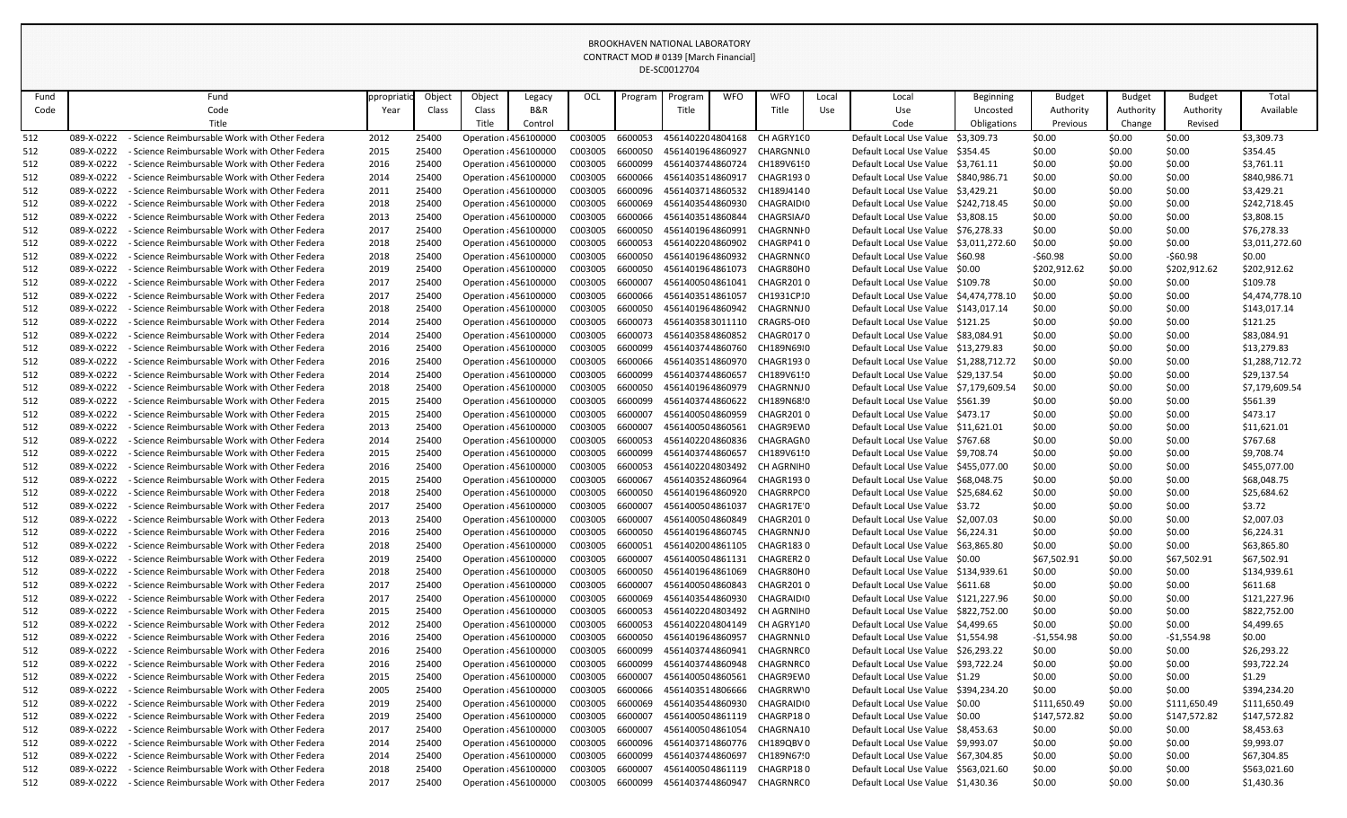BROOKHAVEN NATIONAL LABORATORY
CONTRACT MOD # 0139 [March Financial]
DE-SC0012704

| Fund Code | Fund Code Title | Appropriation Year | Object Class | Object Class Title | Legacy B&R Control | OCL | Program | Program Title | WFO | WFO Title | Local Use | Local Use Code | Beginning Uncosted Obligations | Budget Authority Previous | Budget Authority Change | Budget Authority Revised | Total Available |
|---|---|---|---|---|---|---|---|---|---|---|---|---|---|---|---|---|---|
| 512 | 089-X-0222 - Science Reimbursable Work with Other Federa | 2012 | 25400 | Operation : | 456100000 | C003005 | 6600053 | 4561402204804168 | | CH AGRY1C0 | | Default Local Use Value | $3,309.73 | $0.00 | $0.00 | $0.00 | $3,309.73 |
| 512 | 089-X-0222 - Science Reimbursable Work with Other Federa | 2015 | 25400 | Operation : | 456100000 | C003005 | 6600050 | 4561401964860927 | | CHAGRNNL0 | | Default Local Use Value | $354.45 | $0.00 | $0.00 | $0.00 | $354.45 |
| 512 | 089-X-0222 - Science Reimbursable Work with Other Federa | 2016 | 25400 | Operation : | 456100000 | C003005 | 6600099 | 4561403744860724 | | CH189V61!0 | | Default Local Use Value | $3,761.11 | $0.00 | $0.00 | $0.00 | $3,761.11 |
| 512 | 089-X-0222 - Science Reimbursable Work with Other Federa | 2014 | 25400 | Operation : | 456100000 | C003005 | 6600066 | 4561403514860917 | | CHAGR1930 | | Default Local Use Value | $840,986.71 | $0.00 | $0.00 | $0.00 | $840,986.71 |
| 512 | 089-X-0222 - Science Reimbursable Work with Other Federa | 2011 | 25400 | Operation : | 456100000 | C003005 | 6600096 | 4561403714860532 | | CH189J4140 | | Default Local Use Value | $3,429.21 | $0.00 | $0.00 | $0.00 | $3,429.21 |
| 512 | 089-X-0222 - Science Reimbursable Work with Other Federa | 2018 | 25400 | Operation : | 456100000 | C003005 | 6600069 | 4561403544860930 | | CHAGRAID0 | | Default Local Use Value | $242,718.45 | $0.00 | $0.00 | $0.00 | $242,718.45 |
| 512 | 089-X-0222 - Science Reimbursable Work with Other Federa | 2013 | 25400 | Operation : | 456100000 | C003005 | 6600066 | 4561403514860844 | | CHAGRSIA/0 | | Default Local Use Value | $3,808.15 | $0.00 | $0.00 | $0.00 | $3,808.15 |
| 512 | 089-X-0222 - Science Reimbursable Work with Other Federa | 2017 | 25400 | Operation : | 456100000 | C003005 | 6600050 | 4561401964860991 | | CHAGRNNH0 | | Default Local Use Value | $76,278.33 | $0.00 | $0.00 | $0.00 | $76,278.33 |
| 512 | 089-X-0222 - Science Reimbursable Work with Other Federa | 2018 | 25400 | Operation : | 456100000 | C003005 | 6600053 | 4561402204860902 | | CHAGRP410 | | Default Local Use Value | $3,011,272.60 | $0.00 | $0.00 | $0.00 | $3,011,272.60 |
| 512 | 089-X-0222 - Science Reimbursable Work with Other Federa | 2018 | 25400 | Operation : | 456100000 | C003005 | 6600050 | 4561401964860932 | | CHAGRNNC0 | | Default Local Use Value | $60.98 | -$60.98 | $0.00 | -$60.98 | $0.00 |
| 512 | 089-X-0222 - Science Reimbursable Work with Other Federa | 2019 | 25400 | Operation : | 456100000 | C003005 | 6600050 | 4561401964861073 | | CHAGR80H0 | | Default Local Use Value | $0.00 | $202,912.62 | $0.00 | $202,912.62 | $202,912.62 |
| 512 | 089-X-0222 - Science Reimbursable Work with Other Federa | 2017 | 25400 | Operation : | 456100000 | C003005 | 6600007 | 4561400504861041 | | CHAGR2010 | | Default Local Use Value | $109.78 | $0.00 | $0.00 | $0.00 | $109.78 |
| 512 | 089-X-0222 - Science Reimbursable Work with Other Federa | 2017 | 25400 | Operation : | 456100000 | C003005 | 6600066 | 4561403514861057 | | CH1931CP!0 | | Default Local Use Value | $4,474,778.10 | $0.00 | $0.00 | $0.00 | $4,474,778.10 |
| 512 | 089-X-0222 - Science Reimbursable Work with Other Federa | 2018 | 25400 | Operation : | 456100000 | C003005 | 6600050 | 4561401964860942 | | CHAGRNNJ0 | | Default Local Use Value | $143,017.14 | $0.00 | $0.00 | $0.00 | $143,017.14 |
| 512 | 089-X-0222 - Science Reimbursable Work with Other Federa | 2014 | 25400 | Operation : | 456100000 | C003005 | 6600073 | 4561403583011110 | | CRAGRS-OI0 | | Default Local Use Value | $121.25 | $0.00 | $0.00 | $0.00 | $121.25 |
| 512 | 089-X-0222 - Science Reimbursable Work with Other Federa | 2014 | 25400 | Operation : | 456100000 | C003005 | 6600073 | 4561403584860852 | | CHAGR0170 | | Default Local Use Value | $83,084.91 | $0.00 | $0.00 | $0.00 | $83,084.91 |
| 512 | 089-X-0222 - Science Reimbursable Work with Other Federa | 2016 | 25400 | Operation : | 456100000 | C003005 | 6600099 | 4561403744860760 | | CH189N69I0 | | Default Local Use Value | $13,279.83 | $0.00 | $0.00 | $0.00 | $13,279.83 |
| 512 | 089-X-0222 - Science Reimbursable Work with Other Federa | 2016 | 25400 | Operation : | 456100000 | C003005 | 6600066 | 4561403514860970 | | CHAGR1930 | | Default Local Use Value | $1,288,712.72 | $0.00 | $0.00 | $0.00 | $1,288,712.72 |
| 512 | 089-X-0222 - Science Reimbursable Work with Other Federa | 2014 | 25400 | Operation : | 456100000 | C003005 | 6600099 | 4561403744860657 | | CH189V61!0 | | Default Local Use Value | $29,137.54 | $0.00 | $0.00 | $0.00 | $29,137.54 |
| 512 | 089-X-0222 - Science Reimbursable Work with Other Federa | 2018 | 25400 | Operation : | 456100000 | C003005 | 6600050 | 4561401964860979 | | CHAGRNNJ0 | | Default Local Use Value | $7,179,609.54 | $0.00 | $0.00 | $0.00 | $7,179,609.54 |
| 512 | 089-X-0222 - Science Reimbursable Work with Other Federa | 2015 | 25400 | Operation : | 456100000 | C003005 | 6600099 | 4561403744860622 | | CH189N68!0 | | Default Local Use Value | $561.39 | $0.00 | $0.00 | $0.00 | $561.39 |
| 512 | 089-X-0222 - Science Reimbursable Work with Other Federa | 2015 | 25400 | Operation : | 456100000 | C003005 | 6600007 | 4561400504860959 | | CHAGR2010 | | Default Local Use Value | $473.17 | $0.00 | $0.00 | $0.00 | $473.17 |
| 512 | 089-X-0222 - Science Reimbursable Work with Other Federa | 2013 | 25400 | Operation : | 456100000 | C003005 | 6600007 | 4561400504860561 | | CHAGR9EW0 | | Default Local Use Value | $11,621.01 | $0.00 | $0.00 | $0.00 | $11,621.01 |
| 512 | 089-X-0222 - Science Reimbursable Work with Other Federa | 2014 | 25400 | Operation : | 456100000 | C003005 | 6600053 | 4561402204860836 | | CHAGRAGN0 | | Default Local Use Value | $767.68 | $0.00 | $0.00 | $0.00 | $767.68 |
| 512 | 089-X-0222 - Science Reimbursable Work with Other Federa | 2015 | 25400 | Operation : | 456100000 | C003005 | 6600099 | 4561403744860657 | | CH189V61!0 | | Default Local Use Value | $9,708.74 | $0.00 | $0.00 | $0.00 | $9,708.74 |
| 512 | 089-X-0222 - Science Reimbursable Work with Other Federa | 2016 | 25400 | Operation : | 456100000 | C003005 | 6600053 | 4561402204803492 | | CH AGRNIH0 | | Default Local Use Value | $455,077.00 | $0.00 | $0.00 | $0.00 | $455,077.00 |
| 512 | 089-X-0222 - Science Reimbursable Work with Other Federa | 2015 | 25400 | Operation : | 456100000 | C003005 | 6600067 | 4561403524860964 | | CHAGR1930 | | Default Local Use Value | $68,048.75 | $0.00 | $0.00 | $0.00 | $68,048.75 |
| 512 | 089-X-0222 - Science Reimbursable Work with Other Federa | 2018 | 25400 | Operation : | 456100000 | C003005 | 6600050 | 4561401964860920 | | CHAGRRPC0 | | Default Local Use Value | $25,684.62 | $0.00 | $0.00 | $0.00 | $25,684.62 |
| 512 | 089-X-0222 - Science Reimbursable Work with Other Federa | 2017 | 25400 | Operation : | 456100000 | C003005 | 6600007 | 4561400504861037 | | CHAGR17E'0 | | Default Local Use Value | $3.72 | $0.00 | $0.00 | $0.00 | $3.72 |
| 512 | 089-X-0222 - Science Reimbursable Work with Other Federa | 2013 | 25400 | Operation : | 456100000 | C003005 | 6600007 | 4561400504860849 | | CHAGR2010 | | Default Local Use Value | $2,007.03 | $0.00 | $0.00 | $0.00 | $2,007.03 |
| 512 | 089-X-0222 - Science Reimbursable Work with Other Federa | 2016 | 25400 | Operation : | 456100000 | C003005 | 6600050 | 4561401964860745 | | CHAGRNNJ0 | | Default Local Use Value | $6,224.31 | $0.00 | $0.00 | $0.00 | $6,224.31 |
| 512 | 089-X-0222 - Science Reimbursable Work with Other Federa | 2018 | 25400 | Operation : | 456100000 | C003005 | 6600051 | 4561402004861105 | | CHAGR1830 | | Default Local Use Value | $63,865.80 | $0.00 | $0.00 | $0.00 | $63,865.80 |
| 512 | 089-X-0222 - Science Reimbursable Work with Other Federa | 2019 | 25400 | Operation : | 456100000 | C003005 | 6600007 | 4561400504861131 | | CHAGRER20 | | Default Local Use Value | $0.00 | $67,502.91 | $0.00 | $67,502.91 | $67,502.91 |
| 512 | 089-X-0222 - Science Reimbursable Work with Other Federa | 2018 | 25400 | Operation : | 456100000 | C003005 | 6600050 | 4561401964861069 | | CHAGR80H0 | | Default Local Use Value | $134,939.61 | $0.00 | $0.00 | $0.00 | $134,939.61 |
| 512 | 089-X-0222 - Science Reimbursable Work with Other Federa | 2017 | 25400 | Operation : | 456100000 | C003005 | 6600007 | 4561400504860843 | | CHAGR2010 | | Default Local Use Value | $611.68 | $0.00 | $0.00 | $0.00 | $611.68 |
| 512 | 089-X-0222 - Science Reimbursable Work with Other Federa | 2017 | 25400 | Operation : | 456100000 | C003005 | 6600069 | 4561403544860930 | | CHAGRAID0 | | Default Local Use Value | $121,227.96 | $0.00 | $0.00 | $0.00 | $121,227.96 |
| 512 | 089-X-0222 - Science Reimbursable Work with Other Federa | 2015 | 25400 | Operation : | 456100000 | C003005 | 6600053 | 4561402204803492 | | CH AGRNIH0 | | Default Local Use Value | $822,752.00 | $0.00 | $0.00 | $0.00 | $822,752.00 |
| 512 | 089-X-0222 - Science Reimbursable Work with Other Federa | 2012 | 25400 | Operation : | 456100000 | C003005 | 6600053 | 4561402204804149 | | CH AGRY1/0 | | Default Local Use Value | $4,499.65 | $0.00 | $0.00 | $0.00 | $4,499.65 |
| 512 | 089-X-0222 - Science Reimbursable Work with Other Federa | 2016 | 25400 | Operation : | 456100000 | C003005 | 6600050 | 4561401964860957 | | CHAGRNNL0 | | Default Local Use Value | $1,554.98 | -$1,554.98 | $0.00 | -$1,554.98 | $0.00 |
| 512 | 089-X-0222 - Science Reimbursable Work with Other Federa | 2016 | 25400 | Operation : | 456100000 | C003005 | 6600099 | 4561403744860941 | | CHAGRNRC0 | | Default Local Use Value | $26,293.22 | $0.00 | $0.00 | $0.00 | $26,293.22 |
| 512 | 089-X-0222 - Science Reimbursable Work with Other Federa | 2016 | 25400 | Operation : | 456100000 | C003005 | 6600099 | 4561403744860948 | | CHAGRNRC0 | | Default Local Use Value | $93,722.24 | $0.00 | $0.00 | $0.00 | $93,722.24 |
| 512 | 089-X-0222 - Science Reimbursable Work with Other Federa | 2015 | 25400 | Operation : | 456100000 | C003005 | 6600007 | 4561400504860561 | | CHAGR9EW0 | | Default Local Use Value | $1.29 | $0.00 | $0.00 | $0.00 | $1.29 |
| 512 | 089-X-0222 - Science Reimbursable Work with Other Federa | 2005 | 25400 | Operation : | 456100000 | C003005 | 6600066 | 4561403514806666 | | CHAGRRW'0 | | Default Local Use Value | $394,234.20 | $0.00 | $0.00 | $0.00 | $394,234.20 |
| 512 | 089-X-0222 - Science Reimbursable Work with Other Federa | 2019 | 25400 | Operation : | 456100000 | C003005 | 6600069 | 4561403544860930 | | CHAGRAID0 | | Default Local Use Value | $0.00 | $111,650.49 | $0.00 | $111,650.49 | $111,650.49 |
| 512 | 089-X-0222 - Science Reimbursable Work with Other Federa | 2019 | 25400 | Operation : | 456100000 | C003005 | 6600007 | 4561400504861119 | | CHAGRP180 | | Default Local Use Value | $0.00 | $147,572.82 | $0.00 | $147,572.82 | $147,572.82 |
| 512 | 089-X-0222 - Science Reimbursable Work with Other Federa | 2017 | 25400 | Operation : | 456100000 | C003005 | 6600007 | 4561400504861054 | | CHAGRNA10 | | Default Local Use Value | $8,453.63 | $0.00 | $0.00 | $0.00 | $8,453.63 |
| 512 | 089-X-0222 - Science Reimbursable Work with Other Federa | 2014 | 25400 | Operation : | 456100000 | C003005 | 6600096 | 4561403714860776 | | CH189QBV0 | | Default Local Use Value | $9,993.07 | $0.00 | $0.00 | $0.00 | $9,993.07 |
| 512 | 089-X-0222 - Science Reimbursable Work with Other Federa | 2014 | 25400 | Operation : | 456100000 | C003005 | 6600099 | 4561403744860697 | | CH189N67!0 | | Default Local Use Value | $67,304.85 | $0.00 | $0.00 | $0.00 | $67,304.85 |
| 512 | 089-X-0222 - Science Reimbursable Work with Other Federa | 2018 | 25400 | Operation : | 456100000 | C003005 | 6600007 | 4561400504861119 | | CHAGRP180 | | Default Local Use Value | $563,021.60 | $0.00 | $0.00 | $0.00 | $563,021.60 |
| 512 | 089-X-0222 - Science Reimbursable Work with Other Federa | 2017 | 25400 | Operation : | 456100000 | C003005 | 6600099 | 4561403744860947 | | CHAGRNRC0 | | Default Local Use Value | $1,430.36 | $0.00 | $0.00 | $0.00 | $1,430.36 |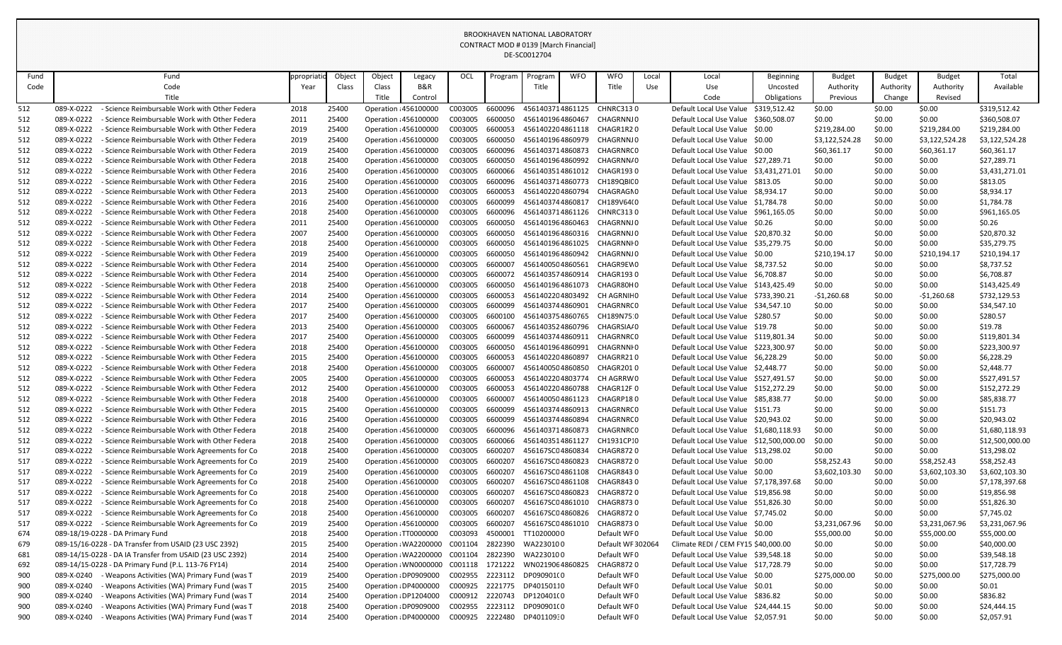BROOKHAVEN NATIONAL LABORATORY
CONTRACT MOD # 0139 [March Financial]
DE-SC0012704

| Fund Code | Fund Code Title | Appropriation Year | Object Class | Object Class Title | Legacy B&R Control | OCL | Program | Program Title | WFO | WFO Title | Local Use | Local Use Code | Beginning Uncosted Obligations | Budget Authority Previous | Budget Authority Change | Budget Authority Revised | Total Available |
|---|---|---|---|---|---|---|---|---|---|---|---|---|---|---|---|---|---|
| 512 | 089-X-0222 - Science Reimbursable Work with Other Federa | 2018 | 25400 | Operation : 456100000 | C003005 | 6600096 | 456140371 | 4861125 | CHNRC313 | 0 | | Default Local Use Value | $319,512.42 | $0.00 | $0.00 | $0.00 | $319,512.42 |
| 512 | 089-X-0222 - Science Reimbursable Work with Other Federa | 2011 | 25400 | Operation : 456100000 | C003005 | 6600050 | 456140196 | 4860467 | CHAGRNNJ | 0 | | Default Local Use Value | $360,508.07 | $0.00 | $0.00 | $0.00 | $360,508.07 |
| 512 | 089-X-0222 - Science Reimbursable Work with Other Federa | 2019 | 25400 | Operation : 456100000 | C003005 | 6600053 | 456140220 | 4861118 | CHAGR1R2 | 0 | | Default Local Use Value | $0.00 | $219,284.00 | $0.00 | $219,284.00 | $219,284.00 |
| 512 | 089-X-0222 - Science Reimbursable Work with Other Federa | 2019 | 25400 | Operation : 456100000 | C003005 | 6600050 | 456140196 | 4860979 | CHAGRNNJ | 0 | | Default Local Use Value | $0.00 | $3,122,524.28 | $0.00 | $3,122,524.28 | $3,122,524.28 |
| 512 | 089-X-0222 - Science Reimbursable Work with Other Federa | 2019 | 25400 | Operation : 456100000 | C003005 | 6600096 | 456140371 | 4860873 | CHAGRNRC | 0 | | Default Local Use Value | $0.00 | $60,361.17 | $0.00 | $60,361.17 | $60,361.17 |
| 512 | 089-X-0222 - Science Reimbursable Work with Other Federa | 2018 | 25400 | Operation : 456100000 | C003005 | 6600050 | 456140196 | 4860992 | CHAGRNN/ | 0 | | Default Local Use Value | $27,289.71 | $0.00 | $0.00 | $0.00 | $27,289.71 |
| 512 | 089-X-0222 - Science Reimbursable Work with Other Federa | 2016 | 25400 | Operation : 456100000 | C003005 | 6600066 | 456140351 | 4861012 | CHAGR193 | 0 | | Default Local Use Value | $3,431,271.01 | $0.00 | $0.00 | $0.00 | $3,431,271.01 |
| 512 | 089-X-0222 - Science Reimbursable Work with Other Federa | 2016 | 25400 | Operation : 456100000 | C003005 | 6600096 | 456140371 | 4860773 | CH189QBIC | 0 | | Default Local Use Value | $813.05 | $0.00 | $0.00 | $0.00 | $813.05 |
| 512 | 089-X-0222 - Science Reimbursable Work with Other Federa | 2013 | 25400 | Operation : 456100000 | C003005 | 6600053 | 456140220 | 4860794 | CHAGRAGN | 0 | | Default Local Use Value | $8,934.17 | $0.00 | $0.00 | $0.00 | $8,934.17 |
| 512 | 089-X-0222 - Science Reimbursable Work with Other Federa | 2016 | 25400 | Operation : 456100000 | C003005 | 6600099 | 456140374 | 4860817 | CH189V64( | 0 | | Default Local Use Value | $1,784.78 | $0.00 | $0.00 | $0.00 | $1,784.78 |
| 512 | 089-X-0222 - Science Reimbursable Work with Other Federa | 2018 | 25400 | Operation : 456100000 | C003005 | 6600096 | 456140371 | 4861126 | CHNRC313 | 0 | | Default Local Use Value | $961,165.05 | $0.00 | $0.00 | $0.00 | $961,165.05 |
| 512 | 089-X-0222 - Science Reimbursable Work with Other Federa | 2011 | 25400 | Operation : 456100000 | C003005 | 6600050 | 456140196 | 4860463 | CHAGRNNJ | 0 | | Default Local Use Value | $0.26 | $0.00 | $0.00 | $0.00 | $0.26 |
| 512 | 089-X-0222 - Science Reimbursable Work with Other Federa | 2007 | 25400 | Operation : 456100000 | C003005 | 6600050 | 456140196 | 4860316 | CHAGRNNJ | 0 | | Default Local Use Value | $20,870.32 | $0.00 | $0.00 | $0.00 | $20,870.32 |
| 512 | 089-X-0222 - Science Reimbursable Work with Other Federa | 2018 | 25400 | Operation : 456100000 | C003005 | 6600050 | 456140196 | 4861025 | CHAGRNNH | 0 | | Default Local Use Value | $35,279.75 | $0.00 | $0.00 | $0.00 | $35,279.75 |
| 512 | 089-X-0222 - Science Reimbursable Work with Other Federa | 2019 | 25400 | Operation : 456100000 | C003005 | 6600050 | 456140196 | 4860942 | CHAGRNNJ | 0 | | Default Local Use Value | $0.00 | $210,194.17 | $0.00 | $210,194.17 | $210,194.17 |
| 512 | 089-X-0222 - Science Reimbursable Work with Other Federa | 2014 | 25400 | Operation : 456100000 | C003005 | 6600007 | 456140050 | 4860561 | CHAGR9EW | 0 | | Default Local Use Value | $8,737.52 | $0.00 | $0.00 | $0.00 | $8,737.52 |
| 512 | 089-X-0222 - Science Reimbursable Work with Other Federa | 2014 | 25400 | Operation : 456100000 | C003005 | 6600072 | 456140357 | 4860914 | CHAGR193 | 0 | | Default Local Use Value | $6,708.87 | $0.00 | $0.00 | $0.00 | $6,708.87 |
| 512 | 089-X-0222 - Science Reimbursable Work with Other Federa | 2018 | 25400 | Operation : 456100000 | C003005 | 6600050 | 456140196 | 4861073 | CHAGR80H | 0 | | Default Local Use Value | $143,425.49 | $0.00 | $0.00 | $0.00 | $143,425.49 |
| 512 | 089-X-0222 - Science Reimbursable Work with Other Federa | 2014 | 25400 | Operation : 456100000 | C003005 | 6600053 | 456140220 | 4803492 | CH AGRNIH | 0 | | Default Local Use Value | $733,390.21 | -$1,260.68 | $0.00 | -$1,260.68 | $732,129.53 |
| 512 | 089-X-0222 - Science Reimbursable Work with Other Federa | 2017 | 25400 | Operation : 456100000 | C003005 | 6600099 | 456140374 | 4860901 | CHAGRNRC | 0 | | Default Local Use Value | $34,547.10 | $0.00 | $0.00 | $0.00 | $34,547.10 |
| 512 | 089-X-0222 - Science Reimbursable Work with Other Federa | 2017 | 25400 | Operation : 456100000 | C003005 | 6600100 | 456140375 | 4860765 | CH189N75 | 0 | | Default Local Use Value | $280.57 | $0.00 | $0.00 | $0.00 | $280.57 |
| 512 | 089-X-0222 - Science Reimbursable Work with Other Federa | 2013 | 25400 | Operation : 456100000 | C003005 | 6600067 | 456140352 | 4860796 | CHAGRSIA/ | 0 | | Default Local Use Value | $19.78 | $0.00 | $0.00 | $0.00 | $19.78 |
| 512 | 089-X-0222 - Science Reimbursable Work with Other Federa | 2017 | 25400 | Operation : 456100000 | C003005 | 6600099 | 456140374 | 4860911 | CHAGRNRC | 0 | | Default Local Use Value | $119,801.34 | $0.00 | $0.00 | $0.00 | $119,801.34 |
| 512 | 089-X-0222 - Science Reimbursable Work with Other Federa | 2018 | 25400 | Operation : 456100000 | C003005 | 6600050 | 456140196 | 4860991 | CHAGRNNH | 0 | | Default Local Use Value | $223,300.97 | $0.00 | $0.00 | $0.00 | $223,300.97 |
| 512 | 089-X-0222 - Science Reimbursable Work with Other Federa | 2015 | 25400 | Operation : 456100000 | C003005 | 6600053 | 456140220 | 4860897 | CHAGRR21 | 0 | | Default Local Use Value | $6,228.29 | $0.00 | $0.00 | $0.00 | $6,228.29 |
| 512 | 089-X-0222 - Science Reimbursable Work with Other Federa | 2018 | 25400 | Operation : 456100000 | C003005 | 6600007 | 456140050 | 4860850 | CHAGR201 | 0 | | Default Local Use Value | $2,448.77 | $0.00 | $0.00 | $0.00 | $2,448.77 |
| 512 | 089-X-0222 - Science Reimbursable Work with Other Federa | 2005 | 25400 | Operation : 456100000 | C003005 | 6600053 | 456140220 | 4803774 | CH AGRRW | 0 | | Default Local Use Value | $527,491.57 | $0.00 | $0.00 | $0.00 | $527,491.57 |
| 512 | 089-X-0222 - Science Reimbursable Work with Other Federa | 2012 | 25400 | Operation : 456100000 | C003005 | 6600053 | 456140220 | 4860788 | CHAGR12F | 0 | | Default Local Use Value | $152,272.29 | $0.00 | $0.00 | $0.00 | $152,272.29 |
| 512 | 089-X-0222 - Science Reimbursable Work with Other Federa | 2018 | 25400 | Operation : 456100000 | C003005 | 6600007 | 456140050 | 4861123 | CHAGRP18 | 0 | | Default Local Use Value | $85,838.77 | $0.00 | $0.00 | $0.00 | $85,838.77 |
| 512 | 089-X-0222 - Science Reimbursable Work with Other Federa | 2015 | 25400 | Operation : 456100000 | C003005 | 6600099 | 456140374 | 4860913 | CHAGRNRC | 0 | | Default Local Use Value | $151.73 | $0.00 | $0.00 | $0.00 | $151.73 |
| 512 | 089-X-0222 - Science Reimbursable Work with Other Federa | 2016 | 25400 | Operation : 456100000 | C003005 | 6600099 | 456140374 | 4860894 | CHAGRNRC | 0 | | Default Local Use Value | $20,943.02 | $0.00 | $0.00 | $0.00 | $20,943.02 |
| 512 | 089-X-0222 - Science Reimbursable Work with Other Federa | 2018 | 25400 | Operation : 456100000 | C003005 | 6600096 | 456140371 | 4860873 | CHAGRNRC | 0 | | Default Local Use Value | $1,680,118.93 | $0.00 | $0.00 | $0.00 | $1,680,118.93 |
| 512 | 089-X-0222 - Science Reimbursable Work with Other Federa | 2018 | 25400 | Operation : 456100000 | C003005 | 6600066 | 456140351 | 4861127 | CH1931CP | 0 | | Default Local Use Value | $12,500,000.00 | $0.00 | $0.00 | $0.00 | $12,500,000.00 |
| 517 | 089-X-0222 - Science Reimbursable Work Agreements for Co | 2018 | 25400 | Operation : 456100000 | C003005 | 6600207 | 456167SC0 | 4860834 | CHAGR872 | 0 | | Default Local Use Value | $13,298.02 | $0.00 | $0.00 | $0.00 | $13,298.02 |
| 517 | 089-X-0222 - Science Reimbursable Work Agreements for Co | 2019 | 25400 | Operation : 456100000 | C003005 | 6600207 | 456167SC0 | 4860823 | CHAGR872 | 0 | | Default Local Use Value | $0.00 | $58,252.43 | $0.00 | $58,252.43 | $58,252.43 |
| 517 | 089-X-0222 - Science Reimbursable Work Agreements for Co | 2019 | 25400 | Operation : 456100000 | C003005 | 6600207 | 456167SC0 | 4861108 | CHAGR843 | 0 | | Default Local Use Value | $0.00 | $3,602,103.30 | $0.00 | $3,602,103.30 | $3,602,103.30 |
| 517 | 089-X-0222 - Science Reimbursable Work Agreements for Co | 2018 | 25400 | Operation : 456100000 | C003005 | 6600207 | 456167SC0 | 4861108 | CHAGR843 | 0 | | Default Local Use Value | $7,178,397.68 | $0.00 | $0.00 | $0.00 | $7,178,397.68 |
| 517 | 089-X-0222 - Science Reimbursable Work Agreements for Co | 2018 | 25400 | Operation : 456100000 | C003005 | 6600207 | 456167SC0 | 4860823 | CHAGR872 | 0 | | Default Local Use Value | $19,856.98 | $0.00 | $0.00 | $0.00 | $19,856.98 |
| 517 | 089-X-0222 - Science Reimbursable Work Agreements for Co | 2018 | 25400 | Operation : 456100000 | C003005 | 6600207 | 456167SC0 | 4861010 | CHAGR873 | 0 | | Default Local Use Value | $51,826.30 | $0.00 | $0.00 | $0.00 | $51,826.30 |
| 517 | 089-X-0222 - Science Reimbursable Work Agreements for Co | 2018 | 25400 | Operation : 456100000 | C003005 | 6600207 | 456167SC0 | 4860826 | CHAGR872 | 0 | | Default Local Use Value | $7,745.02 | $0.00 | $0.00 | $0.00 | $7,745.02 |
| 517 | 089-X-0222 - Science Reimbursable Work Agreements for Co | 2019 | 25400 | Operation : 456100000 | C003005 | 6600207 | 456167SC0 | 4861010 | CHAGR873 | 0 | | Default Local Use Value | $0.00 | $3,231,067.96 | $0.00 | $3,231,067.96 | $3,231,067.96 |
| 674 | 089-18/19-0228 - DA Primary Fund | 2018 | 25400 | Operation : TT0000000 | C003093 | 4500001 | TT1020000 | 0 | | Default WF | 0 | Default Local Use Value | $0.00 | $55,000.00 | $0.00 | $55,000.00 | $55,000.00 |
| 679 | 089-15/16-0228 - DA Transfer from USAID (23 USC 2392) | 2015 | 25400 | Operation : WA2200000 | C001104 | 2822390 | WA2230100 | 0 | | Default WF | 302064 | Climate REDI / CEM FY15 | $40,000.00 | $0.00 | $0.00 | $0.00 | $40,000.00 |
| 681 | 089-14/15-0228 - DA IA Transfer from USAID (23 USC 2392) | 2014 | 25400 | Operation : WA2200000 | C001104 | 2822390 | WA2230100 | 0 | | Default WF | 0 | Default Local Use Value | $39,548.18 | $0.00 | $0.00 | $0.00 | $39,548.18 |
| 692 | 089-14/15-0228 - DA Primary Fund (P.L. 113-76 FY14) | 2014 | 25400 | Operation : WN0000000 | C001118 | 1721222 | WN0219064 | 4860825 | CHAGR872 | 0 | | Default Local Use Value | $17,728.79 | $0.00 | $0.00 | $0.00 | $17,728.79 |
| 900 | 089-X-0240 - Weapons Activities (WA) Primary Fund (was T | 2019 | 25400 | Operation : DP0909000 | C002955 | 2223112 | DP0909010 | 0 | | Default WF | 0 | Default Local Use Value | $0.00 | $275,000.00 | $0.00 | $275,000.00 | $275,000.00 |
| 900 | 089-X-0240 - Weapons Activities (WA) Primary Fund (was T | 2015 | 25400 | Operation : DP4000000 | C000925 | 2221775 | DP4015011 | 0 | | Default WF | 0 | Default Local Use Value | $0.01 | $0.00 | $0.00 | $0.00 | $0.01 |
| 900 | 089-X-0240 - Weapons Activities (WA) Primary Fund (was T | 2014 | 25400 | Operation : DP1204000 | C000912 | 2220743 | DP1204010 | 0 | | Default WF | 0 | Default Local Use Value | $836.82 | $0.00 | $0.00 | $0.00 | $836.82 |
| 900 | 089-X-0240 - Weapons Activities (WA) Primary Fund (was T | 2018 | 25400 | Operation : DP0909000 | C002955 | 2223112 | DP0909010 | 0 | | Default WF | 0 | Default Local Use Value | $24,444.15 | $0.00 | $0.00 | $0.00 | $24,444.15 |
| 900 | 089-X-0240 - Weapons Activities (WA) Primary Fund (was T | 2014 | 25400 | Operation : DP4000000 | C000925 | 2222480 | DP4011093 | 0 | | Default WF | 0 | Default Local Use Value | $2,057.91 | $0.00 | $0.00 | $0.00 | $2,057.91 |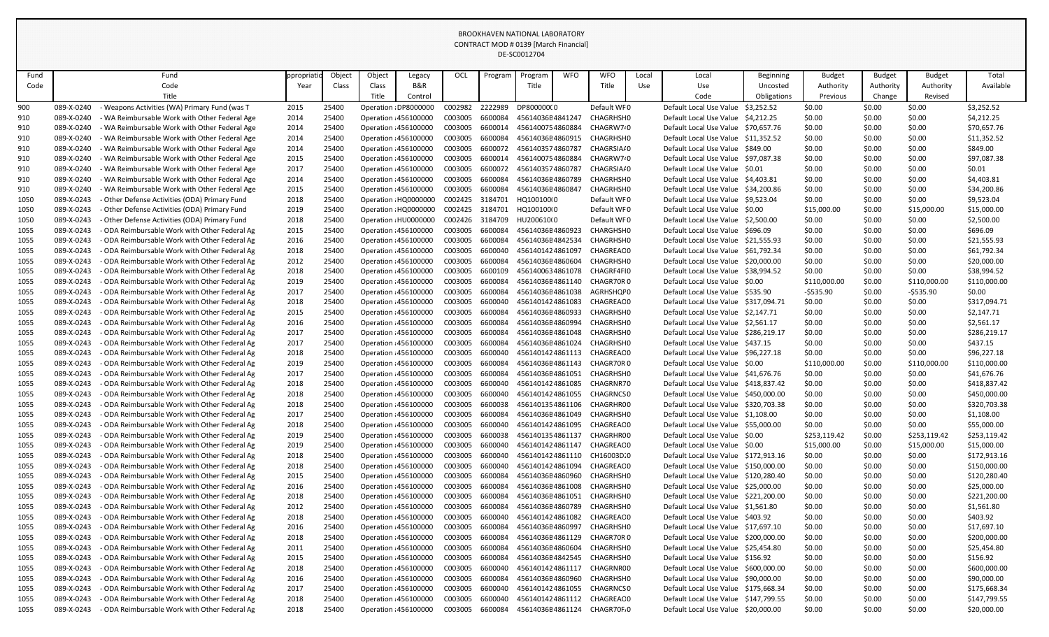BROOKHAVEN NATIONAL LABORATORY
CONTRACT MOD # 0139 [March Financial]
DE-SC0012704

| Fund Code | Fund Code Title | Appropriation Year | Object Class | Object Class Title | Legacy B&R Control | OCL | Program | Program Title | WFO | WFO Title | Local Use | Local Use Code | Beginning Uncosted Obligations | Budget Authority Previous | Budget Authority Change | Budget Authority Revised | Total Available |
|---|---|---|---|---|---|---|---|---|---|---|---|---|---|---|---|---|---|
| 900 | 089-X-0240 - Weapons Activities (WA) Primary Fund (was T | 2015 | 25400 | Operation : DP8000000 | | C002982 | 2222989 | DP800000(0 | | Default WF0 | | Default Local Use Value | $3,252.52 | $0.00 | $0.00 | $0.00 | $3,252.52 |
| 910 | 089-X-0240 - WA Reimbursable Work with Other Federal Age | 2014 | 25400 | Operation : 456100000 | | C003005 | 6600084 | 45614036B4841247 | | CHAGRHSH0 | | Default Local Use Value | $4,212.25 | $0.00 | $0.00 | $0.00 | $4,212.25 |
| 910 | 089-X-0240 - WA Reimbursable Work with Other Federal Age | 2014 | 25400 | Operation : 456100000 | | C003005 | 6600014 | 45614007S4860884 | | CHAGRW7( 0 | | Default Local Use Value | $70,657.76 | $0.00 | $0.00 | $0.00 | $70,657.76 |
| 910 | 089-X-0240 - WA Reimbursable Work with Other Federal Age | 2014 | 25400 | Operation : 456100000 | | C003005 | 6600084 | 45614036B4860915 | | CHAGRHSH0 | | Default Local Use Value | $11,352.52 | $0.00 | $0.00 | $0.00 | $11,352.52 |
| 910 | 089-X-0240 - WA Reimbursable Work with Other Federal Age | 2014 | 25400 | Operation : 456100000 | | C003005 | 6600072 | 45614035784860787 | | CHAGRSIA/0 | | Default Local Use Value | $849.00 | $0.00 | $0.00 | $0.00 | $849.00 |
| 910 | 089-X-0240 - WA Reimbursable Work with Other Federal Age | 2015 | 25400 | Operation : 456100000 | | C003005 | 6600014 | 45614007S4860884 | | CHAGRW7( 0 | | Default Local Use Value | $97,087.38 | $0.00 | $0.00 | $0.00 | $97,087.38 |
| 910 | 089-X-0240 - WA Reimbursable Work with Other Federal Age | 2017 | 25400 | Operation : 456100000 | | C003005 | 6600072 | 45614035784860787 | | CHAGRSIA/0 | | Default Local Use Value | $0.01 | $0.00 | $0.00 | $0.00 | $0.01 |
| 910 | 089-X-0240 - WA Reimbursable Work with Other Federal Age | 2014 | 25400 | Operation : 456100000 | | C003005 | 6600084 | 45614036B4860789 | | CHAGRHSH0 | | Default Local Use Value | $4,403.81 | $0.00 | $0.00 | $0.00 | $4,403.81 |
| 910 | 089-X-0240 - WA Reimbursable Work with Other Federal Age | 2015 | 25400 | Operation : 456100000 | | C003005 | 6600084 | 45614036B4860847 | | CHAGRHSH0 | | Default Local Use Value | $34,200.86 | $0.00 | $0.00 | $0.00 | $34,200.86 |
| 1050 | 089-X-0243 - Other Defense Activities (ODA) Primary Fund | 2018 | 25400 | Operation : HQ0000000 | | C002425 | 3184701 | HQ100100(0 | | Default WF0 | | Default Local Use Value | $9,523.04 | $0.00 | $0.00 | $0.00 | $9,523.04 |
| 1050 | 089-X-0243 - Other Defense Activities (ODA) Primary Fund | 2019 | 25400 | Operation : HQ0000000 | | C002425 | 3184701 | HQ100100(0 | | Default WF0 | | Default Local Use Value | $0.00 | $15,000.00 | $0.00 | $15,000.00 | $15,000.00 |
| 1050 | 089-X-0243 - Other Defense Activities (ODA) Primary Fund | 2018 | 25400 | Operation : HU0000000 | | C002426 | 3184709 | HU200610(0 | | Default WF0 | | Default Local Use Value | $2,500.00 | $0.00 | $0.00 | $0.00 | $2,500.00 |
| 1055 | 089-X-0243 - ODA Reimbursable Work with Other Federal Ag | 2015 | 25400 | Operation : 456100000 | | C003005 | 6600084 | 45614036B4860923 | | CHARGHSH0 | | Default Local Use Value | $696.09 | $0.00 | $0.00 | $0.00 | $696.09 |
| 1055 | 089-X-0243 - ODA Reimbursable Work with Other Federal Ag | 2016 | 25400 | Operation : 456100000 | | C003005 | 6600084 | 45614036B4842534 | | CHAGRHSH0 | | Default Local Use Value | $21,555.93 | $0.00 | $0.00 | $0.00 | $21,555.93 |
| 1055 | 089-X-0243 - ODA Reimbursable Work with Other Federal Ag | 2018 | 25400 | Operation : 456100000 | | C003005 | 6600040 | 45614014244861097 | | CHAGREAC0 | | Default Local Use Value | $61,792.34 | $0.00 | $0.00 | $0.00 | $61,792.34 |
| 1055 | 089-X-0243 - ODA Reimbursable Work with Other Federal Ag | 2012 | 25400 | Operation : 456100000 | | C003005 | 6600084 | 45614036B4860604 | | CHAGRHSH0 | | Default Local Use Value | $20,000.00 | $0.00 | $0.00 | $0.00 | $20,000.00 |
| 1055 | 089-X-0243 - ODA Reimbursable Work with Other Federal Ag | 2018 | 25400 | Operation : 456100000 | | C003005 | 6600109 | 45614006384861078 | | CHAGRF4FI0 | | Default Local Use Value | $38,994.52 | $0.00 | $0.00 | $0.00 | $38,994.52 |
| 1055 | 089-X-0243 - ODA Reimbursable Work with Other Federal Ag | 2019 | 25400 | Operation : 456100000 | | C003005 | 6600084 | 45614036B4861140 | | CHAGR70R 0 | | Default Local Use Value | $0.00 | $110,000.00 | $0.00 | $110,000.00 | $110,000.00 |
| 1055 | 089-X-0243 - ODA Reimbursable Work with Other Federal Ag | 2017 | 25400 | Operation : 456100000 | | C003005 | 6600084 | 45614036B4861038 | | AGRHSHQP0 | | Default Local Use Value | $535.90 | -$535.90 | $0.00 | -$535.90 | $0.00 |
| 1055 | 089-X-0243 - ODA Reimbursable Work with Other Federal Ag | 2018 | 25400 | Operation : 456100000 | | C003005 | 6600040 | 45614014244861083 | | CHAGREAC0 | | Default Local Use Value | $317,094.71 | $0.00 | $0.00 | $0.00 | $317,094.71 |
| 1055 | 089-X-0243 - ODA Reimbursable Work with Other Federal Ag | 2015 | 25400 | Operation : 456100000 | | C003005 | 6600084 | 45614036B4860933 | | CHAGRHSH0 | | Default Local Use Value | $2,147.71 | $0.00 | $0.00 | $0.00 | $2,147.71 |
| 1055 | 089-X-0243 - ODA Reimbursable Work with Other Federal Ag | 2016 | 25400 | Operation : 456100000 | | C003005 | 6600084 | 45614036B4860994 | | CHAGRHSH0 | | Default Local Use Value | $2,561.17 | $0.00 | $0.00 | $0.00 | $2,561.17 |
| 1055 | 089-X-0243 - ODA Reimbursable Work with Other Federal Ag | 2017 | 25400 | Operation : 456100000 | | C003005 | 6600084 | 45614036B4861048 | | CHAGRHSH0 | | Default Local Use Value | $286,219.17 | $0.00 | $0.00 | $0.00 | $286,219.17 |
| 1055 | 089-X-0243 - ODA Reimbursable Work with Other Federal Ag | 2017 | 25400 | Operation : 456100000 | | C003005 | 6600084 | 45614036B4861024 | | CHAGRHSH0 | | Default Local Use Value | $437.15 | $0.00 | $0.00 | $0.00 | $437.15 |
| 1055 | 089-X-0243 - ODA Reimbursable Work with Other Federal Ag | 2018 | 25400 | Operation : 456100000 | | C003005 | 6600040 | 45614014244861113 | | CHAGREAC0 | | Default Local Use Value | $96,227.18 | $0.00 | $0.00 | $0.00 | $96,227.18 |
| 1055 | 089-X-0243 - ODA Reimbursable Work with Other Federal Ag | 2019 | 25400 | Operation : 456100000 | | C003005 | 6600084 | 45614036B4861143 | | CHAGR70R 0 | | Default Local Use Value | $0.00 | $110,000.00 | $0.00 | $110,000.00 | $110,000.00 |
| 1055 | 089-X-0243 - ODA Reimbursable Work with Other Federal Ag | 2017 | 25400 | Operation : 456100000 | | C003005 | 6600084 | 45614036B4861051 | | CHAGRHSH0 | | Default Local Use Value | $41,676.76 | $0.00 | $0.00 | $0.00 | $41,676.76 |
| 1055 | 089-X-0243 - ODA Reimbursable Work with Other Federal Ag | 2018 | 25400 | Operation : 456100000 | | C003005 | 6600040 | 45614014244861085 | | CHAGRNR70 | | Default Local Use Value | $418,837.42 | $0.00 | $0.00 | $0.00 | $418,837.42 |
| 1055 | 089-X-0243 - ODA Reimbursable Work with Other Federal Ag | 2018 | 25400 | Operation : 456100000 | | C003005 | 6600040 | 45614014244861055 | | CHAGRNCS0 | | Default Local Use Value | $450,000.00 | $0.00 | $0.00 | $0.00 | $450,000.00 |
| 1055 | 089-X-0243 - ODA Reimbursable Work with Other Federal Ag | 2018 | 25400 | Operation : 456100000 | | C003005 | 6600038 | 45614013S4861106 | | CHAGRHR00 | | Default Local Use Value | $320,703.38 | $0.00 | $0.00 | $0.00 | $320,703.38 |
| 1055 | 089-X-0243 - ODA Reimbursable Work with Other Federal Ag | 2017 | 25400 | Operation : 456100000 | | C003005 | 6600084 | 45614036B4861049 | | CHAGRHSH0 | | Default Local Use Value | $1,108.00 | $0.00 | $0.00 | $0.00 | $1,108.00 |
| 1055 | 089-X-0243 - ODA Reimbursable Work with Other Federal Ag | 2018 | 25400 | Operation : 456100000 | | C003005 | 6600040 | 45614014244861095 | | CHAGREAC0 | | Default Local Use Value | $55,000.00 | $0.00 | $0.00 | $0.00 | $55,000.00 |
| 1055 | 089-X-0243 - ODA Reimbursable Work with Other Federal Ag | 2019 | 25400 | Operation : 456100000 | | C003005 | 6600038 | 45614013S4861137 | | CHAGRHR00 | | Default Local Use Value | $0.00 | $253,119.42 | $0.00 | $253,119.42 | $253,119.42 |
| 1055 | 089-X-0243 - ODA Reimbursable Work with Other Federal Ag | 2019 | 25400 | Operation : 456100000 | | C003005 | 6600040 | 45614014244861147 | | CHAGREAC0 | | Default Local Use Value | $0.00 | $15,000.00 | $0.00 | $15,000.00 | $15,000.00 |
| 1055 | 089-X-0243 - ODA Reimbursable Work with Other Federal Ag | 2018 | 25400 | Operation : 456100000 | | C003005 | 6600040 | 45614014244861110 | | CH16003D:0 | | Default Local Use Value | $172,913.16 | $0.00 | $0.00 | $0.00 | $172,913.16 |
| 1055 | 089-X-0243 - ODA Reimbursable Work with Other Federal Ag | 2018 | 25400 | Operation : 456100000 | | C003005 | 6600040 | 45614014244861094 | | CHAGREAC0 | | Default Local Use Value | $150,000.00 | $0.00 | $0.00 | $0.00 | $150,000.00 |
| 1055 | 089-X-0243 - ODA Reimbursable Work with Other Federal Ag | 2015 | 25400 | Operation : 456100000 | | C003005 | 6600084 | 45614036B4860960 | | CHAGRHSH0 | | Default Local Use Value | $120,280.40 | $0.00 | $0.00 | $0.00 | $120,280.40 |
| 1055 | 089-X-0243 - ODA Reimbursable Work with Other Federal Ag | 2016 | 25400 | Operation : 456100000 | | C003005 | 6600084 | 45614036B4861008 | | CHAGRHSH0 | | Default Local Use Value | $25,000.00 | $0.00 | $0.00 | $0.00 | $25,000.00 |
| 1055 | 089-X-0243 - ODA Reimbursable Work with Other Federal Ag | 2018 | 25400 | Operation : 456100000 | | C003005 | 6600084 | 45614036B4861051 | | CHAGRHSH0 | | Default Local Use Value | $221,200.00 | $0.00 | $0.00 | $0.00 | $221,200.00 |
| 1055 | 089-X-0243 - ODA Reimbursable Work with Other Federal Ag | 2012 | 25400 | Operation : 456100000 | | C003005 | 6600084 | 45614036B4860789 | | CHAGRHSH0 | | Default Local Use Value | $1,561.80 | $0.00 | $0.00 | $0.00 | $1,561.80 |
| 1055 | 089-X-0243 - ODA Reimbursable Work with Other Federal Ag | 2018 | 25400 | Operation : 456100000 | | C003005 | 6600040 | 45614014244861082 | | CHAGREAC0 | | Default Local Use Value | $403.92 | $0.00 | $0.00 | $0.00 | $403.92 |
| 1055 | 089-X-0243 - ODA Reimbursable Work with Other Federal Ag | 2016 | 25400 | Operation : 456100000 | | C003005 | 6600084 | 45614036B4860997 | | CHAGRHSH0 | | Default Local Use Value | $17,697.10 | $0.00 | $0.00 | $0.00 | $17,697.10 |
| 1055 | 089-X-0243 - ODA Reimbursable Work with Other Federal Ag | 2018 | 25400 | Operation : 456100000 | | C003005 | 6600084 | 45614036B4861129 | | CHAGR70R 0 | | Default Local Use Value | $200,000.00 | $0.00 | $0.00 | $0.00 | $200,000.00 |
| 1055 | 089-X-0243 - ODA Reimbursable Work with Other Federal Ag | 2011 | 25400 | Operation : 456100000 | | C003005 | 6600084 | 45614036B4860604 | | CHAGRHSH0 | | Default Local Use Value | $25,454.80 | $0.00 | $0.00 | $0.00 | $25,454.80 |
| 1055 | 089-X-0243 - ODA Reimbursable Work with Other Federal Ag | 2015 | 25400 | Operation : 456100000 | | C003005 | 6600084 | 45614036B4842545 | | CHAGRHSH0 | | Default Local Use Value | $156.92 | $0.00 | $0.00 | $0.00 | $156.92 |
| 1055 | 089-X-0243 - ODA Reimbursable Work with Other Federal Ag | 2018 | 25400 | Operation : 456100000 | | C003005 | 6600040 | 45614014244861117 | | CHAGRNR00 | | Default Local Use Value | $600,000.00 | $0.00 | $0.00 | $0.00 | $600,000.00 |
| 1055 | 089-X-0243 - ODA Reimbursable Work with Other Federal Ag | 2016 | 25400 | Operation : 456100000 | | C003005 | 6600084 | 45614036B4860960 | | CHAGRHSH0 | | Default Local Use Value | $90,000.00 | $0.00 | $0.00 | $0.00 | $90,000.00 |
| 1055 | 089-X-0243 - ODA Reimbursable Work with Other Federal Ag | 2017 | 25400 | Operation : 456100000 | | C003005 | 6600040 | 45614014244861055 | | CHAGRNCS0 | | Default Local Use Value | $175,668.34 | $0.00 | $0.00 | $0.00 | $175,668.34 |
| 1055 | 089-X-0243 - ODA Reimbursable Work with Other Federal Ag | 2018 | 25400 | Operation : 456100000 | | C003005 | 6600040 | 45614014244861112 | | CHAGREAC0 | | Default Local Use Value | $147,799.55 | $0.00 | $0.00 | $0.00 | $147,799.55 |
| 1055 | 089-X-0243 - ODA Reimbursable Work with Other Federal Ag | 2018 | 25400 | Operation : 456100000 | | C003005 | 6600084 | 45614036B4861124 | | CHAGR70F/0 | | Default Local Use Value | $20,000.00 | $0.00 | $0.00 | $0.00 | $20,000.00 |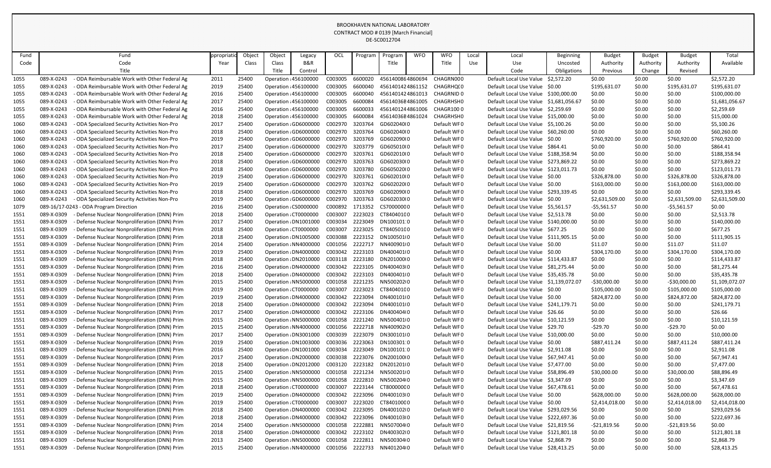BROOKHAVEN NATIONAL LABORATORY
CONTRACT MOD # 0139 [March Financial]
DE-SC0012704

| Fund Code | Fund Code Title | Appropriation Year | Object Class | Object Class Title | Legacy B&R Control | OCL | Program | Program Title | WFO | WFO Title | Local Use | Local Use Code | Beginning Uncosted Obligations | Budget Authority Previous | Budget Authority Change | Budget Authority Revised | Total Available |
|---|---|---|---|---|---|---|---|---|---|---|---|---|---|---|---|---|---|
| 1055 | 089-X-0243 - ODA Reimbursable Work with Other Federal Ag | 2011 | 25400 | Operation : | 456100000 | C003005 | 6600020 | 45614008 | 64860694 | CHAGRN00 | 0 | Default Local Use Value | $2,572.20 | $0.00 | $0.00 | $0.00 | $2,572.20 |
| 1055 | 089-X-0243 - ODA Reimbursable Work with Other Federal Ag | 2019 | 25400 | Operation : | 456100000 | C003005 | 6600040 | 45614014 | 24861152 | CHAGRHQ( | 0 | Default Local Use Value | $0.00 | $195,631.07 | $0.00 | $195,631.07 | $195,631.07 |
| 1055 | 089-X-0243 - ODA Reimbursable Work with Other Federal Ag | 2016 | 25400 | Operation : | 456100000 | C003005 | 6600040 | 45614014 | 24861013 | CHAGRNID | 0 | Default Local Use Value | $100,000.00 | $0.00 | $0.00 | $0.00 | $100,000.00 |
| 1055 | 089-X-0243 - ODA Reimbursable Work with Other Federal Ag | 2017 | 25400 | Operation : | 456100000 | C003005 | 6600084 | 45614036 | B4861005 | CHAGRHSH | 0 | Default Local Use Value | $1,681,056.67 | $0.00 | $0.00 | $0.00 | $1,681,056.67 |
| 1055 | 089-X-0243 - ODA Reimbursable Work with Other Federal Ag | 2016 | 25400 | Operation : | 456100000 | C003005 | 6600033 | 45614012 | 44861006 | CHAGR100 | 0 | Default Local Use Value | $2,259.69 | $0.00 | $0.00 | $0.00 | $2,259.69 |
| 1055 | 089-X-0243 - ODA Reimbursable Work with Other Federal Ag | 2018 | 25400 | Operation : | 456100000 | C003005 | 6600084 | 45614036 | B4861024 | CHAGRHSH | 0 | Default Local Use Value | $15,000.00 | $0.00 | $0.00 | $0.00 | $15,000.00 |
| 1060 | 089-X-0243 - ODA Specialized Security Activities Non-Pro | 2017 | 25400 | Operation : | GD6000000 | C002970 | 3203764 | GD602040 | 0 | Default WF | 0 | Default Local Use Value | $5,100.26 | $0.00 | $0.00 | $0.00 | $5,100.26 |
| 1060 | 089-X-0243 - ODA Specialized Security Activities Non-Pro | 2018 | 25400 | Operation : | GD6000000 | C002970 | 3203764 | GD602040 | 0 | Default WF | 0 | Default Local Use Value | $60,260.00 | $0.00 | $0.00 | $0.00 | $60,260.00 |
| 1060 | 089-X-0243 - ODA Specialized Security Activities Non-Pro | 2019 | 25400 | Operation : | GD6000000 | C002970 | 3203769 | GD602090 | 0 | Default WF | 0 | Default Local Use Value | $0.00 | $760,920.00 | $0.00 | $760,920.00 | $760,920.00 |
| 1060 | 089-X-0243 - ODA Specialized Security Activities Non-Pro | 2017 | 25400 | Operation : | GD6000000 | C002970 | 3203779 | GD605010 | 0 | Default WF | 0 | Default Local Use Value | $864.41 | $0.00 | $0.00 | $0.00 | $864.41 |
| 1060 | 089-X-0243 - ODA Specialized Security Activities Non-Pro | 2018 | 25400 | Operation : | GD6000000 | C002970 | 3203761 | GD602010 | 0 | Default WF | 0 | Default Local Use Value | $188,358.94 | $0.00 | $0.00 | $0.00 | $188,358.94 |
| 1060 | 089-X-0243 - ODA Specialized Security Activities Non-Pro | 2018 | 25400 | Operation : | GD6000000 | C002970 | 3203763 | GD602030 | 0 | Default WF | 0 | Default Local Use Value | $273,869.22 | $0.00 | $0.00 | $0.00 | $273,869.22 |
| 1060 | 089-X-0243 - ODA Specialized Security Activities Non-Pro | 2018 | 25400 | Operation : | GD6000000 | C002970 | 3203780 | GD605020 | 0 | Default WF | 0 | Default Local Use Value | $123,011.73 | $0.00 | $0.00 | $0.00 | $123,011.73 |
| 1060 | 089-X-0243 - ODA Specialized Security Activities Non-Pro | 2019 | 25400 | Operation : | GD6000000 | C002970 | 3203761 | GD602010 | 0 | Default WF | 0 | Default Local Use Value | $0.00 | $326,878.00 | $0.00 | $326,878.00 | $326,878.00 |
| 1060 | 089-X-0243 - ODA Specialized Security Activities Non-Pro | 2019 | 25400 | Operation : | GD6000000 | C002970 | 3203762 | GD602020 | 0 | Default WF | 0 | Default Local Use Value | $0.00 | $163,000.00 | $0.00 | $163,000.00 | $163,000.00 |
| 1060 | 089-X-0243 - ODA Specialized Security Activities Non-Pro | 2018 | 25400 | Operation : | GD6000000 | C002970 | 3203769 | GD602090 | 0 | Default WF | 0 | Default Local Use Value | $293,339.45 | $0.00 | $0.00 | $0.00 | $293,339.45 |
| 1060 | 089-X-0243 - ODA Specialized Security Activities Non-Pro | 2019 | 25400 | Operation : | GD6000000 | C002970 | 3203763 | GD602030 | 0 | Default WF | 0 | Default Local Use Value | $0.00 | $2,631,509.00 | $0.00 | $2,631,509.00 | $2,631,509.00 |
| 1079 | 089-16/17-0243 - ODA Program Direction | 2016 | 25400 | Operation : | CS0000000 | C000892 | 1713352 | CS700000 | 0 | Default WF | 0 | Default Local Use Value | $5,561.57 | -$5,561.57 | $0.00 | -$5,561.57 | $0.00 |
| 1551 | 089-X-0309 - Defense Nuclear Nonproliferation (DNN) Prim | 2018 | 25400 | Operation : | CT0000000 | C003007 | 2223023 | CT840401 | 0 | Default WF | 0 | Default Local Use Value | $2,513.78 | $0.00 | $0.00 | $0.00 | $2,513.78 |
| 1551 | 089-X-0309 - Defense Nuclear Nonproliferation (DNN) Prim | 2017 | 25400 | Operation : | DN1001000 | C003034 | 2223049 | DN100101 | 0 | Default WF | 0 | Default Local Use Value | $140,000.00 | $0.00 | $0.00 | $0.00 | $140,000.00 |
| 1551 | 089-X-0309 - Defense Nuclear Nonproliferation (DNN) Prim | 2018 | 25400 | Operation : | CT0000000 | C003007 | 2223025 | CT840501 | 0 | Default WF | 0 | Default Local Use Value | $677.25 | $0.00 | $0.00 | $0.00 | $677.25 |
| 1551 | 089-X-0309 - Defense Nuclear Nonproliferation (DNN) Prim | 2018 | 25400 | Operation : | DN1005000 | C003088 | 2223152 | DN100501 | 0 | Default WF | 0 | Default Local Use Value | $111,905.15 | $0.00 | $0.00 | $0.00 | $111,905.15 |
| 1551 | 089-X-0309 - Defense Nuclear Nonproliferation (DNN) Prim | 2014 | 25400 | Operation : | NN4000000 | C001056 | 2222717 | NN400901 | 0 | Default WF | 0 | Default Local Use Value | $0.00 | $11.07 | $0.00 | $11.07 | $11.07 |
| 1551 | 089-X-0309 - Defense Nuclear Nonproliferation (DNN) Prim | 2019 | 25400 | Operation : | DN4000000 | C003042 | 2223103 | DN400401 | 0 | Default WF | 0 | Default Local Use Value | $0.00 | $304,170.00 | $0.00 | $304,170.00 | $304,170.00 |
| 1551 | 089-X-0309 - Defense Nuclear Nonproliferation (DNN) Prim | 2018 | 25400 | Operation : | DN2010000 | C003118 | 2223180 | DN201000 | 0 | Default WF | 0 | Default Local Use Value | $114,433.87 | $0.00 | $0.00 | $0.00 | $114,433.87 |
| 1551 | 089-X-0309 - Defense Nuclear Nonproliferation (DNN) Prim | 2016 | 25400 | Operation : | DN4000000 | C003042 | 2223105 | DN400403 | 0 | Default WF | 0 | Default Local Use Value | $81,275.44 | $0.00 | $0.00 | $0.00 | $81,275.44 |
| 1551 | 089-X-0309 - Defense Nuclear Nonproliferation (DNN) Prim | 2018 | 25400 | Operation : | DN4000000 | C003042 | 2223103 | DN400401 | 0 | Default WF | 0 | Default Local Use Value | $35,435.78 | $0.00 | $0.00 | $0.00 | $35,435.78 |
| 1551 | 089-X-0309 - Defense Nuclear Nonproliferation (DNN) Prim | 2015 | 25400 | Operation : | NN5000000 | C001058 | 2221235 | NN500202 | 0 | Default WF | 0 | Default Local Use Value | $1,139,072.07 | -$30,000.00 | $0.00 | -$30,000.00 | $1,109,072.07 |
| 1551 | 089-X-0309 - Defense Nuclear Nonproliferation (DNN) Prim | 2019 | 25400 | Operation : | CT0000000 | C003007 | 2223023 | CT840401 | 0 | Default WF | 0 | Default Local Use Value | $0.00 | $105,000.00 | $0.00 | $105,000.00 | $105,000.00 |
| 1551 | 089-X-0309 - Defense Nuclear Nonproliferation (DNN) Prim | 2019 | 25400 | Operation : | DN4000000 | C003042 | 2223094 | DN400101 | 0 | Default WF | 0 | Default Local Use Value | $0.00 | $824,872.00 | $0.00 | $824,872.00 | $824,872.00 |
| 1551 | 089-X-0309 - Defense Nuclear Nonproliferation (DNN) Prim | 2018 | 25400 | Operation : | DN4000000 | C003042 | 2223094 | DN400101 | 0 | Default WF | 0 | Default Local Use Value | $241,179.71 | $0.00 | $0.00 | $0.00 | $241,179.71 |
| 1551 | 089-X-0309 - Defense Nuclear Nonproliferation (DNN) Prim | 2017 | 25400 | Operation : | DN4000000 | C003042 | 2223106 | DN400404 | 0 | Default WF | 0 | Default Local Use Value | $26.66 | $0.00 | $0.00 | $0.00 | $26.66 |
| 1551 | 089-X-0309 - Defense Nuclear Nonproliferation (DNN) Prim | 2015 | 25400 | Operation : | NN5000000 | C001058 | 2221240 | NN500401 | 0 | Default WF | 0 | Default Local Use Value | $10,121.59 | $0.00 | $0.00 | $0.00 | $10,121.59 |
| 1551 | 089-X-0309 - Defense Nuclear Nonproliferation (DNN) Prim | 2015 | 25400 | Operation : | NN4000000 | C001056 | 2222718 | NN400902 | 0 | Default WF | 0 | Default Local Use Value | $29.70 | -$29.70 | $0.00 | -$29.70 | $0.00 |
| 1551 | 089-X-0309 - Defense Nuclear Nonproliferation (DNN) Prim | 2017 | 25400 | Operation : | DN3001000 | C003039 | 2223079 | DN300101 | 0 | Default WF | 0 | Default Local Use Value | $10,000.00 | $0.00 | $0.00 | $0.00 | $10,000.00 |
| 1551 | 089-X-0309 - Defense Nuclear Nonproliferation (DNN) Prim | 2019 | 25400 | Operation : | DN1003000 | C003036 | 2223063 | DN100301 | 0 | Default WF | 0 | Default Local Use Value | $0.00 | $887,411.24 | $0.00 | $887,411.24 | $887,411.24 |
| 1551 | 089-X-0309 - Defense Nuclear Nonproliferation (DNN) Prim | 2016 | 25400 | Operation : | DN1001000 | C003034 | 2223049 | DN100101 | 0 | Default WF | 0 | Default Local Use Value | $2,911.08 | $0.00 | $0.00 | $0.00 | $2,911.08 |
| 1551 | 089-X-0309 - Defense Nuclear Nonproliferation (DNN) Prim | 2017 | 25400 | Operation : | DN2000000 | C003038 | 2223076 | DN200100 | 0 | Default WF | 0 | Default Local Use Value | $67,947.41 | $0.00 | $0.00 | $0.00 | $67,947.41 |
| 1551 | 089-X-0309 - Defense Nuclear Nonproliferation (DNN) Prim | 2018 | 25400 | Operation : | DN2012000 | C003120 | 2223182 | DN201201 | 0 | Default WF | 0 | Default Local Use Value | $7,477.00 | $0.00 | $0.00 | $0.00 | $7,477.00 |
| 1551 | 089-X-0309 - Defense Nuclear Nonproliferation (DNN) Prim | 2015 | 25400 | Operation : | NN5000000 | C001058 | 2221234 | NN500201 | 0 | Default WF | 0 | Default Local Use Value | $58,896.49 | $30,000.00 | $0.00 | $30,000.00 | $88,896.49 |
| 1551 | 089-X-0309 - Defense Nuclear Nonproliferation (DNN) Prim | 2015 | 25400 | Operation : | NN5000000 | C001058 | 2222810 | NN500204 | 0 | Default WF | 0 | Default Local Use Value | $3,347.69 | $0.00 | $0.00 | $0.00 | $3,347.69 |
| 1551 | 089-X-0309 - Defense Nuclear Nonproliferation (DNN) Prim | 2018 | 25400 | Operation : | CT0000000 | C003007 | 2223144 | CT800000 | 0 | Default WF | 0 | Default Local Use Value | $67,478.61 | $0.00 | $0.00 | $0.00 | $67,478.61 |
| 1551 | 089-X-0309 - Defense Nuclear Nonproliferation (DNN) Prim | 2019 | 25400 | Operation : | DN4000000 | C003042 | 2223096 | DN400103 | 0 | Default WF | 0 | Default Local Use Value | $0.00 | $628,000.00 | $0.00 | $628,000.00 | $628,000.00 |
| 1551 | 089-X-0309 - Defense Nuclear Nonproliferation (DNN) Prim | 2019 | 25400 | Operation : | CT0000000 | C003007 | 2223020 | CT840100 | 0 | Default WF | 0 | Default Local Use Value | $0.00 | $2,414,018.00 | $0.00 | $2,414,018.00 | $2,414,018.00 |
| 1551 | 089-X-0309 - Defense Nuclear Nonproliferation (DNN) Prim | 2018 | 25400 | Operation : | DN4000000 | C003042 | 2223095 | DN400102 | 0 | Default WF | 0 | Default Local Use Value | $293,029.56 | $0.00 | $0.00 | $0.00 | $293,029.56 |
| 1551 | 089-X-0309 - Defense Nuclear Nonproliferation (DNN) Prim | 2018 | 25400 | Operation : | DN4000000 | C003042 | 2223096 | DN400103 | 0 | Default WF | 0 | Default Local Use Value | $222,697.36 | $0.00 | $0.00 | $0.00 | $222,697.36 |
| 1551 | 089-X-0309 - Defense Nuclear Nonproliferation (DNN) Prim | 2014 | 25400 | Operation : | NN5000000 | C001058 | 2222881 | NN507004 | 0 | Default WF | 0 | Default Local Use Value | $21,819.56 | -$21,819.56 | $0.00 | -$21,819.56 | $0.00 |
| 1551 | 089-X-0309 - Defense Nuclear Nonproliferation (DNN) Prim | 2018 | 25400 | Operation : | DN4000000 | C003042 | 2223102 | DN400302 | 0 | Default WF | 0 | Default Local Use Value | $121,801.18 | $0.00 | $0.00 | $0.00 | $121,801.18 |
| 1551 | 089-X-0309 - Defense Nuclear Nonproliferation (DNN) Prim | 2013 | 25400 | Operation : | NN5000000 | C001058 | 2222811 | NN500304 | 0 | Default WF | 0 | Default Local Use Value | $2,868.79 | $0.00 | $0.00 | $0.00 | $2,868.79 |
| 1551 | 089-X-0309 - Defense Nuclear Nonproliferation (DNN) Prim | 2015 | 25400 | Operation : | NN4000000 | C001056 | 2222733 | NN401204 | 0 | Default WF | 0 | Default Local Use Value | $28,413.25 | $0.00 | $0.00 | $0.00 | $28,413.25 |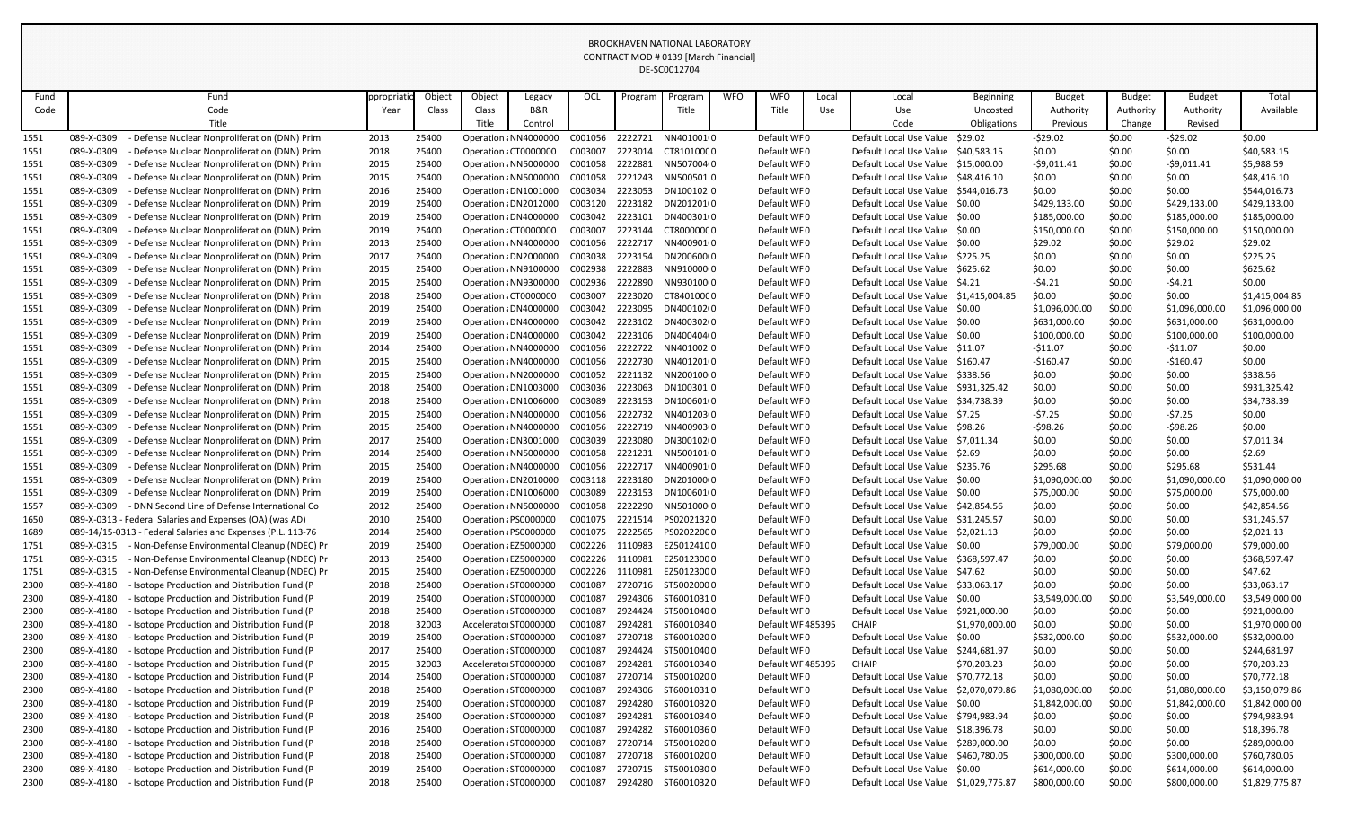BROOKHAVEN NATIONAL LABORATORY
CONTRACT MOD # 0139 [March Financial]
DE-SC0012704

| Fund Code | Fund Code Title | Appropriation Year | Object Class | Object Class Title | Legacy B&R Control | OCL | Program | Program Title | WFO | WFO Title | Local Use | Local Use Code | Beginning Uncosted Obligations | Budget Authority Previous | Budget Authority Change | Budget Authority Revised | Total Available |
|---|---|---|---|---|---|---|---|---|---|---|---|---|---|---|---|---|---|
| 1551 | 089-X-0309 - Defense Nuclear Nonproliferation (DNN) Prim | 2013 | 25400 | Operation : | NN4000000 | C001056 | 2222721 | NN4010010 | 0 | Default WF | 0 | Default Local Use Value | $29.02 | -$29.02 | $0.00 | -$29.02 | $0.00 |
| 1551 | 089-X-0309 - Defense Nuclear Nonproliferation (DNN) Prim | 2018 | 25400 | Operation : | CT0000000 | C003007 | 2223014 | CT8101000 | 0 | Default WF | 0 | Default Local Use Value | $40,583.15 | $0.00 | $0.00 | $0.00 | $40,583.15 |
| 1551 | 089-X-0309 - Defense Nuclear Nonproliferation (DNN) Prim | 2015 | 25400 | Operation : | NN5000000 | C001058 | 2222881 | NN5070040 | 0 | Default WF | 0 | Default Local Use Value | $15,000.00 | -$9,011.41 | $0.00 | -$9,011.41 | $5,988.59 |
| 1551 | 089-X-0309 - Defense Nuclear Nonproliferation (DNN) Prim | 2015 | 25400 | Operation : | NN5000000 | C001058 | 2221243 | NN500501 | 0 | Default WF | 0 | Default Local Use Value | $48,416.10 | $0.00 | $0.00 | $0.00 | $48,416.10 |
| 1551 | 089-X-0309 - Defense Nuclear Nonproliferation (DNN) Prim | 2016 | 25400 | Operation : | DN1001000 | C003034 | 2223053 | DN100102 | 0 | Default WF | 0 | Default Local Use Value | $544,016.73 | $0.00 | $0.00 | $0.00 | $544,016.73 |
| 1551 | 089-X-0309 - Defense Nuclear Nonproliferation (DNN) Prim | 2019 | 25400 | Operation : | DN2012000 | C003120 | 2223182 | DN2012010 | 0 | Default WF | 0 | Default Local Use Value | $0.00 | $429,133.00 | $0.00 | $429,133.00 | $429,133.00 |
| 1551 | 089-X-0309 - Defense Nuclear Nonproliferation (DNN) Prim | 2019 | 25400 | Operation : | DN4000000 | C003042 | 2223101 | DN4003010 | 0 | Default WF | 0 | Default Local Use Value | $0.00 | $185,000.00 | $0.00 | $185,000.00 | $185,000.00 |
| 1551 | 089-X-0309 - Defense Nuclear Nonproliferation (DNN) Prim | 2019 | 25400 | Operation : | CT0000000 | C003007 | 2223144 | CT8000000 | 0 | Default WF | 0 | Default Local Use Value | $0.00 | $150,000.00 | $0.00 | $150,000.00 | $150,000.00 |
| 1551 | 089-X-0309 - Defense Nuclear Nonproliferation (DNN) Prim | 2013 | 25400 | Operation : | NN4000000 | C001056 | 2222717 | NN4009010 | 0 | Default WF | 0 | Default Local Use Value | $0.00 | $29.02 | $0.00 | $29.02 | $29.02 |
| 1551 | 089-X-0309 - Defense Nuclear Nonproliferation (DNN) Prim | 2017 | 25400 | Operation : | DN2000000 | C003038 | 2223154 | DN2006000 | 0 | Default WF | 0 | Default Local Use Value | $225.25 | $0.00 | $0.00 | $0.00 | $225.25 |
| 1551 | 089-X-0309 - Defense Nuclear Nonproliferation (DNN) Prim | 2015 | 25400 | Operation : | NN9100000 | C002938 | 2222883 | NN9100000 | 0 | Default WF | 0 | Default Local Use Value | $625.62 | $0.00 | $0.00 | $0.00 | $625.62 |
| 1551 | 089-X-0309 - Defense Nuclear Nonproliferation (DNN) Prim | 2015 | 25400 | Operation : | NN9300000 | C002936 | 2222890 | NN9301000 | 0 | Default WF | 0 | Default Local Use Value | $4.21 | -$4.21 | $0.00 | -$4.21 | $0.00 |
| 1551 | 089-X-0309 - Defense Nuclear Nonproliferation (DNN) Prim | 2018 | 25400 | Operation : | CT0000000 | C003007 | 2223020 | CT8401000 | 0 | Default WF | 0 | Default Local Use Value | $1,415,004.85 | $0.00 | $0.00 | $0.00 | $1,415,004.85 |
| 1551 | 089-X-0309 - Defense Nuclear Nonproliferation (DNN) Prim | 2019 | 25400 | Operation : | DN4000000 | C003042 | 2223095 | DN4001020 | 0 | Default WF | 0 | Default Local Use Value | $0.00 | $1,096,000.00 | $0.00 | $1,096,000.00 | $1,096,000.00 |
| 1551 | 089-X-0309 - Defense Nuclear Nonproliferation (DNN) Prim | 2019 | 25400 | Operation : | DN4000000 | C003042 | 2223102 | DN4003020 | 0 | Default WF | 0 | Default Local Use Value | $0.00 | $631,000.00 | $0.00 | $631,000.00 | $631,000.00 |
| 1551 | 089-X-0309 - Defense Nuclear Nonproliferation (DNN) Prim | 2019 | 25400 | Operation : | DN4000000 | C003042 | 2223106 | DN4004040 | 0 | Default WF | 0 | Default Local Use Value | $0.00 | $100,000.00 | $0.00 | $100,000.00 | $100,000.00 |
| 1551 | 089-X-0309 - Defense Nuclear Nonproliferation (DNN) Prim | 2014 | 25400 | Operation : | NN4000000 | C001056 | 2222722 | NN401002 | 0 | Default WF | 0 | Default Local Use Value | $11.07 | -$11.07 | $0.00 | -$11.07 | $0.00 |
| 1551 | 089-X-0309 - Defense Nuclear Nonproliferation (DNN) Prim | 2015 | 25400 | Operation : | NN4000000 | C001056 | 2222730 | NN4012010 | 0 | Default WF | 0 | Default Local Use Value | $160.47 | -$160.47 | $0.00 | -$160.47 | $0.00 |
| 1551 | 089-X-0309 - Defense Nuclear Nonproliferation (DNN) Prim | 2015 | 25400 | Operation : | NN2000000 | C001052 | 2221132 | NN2001000 | 0 | Default WF | 0 | Default Local Use Value | $338.56 | $0.00 | $0.00 | $0.00 | $338.56 |
| 1551 | 089-X-0309 - Defense Nuclear Nonproliferation (DNN) Prim | 2018 | 25400 | Operation : | DN1003000 | C003036 | 2223063 | DN100301 | 0 | Default WF | 0 | Default Local Use Value | $931,325.42 | $0.00 | $0.00 | $0.00 | $931,325.42 |
| 1551 | 089-X-0309 - Defense Nuclear Nonproliferation (DNN) Prim | 2018 | 25400 | Operation : | DN1006000 | C003089 | 2223153 | DN1006010 | 0 | Default WF | 0 | Default Local Use Value | $34,738.39 | $0.00 | $0.00 | $0.00 | $34,738.39 |
| 1551 | 089-X-0309 - Defense Nuclear Nonproliferation (DNN) Prim | 2015 | 25400 | Operation : | NN4000000 | C001056 | 2222732 | NN4012030 | 0 | Default WF | 0 | Default Local Use Value | $7.25 | -$7.25 | $0.00 | -$7.25 | $0.00 |
| 1551 | 089-X-0309 - Defense Nuclear Nonproliferation (DNN) Prim | 2015 | 25400 | Operation : | NN4000000 | C001056 | 2222719 | NN4009030 | 0 | Default WF | 0 | Default Local Use Value | $98.26 | -$98.26 | $0.00 | -$98.26 | $0.00 |
| 1551 | 089-X-0309 - Defense Nuclear Nonproliferation (DNN) Prim | 2017 | 25400 | Operation : | DN3001000 | C003039 | 2223080 | DN3001020 | 0 | Default WF | 0 | Default Local Use Value | $7,011.34 | $0.00 | $0.00 | $0.00 | $7,011.34 |
| 1551 | 089-X-0309 - Defense Nuclear Nonproliferation (DNN) Prim | 2014 | 25400 | Operation : | NN5000000 | C001058 | 2221231 | NN5001010 | 0 | Default WF | 0 | Default Local Use Value | $2.69 | $0.00 | $0.00 | $0.00 | $2.69 |
| 1551 | 089-X-0309 - Defense Nuclear Nonproliferation (DNN) Prim | 2015 | 25400 | Operation : | NN4000000 | C001056 | 2222717 | NN4009010 | 0 | Default WF | 0 | Default Local Use Value | $235.76 | $295.68 | $0.00 | $295.68 | $531.44 |
| 1551 | 089-X-0309 - Defense Nuclear Nonproliferation (DNN) Prim | 2019 | 25400 | Operation : | DN2010000 | C003118 | 2223180 | DN2010000 | 0 | Default WF | 0 | Default Local Use Value | $0.00 | $1,090,000.00 | $0.00 | $1,090,000.00 | $1,090,000.00 |
| 1551 | 089-X-0309 - Defense Nuclear Nonproliferation (DNN) Prim | 2019 | 25400 | Operation : | DN1006000 | C003089 | 2223153 | DN1006010 | 0 | Default WF | 0 | Default Local Use Value | $0.00 | $75,000.00 | $0.00 | $75,000.00 | $75,000.00 |
| 1557 | 089-X-0309 - DNN Second Line of Defense International Co | 2012 | 25400 | Operation : | NN5000000 | C001058 | 2222290 | NN5010000 | 0 | Default WF | 0 | Default Local Use Value | $42,854.56 | $0.00 | $0.00 | $0.00 | $42,854.56 |
| 1650 | 089-X-0313 - Federal Salaries and Expenses (OA) (was AD) | 2010 | 25400 | Operation : | PS0000000 | C001075 | 2221514 | PS0202132 | 0 | Default WF | 0 | Default Local Use Value | $31,245.57 | $0.00 | $0.00 | $0.00 | $31,245.57 |
| 1689 | 089-14/15-0313 - Federal Salaries and Expenses (P.L. 113-76 | 2014 | 25400 | Operation : | PS0000000 | C001075 | 2222565 | PS0202200 | 0 | Default WF | 0 | Default Local Use Value | $2,021.13 | $0.00 | $0.00 | $0.00 | $2,021.13 |
| 1751 | 089-X-0315 - Non-Defense Environmental Cleanup (NDEC) Pr | 2019 | 25400 | Operation : | EZ5000000 | C002226 | 1110983 | EZ5012410 | 0 | Default WF | 0 | Default Local Use Value | $0.00 | $79,000.00 | $0.00 | $79,000.00 | $79,000.00 |
| 1751 | 089-X-0315 - Non-Defense Environmental Cleanup (NDEC) Pr | 2013 | 25400 | Operation : | EZ5000000 | C002226 | 1110981 | EZ5012300 | 0 | Default WF | 0 | Default Local Use Value | $368,597.47 | $0.00 | $0.00 | $0.00 | $368,597.47 |
| 1751 | 089-X-0315 - Non-Defense Environmental Cleanup (NDEC) Pr | 2015 | 25400 | Operation : | EZ5000000 | C002226 | 1110981 | EZ5012300 | 0 | Default WF | 0 | Default Local Use Value | $47.62 | $0.00 | $0.00 | $0.00 | $47.62 |
| 2300 | 089-X-4180 - Isotope Production and Distribution Fund (P | 2018 | 25400 | Operation : | ST0000000 | C001087 | 2720716 | ST5002000 | 0 | Default WF | 0 | Default Local Use Value | $33,063.17 | $0.00 | $0.00 | $0.00 | $33,063.17 |
| 2300 | 089-X-4180 - Isotope Production and Distribution Fund (P | 2019 | 25400 | Operation : | ST0000000 | C001087 | 2924306 | ST6001031 | 0 | Default WF | 0 | Default Local Use Value | $0.00 | $3,549,000.00 | $0.00 | $3,549,000.00 | $3,549,000.00 |
| 2300 | 089-X-4180 - Isotope Production and Distribution Fund (P | 2018 | 25400 | Operation : | ST0000000 | C001087 | 2924424 | ST5001040 | 0 | Default WF | 0 | Default Local Use Value | $921,000.00 | $0.00 | $0.00 | $0.00 | $921,000.00 |
| 2300 | 089-X-4180 - Isotope Production and Distribution Fund (P | 2018 | 32003 | Accelerator | ST0000000 | C001087 | 2924281 | ST6001034 | 0 | Default WF | 485395 | CHAIP | $1,970,000.00 | $0.00 | $0.00 | $0.00 | $1,970,000.00 |
| 2300 | 089-X-4180 - Isotope Production and Distribution Fund (P | 2019 | 25400 | Operation : | ST0000000 | C001087 | 2720718 | ST6001020 | 0 | Default WF | 0 | Default Local Use Value | $0.00 | $532,000.00 | $0.00 | $532,000.00 | $532,000.00 |
| 2300 | 089-X-4180 - Isotope Production and Distribution Fund (P | 2017 | 25400 | Operation : | ST0000000 | C001087 | 2924424 | ST5001040 | 0 | Default WF | 0 | Default Local Use Value | $244,681.97 | $0.00 | $0.00 | $0.00 | $244,681.97 |
| 2300 | 089-X-4180 - Isotope Production and Distribution Fund (P | 2015 | 32003 | Accelerator | ST0000000 | C001087 | 2924281 | ST6001034 | 0 | Default WF | 485395 | CHAIP | $70,203.23 | $0.00 | $0.00 | $0.00 | $70,203.23 |
| 2300 | 089-X-4180 - Isotope Production and Distribution Fund (P | 2014 | 25400 | Operation : | ST0000000 | C001087 | 2720714 | ST5001020 | 0 | Default WF | 0 | Default Local Use Value | $70,772.18 | $0.00 | $0.00 | $0.00 | $70,772.18 |
| 2300 | 089-X-4180 - Isotope Production and Distribution Fund (P | 2018 | 25400 | Operation : | ST0000000 | C001087 | 2924306 | ST6001031 | 0 | Default WF | 0 | Default Local Use Value | $2,070,079.86 | $1,080,000.00 | $0.00 | $1,080,000.00 | $3,150,079.86 |
| 2300 | 089-X-4180 - Isotope Production and Distribution Fund (P | 2019 | 25400 | Operation : | ST0000000 | C001087 | 2924280 | ST6001032 | 0 | Default WF | 0 | Default Local Use Value | $0.00 | $1,842,000.00 | $0.00 | $1,842,000.00 | $1,842,000.00 |
| 2300 | 089-X-4180 - Isotope Production and Distribution Fund (P | 2018 | 25400 | Operation : | ST0000000 | C001087 | 2924281 | ST6001034 | 0 | Default WF | 0 | Default Local Use Value | $794,983.94 | $0.00 | $0.00 | $0.00 | $794,983.94 |
| 2300 | 089-X-4180 - Isotope Production and Distribution Fund (P | 2016 | 25400 | Operation : | ST0000000 | C001087 | 2924282 | ST6001036 | 0 | Default WF | 0 | Default Local Use Value | $18,396.78 | $0.00 | $0.00 | $0.00 | $18,396.78 |
| 2300 | 089-X-4180 - Isotope Production and Distribution Fund (P | 2018 | 25400 | Operation : | ST0000000 | C001087 | 2720714 | ST5001020 | 0 | Default WF | 0 | Default Local Use Value | $289,000.00 | $0.00 | $0.00 | $0.00 | $289,000.00 |
| 2300 | 089-X-4180 - Isotope Production and Distribution Fund (P | 2018 | 25400 | Operation : | ST0000000 | C001087 | 2720718 | ST6001020 | 0 | Default WF | 0 | Default Local Use Value | $460,780.05 | $300,000.00 | $0.00 | $300,000.00 | $760,780.05 |
| 2300 | 089-X-4180 - Isotope Production and Distribution Fund (P | 2019 | 25400 | Operation : | ST0000000 | C001087 | 2720715 | ST5001030 | 0 | Default WF | 0 | Default Local Use Value | $0.00 | $614,000.00 | $0.00 | $614,000.00 | $614,000.00 |
| 2300 | 089-X-4180 - Isotope Production and Distribution Fund (P | 2018 | 25400 | Operation : | ST0000000 | C001087 | 2924280 | ST6001032 | 0 | Default WF | 0 | Default Local Use Value | $1,029,775.87 | $800,000.00 | $0.00 | $800,000.00 | $1,829,775.87 |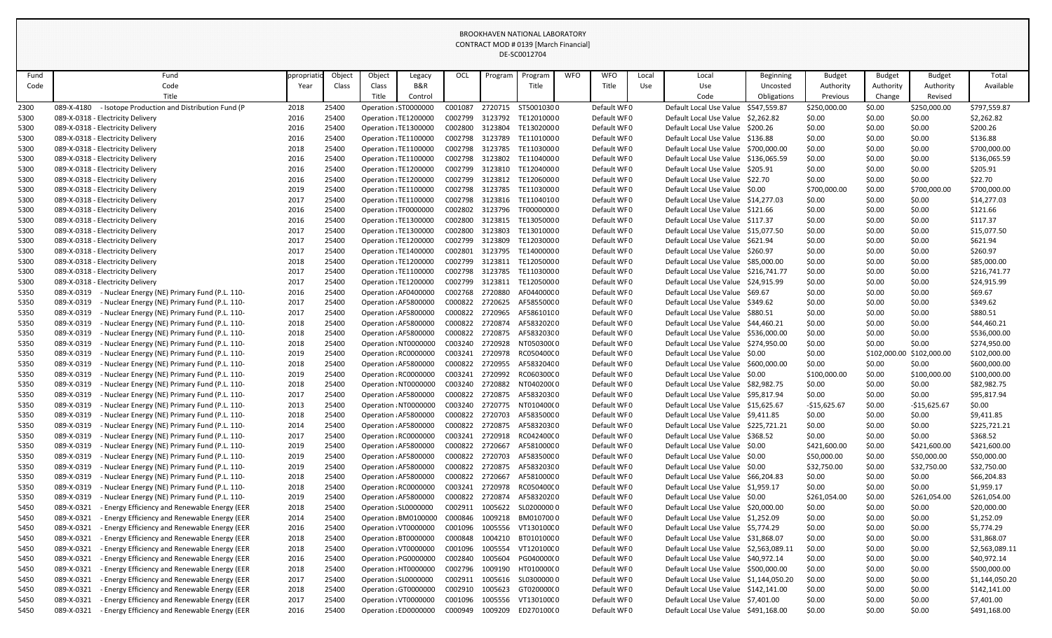BROOKHAVEN NATIONAL LABORATORY
CONTRACT MOD # 0139 [March Financial]
DE-SC0012704

| Fund Code | Fund Code Title | Appropriation Year | Object Class | Object Class Title | Legacy B&R Control | OCL | Program | Program Title | WFO | WFO Title | Local Use | Local Use Code | Beginning Uncosted Obligations | Budget Authority Previous | Budget Authority Change | Budget Authority Revised | Total Available |
|---|---|---|---|---|---|---|---|---|---|---|---|---|---|---|---|---|---|
| 2300 | 089-X-4180 - Isotope Production and Distribution Fund (P | 2018 | 25400 | Operation : | ST0000000 | C001087 | 2720715 | ST50010300 | 0 | Default WF | 0 | Default Local Use Value | $547,559.87 | $250,000.00 | $0.00 | $250,000.00 | $797,559.87 |
| 5300 | 089-X-0318 - Electricity Delivery | 2016 | 25400 | Operation : | TE1200000 | C002799 | 3123792 | TE12010000 | 0 | Default WF | 0 | Default Local Use Value | $2,262.82 | $0.00 | $0.00 | $0.00 | $2,262.82 |
| 5300 | 089-X-0318 - Electricity Delivery | 2016 | 25400 | Operation : | TE1300000 | C002800 | 3123804 | TE13020000 | 0 | Default WF | 0 | Default Local Use Value | $200.26 | $0.00 | $0.00 | $0.00 | $200.26 |
| 5300 | 089-X-0318 - Electricity Delivery | 2016 | 25400 | Operation : | TE1100000 | C002798 | 3123789 | TE11010000 | 0 | Default WF | 0 | Default Local Use Value | $136.88 | $0.00 | $0.00 | $0.00 | $136.88 |
| 5300 | 089-X-0318 - Electricity Delivery | 2018 | 25400 | Operation : | TE1100000 | C002798 | 3123785 | TE11030000 | 0 | Default WF | 0 | Default Local Use Value | $700,000.00 | $0.00 | $0.00 | $0.00 | $700,000.00 |
| 5300 | 089-X-0318 - Electricity Delivery | 2016 | 25400 | Operation : | TE1100000 | C002798 | 3123802 | TE11040000 | 0 | Default WF | 0 | Default Local Use Value | $136,065.59 | $0.00 | $0.00 | $0.00 | $136,065.59 |
| 5300 | 089-X-0318 - Electricity Delivery | 2016 | 25400 | Operation : | TE1200000 | C002799 | 3123810 | TE12040000 | 0 | Default WF | 0 | Default Local Use Value | $205.91 | $0.00 | $0.00 | $0.00 | $205.91 |
| 5300 | 089-X-0318 - Electricity Delivery | 2016 | 25400 | Operation : | TE1200000 | C002799 | 3123812 | TE12060000 | 0 | Default WF | 0 | Default Local Use Value | $22.70 | $0.00 | $0.00 | $0.00 | $22.70 |
| 5300 | 089-X-0318 - Electricity Delivery | 2019 | 25400 | Operation : | TE1100000 | C002798 | 3123785 | TE11030000 | 0 | Default WF | 0 | Default Local Use Value | $0.00 | $700,000.00 | $0.00 | $700,000.00 | $700,000.00 |
| 5300 | 089-X-0318 - Electricity Delivery | 2017 | 25400 | Operation : | TE1100000 | C002798 | 3123816 | TE11040100 | 0 | Default WF | 0 | Default Local Use Value | $14,277.03 | $0.00 | $0.00 | $0.00 | $14,277.03 |
| 5300 | 089-X-0318 - Electricity Delivery | 2016 | 25400 | Operation : | TF0000000 | C002802 | 3123796 | TF00000000 | 0 | Default WF | 0 | Default Local Use Value | $121.66 | $0.00 | $0.00 | $0.00 | $121.66 |
| 5300 | 089-X-0318 - Electricity Delivery | 2016 | 25400 | Operation : | TE1300000 | C002800 | 3123815 | TE13050000 | 0 | Default WF | 0 | Default Local Use Value | $117.37 | $0.00 | $0.00 | $0.00 | $117.37 |
| 5300 | 089-X-0318 - Electricity Delivery | 2017 | 25400 | Operation : | TE1300000 | C002800 | 3123803 | TE13010000 | 0 | Default WF | 0 | Default Local Use Value | $15,077.50 | $0.00 | $0.00 | $0.00 | $15,077.50 |
| 5300 | 089-X-0318 - Electricity Delivery | 2017 | 25400 | Operation : | TE1200000 | C002799 | 3123809 | TE12030000 | 0 | Default WF | 0 | Default Local Use Value | $621.94 | $0.00 | $0.00 | $0.00 | $621.94 |
| 5300 | 089-X-0318 - Electricity Delivery | 2017 | 25400 | Operation : | TE1400000 | C002801 | 3123795 | TE14000000 | 0 | Default WF | 0 | Default Local Use Value | $260.97 | $0.00 | $0.00 | $0.00 | $260.97 |
| 5300 | 089-X-0318 - Electricity Delivery | 2018 | 25400 | Operation : | TE1200000 | C002799 | 3123811 | TE12050000 | 0 | Default WF | 0 | Default Local Use Value | $85,000.00 | $0.00 | $0.00 | $0.00 | $85,000.00 |
| 5300 | 089-X-0318 - Electricity Delivery | 2017 | 25400 | Operation : | TE1100000 | C002798 | 3123785 | TE11030000 | 0 | Default WF | 0 | Default Local Use Value | $216,741.77 | $0.00 | $0.00 | $0.00 | $216,741.77 |
| 5300 | 089-X-0318 - Electricity Delivery | 2017 | 25400 | Operation : | TE1200000 | C002799 | 3123811 | TE12050000 | 0 | Default WF | 0 | Default Local Use Value | $24,915.99 | $0.00 | $0.00 | $0.00 | $24,915.99 |
| 5350 | 089-X-0319 - Nuclear Energy (NE) Primary Fund (P.L. 110- | 2016 | 25400 | Operation : | AF0400000 | C002768 | 2720880 | AF04000000 | 0 | Default WF | 0 | Default Local Use Value | $69.67 | $0.00 | $0.00 | $0.00 | $69.67 |
| 5350 | 089-X-0319 - Nuclear Energy (NE) Primary Fund (P.L. 110- | 2017 | 25400 | Operation : | AF5800000 | C000822 | 2720625 | AF58550000 | 0 | Default WF | 0 | Default Local Use Value | $349.62 | $0.00 | $0.00 | $0.00 | $349.62 |
| 5350 | 089-X-0319 - Nuclear Energy (NE) Primary Fund (P.L. 110- | 2017 | 25400 | Operation : | AF5800000 | C000822 | 2720965 | AF58610100 | 0 | Default WF | 0 | Default Local Use Value | $880.51 | $0.00 | $0.00 | $0.00 | $880.51 |
| 5350 | 089-X-0319 - Nuclear Energy (NE) Primary Fund (P.L. 110- | 2018 | 25400 | Operation : | AF5800000 | C000822 | 2720874 | AF58320200 | 0 | Default WF | 0 | Default Local Use Value | $44,460.21 | $0.00 | $0.00 | $0.00 | $44,460.21 |
| 5350 | 089-X-0319 - Nuclear Energy (NE) Primary Fund (P.L. 110- | 2018 | 25400 | Operation : | AF5800000 | C000822 | 2720875 | AF58320300 | 0 | Default WF | 0 | Default Local Use Value | $536,000.00 | $0.00 | $0.00 | $0.00 | $536,000.00 |
| 5350 | 089-X-0319 - Nuclear Energy (NE) Primary Fund (P.L. 110- | 2018 | 25400 | Operation : | NT0000000 | C003240 | 2720928 | NT05030000 | 0 | Default WF | 0 | Default Local Use Value | $274,950.00 | $0.00 | $0.00 | $0.00 | $274,950.00 |
| 5350 | 089-X-0319 - Nuclear Energy (NE) Primary Fund (P.L. 110- | 2019 | 25400 | Operation : | RC0000000 | C003241 | 2720978 | RC05040000 | 0 | Default WF | 0 | Default Local Use Value | $0.00 | $0.00 | $102,000.00 | $102,000.00 | $102,000.00 |
| 5350 | 089-X-0319 - Nuclear Energy (NE) Primary Fund (P.L. 110- | 2018 | 25400 | Operation : | AF5800000 | C000822 | 2720955 | AF58320400 | 0 | Default WF | 0 | Default Local Use Value | $600,000.00 | $0.00 | $0.00 | $0.00 | $600,000.00 |
| 5350 | 089-X-0319 - Nuclear Energy (NE) Primary Fund (P.L. 110- | 2019 | 25400 | Operation : | RC0000000 | C003241 | 2720992 | RC06030000 | 0 | Default WF | 0 | Default Local Use Value | $0.00 | $100,000.00 | $0.00 | $100,000.00 | $100,000.00 |
| 5350 | 089-X-0319 - Nuclear Energy (NE) Primary Fund (P.L. 110- | 2018 | 25400 | Operation : | NT0000000 | C003240 | 2720882 | NT04020000 | 0 | Default WF | 0 | Default Local Use Value | $82,982.75 | $0.00 | $0.00 | $0.00 | $82,982.75 |
| 5350 | 089-X-0319 - Nuclear Energy (NE) Primary Fund (P.L. 110- | 2017 | 25400 | Operation : | AF5800000 | C000822 | 2720875 | AF58320300 | 0 | Default WF | 0 | Default Local Use Value | $95,817.94 | $0.00 | $0.00 | $0.00 | $95,817.94 |
| 5350 | 089-X-0319 - Nuclear Energy (NE) Primary Fund (P.L. 110- | 2013 | 25400 | Operation : | NT0000000 | C003240 | 2720775 | NT01040000 | 0 | Default WF | 0 | Default Local Use Value | $15,625.67 | -$15,625.67 | $0.00 | -$15,625.67 | $0.00 |
| 5350 | 089-X-0319 - Nuclear Energy (NE) Primary Fund (P.L. 110- | 2018 | 25400 | Operation : | AF5800000 | C000822 | 2720703 | AF58350000 | 0 | Default WF | 0 | Default Local Use Value | $9,411.85 | $0.00 | $0.00 | $0.00 | $9,411.85 |
| 5350 | 089-X-0319 - Nuclear Energy (NE) Primary Fund (P.L. 110- | 2014 | 25400 | Operation : | AF5800000 | C000822 | 2720875 | AF58320300 | 0 | Default WF | 0 | Default Local Use Value | $225,721.21 | $0.00 | $0.00 | $0.00 | $225,721.21 |
| 5350 | 089-X-0319 - Nuclear Energy (NE) Primary Fund (P.L. 110- | 2017 | 25400 | Operation : | RC0000000 | C003241 | 2720918 | RC04240000 | 0 | Default WF | 0 | Default Local Use Value | $368.52 | $0.00 | $0.00 | $0.00 | $368.52 |
| 5350 | 089-X-0319 - Nuclear Energy (NE) Primary Fund (P.L. 110- | 2019 | 25400 | Operation : | AF5800000 | C000822 | 2720667 | AF58100000 | 0 | Default WF | 0 | Default Local Use Value | $0.00 | $421,600.00 | $0.00 | $421,600.00 | $421,600.00 |
| 5350 | 089-X-0319 - Nuclear Energy (NE) Primary Fund (P.L. 110- | 2019 | 25400 | Operation : | AF5800000 | C000822 | 2720703 | AF58350000 | 0 | Default WF | 0 | Default Local Use Value | $0.00 | $50,000.00 | $0.00 | $50,000.00 | $50,000.00 |
| 5350 | 089-X-0319 - Nuclear Energy (NE) Primary Fund (P.L. 110- | 2019 | 25400 | Operation : | AF5800000 | C000822 | 2720875 | AF58320300 | 0 | Default WF | 0 | Default Local Use Value | $0.00 | $32,750.00 | $0.00 | $32,750.00 | $32,750.00 |
| 5350 | 089-X-0319 - Nuclear Energy (NE) Primary Fund (P.L. 110- | 2018 | 25400 | Operation : | AF5800000 | C000822 | 2720667 | AF58100000 | 0 | Default WF | 0 | Default Local Use Value | $66,204.83 | $0.00 | $0.00 | $0.00 | $66,204.83 |
| 5350 | 089-X-0319 - Nuclear Energy (NE) Primary Fund (P.L. 110- | 2018 | 25400 | Operation : | RC0000000 | C003241 | 2720978 | RC05040000 | 0 | Default WF | 0 | Default Local Use Value | $1,959.17 | $0.00 | $0.00 | $0.00 | $1,959.17 |
| 5350 | 089-X-0319 - Nuclear Energy (NE) Primary Fund (P.L. 110- | 2019 | 25400 | Operation : | AF5800000 | C000822 | 2720874 | AF58320200 | 0 | Default WF | 0 | Default Local Use Value | $0.00 | $261,054.00 | $0.00 | $261,054.00 | $261,054.00 |
| 5450 | 089-X-0321 - Energy Efficiency and Renewable Energy (EER | 2018 | 25400 | Operation : | SL0000000 | C002911 | 1005622 | SL02000000 | 0 | Default WF | 0 | Default Local Use Value | $20,000.00 | $0.00 | $0.00 | $0.00 | $20,000.00 |
| 5450 | 089-X-0321 - Energy Efficiency and Renewable Energy (EER | 2014 | 25400 | Operation : | BM0100000 | C000846 | 1009218 | BM01070000 | 0 | Default WF | 0 | Default Local Use Value | $1,252.09 | $0.00 | $0.00 | $0.00 | $1,252.09 |
| 5450 | 089-X-0321 - Energy Efficiency and Renewable Energy (EER | 2016 | 25400 | Operation : | VT0000000 | C001096 | 1005556 | VT13010000 | 0 | Default WF | 0 | Default Local Use Value | $5,774.29 | $0.00 | $0.00 | $0.00 | $5,774.29 |
| 5450 | 089-X-0321 - Energy Efficiency and Renewable Energy (EER | 2018 | 25400 | Operation : | BT0000000 | C000848 | 1004210 | BT01010000 | 0 | Default WF | 0 | Default Local Use Value | $31,868.07 | $0.00 | $0.00 | $0.00 | $31,868.07 |
| 5450 | 089-X-0321 - Energy Efficiency and Renewable Energy (EER | 2018 | 25400 | Operation : | VT0000000 | C001096 | 1005554 | VT12010000 | 0 | Default WF | 0 | Default Local Use Value | $2,563,089.11 | $0.00 | $0.00 | $0.00 | $2,563,089.11 |
| 5450 | 089-X-0321 - Energy Efficiency and Renewable Energy (EER | 2016 | 25400 | Operation : | PG0000000 | C002840 | 1005604 | PG04000000 | 0 | Default WF | 0 | Default Local Use Value | $40,972.14 | $0.00 | $0.00 | $0.00 | $40,972.14 |
| 5450 | 089-X-0321 - Energy Efficiency and Renewable Energy (EER | 2018 | 25400 | Operation : | HT0000000 | C002796 | 1009190 | HT01000000 | 0 | Default WF | 0 | Default Local Use Value | $500,000.00 | $0.00 | $0.00 | $0.00 | $500,000.00 |
| 5450 | 089-X-0321 - Energy Efficiency and Renewable Energy (EER | 2017 | 25400 | Operation : | SL0000000 | C002911 | 1005616 | SL03000000 | 0 | Default WF | 0 | Default Local Use Value | $1,144,050.20 | $0.00 | $0.00 | $0.00 | $1,144,050.20 |
| 5450 | 089-X-0321 - Energy Efficiency and Renewable Energy (EER | 2018 | 25400 | Operation : | GT0000000 | C002910 | 1005623 | GT02000000 | 0 | Default WF | 0 | Default Local Use Value | $142,141.00 | $0.00 | $0.00 | $0.00 | $142,141.00 |
| 5450 | 089-X-0321 - Energy Efficiency and Renewable Energy (EER | 2017 | 25400 | Operation : | VT0000000 | C001096 | 1005556 | VT13010000 | 0 | Default WF | 0 | Default Local Use Value | $7,401.00 | $0.00 | $0.00 | $0.00 | $7,401.00 |
| 5450 | 089-X-0321 - Energy Efficiency and Renewable Energy (EER | 2016 | 25400 | Operation : | ED0000000 | C000949 | 1009209 | ED27010000 | 0 | Default WF | 0 | Default Local Use Value | $491,168.00 | $0.00 | $0.00 | $0.00 | $491,168.00 |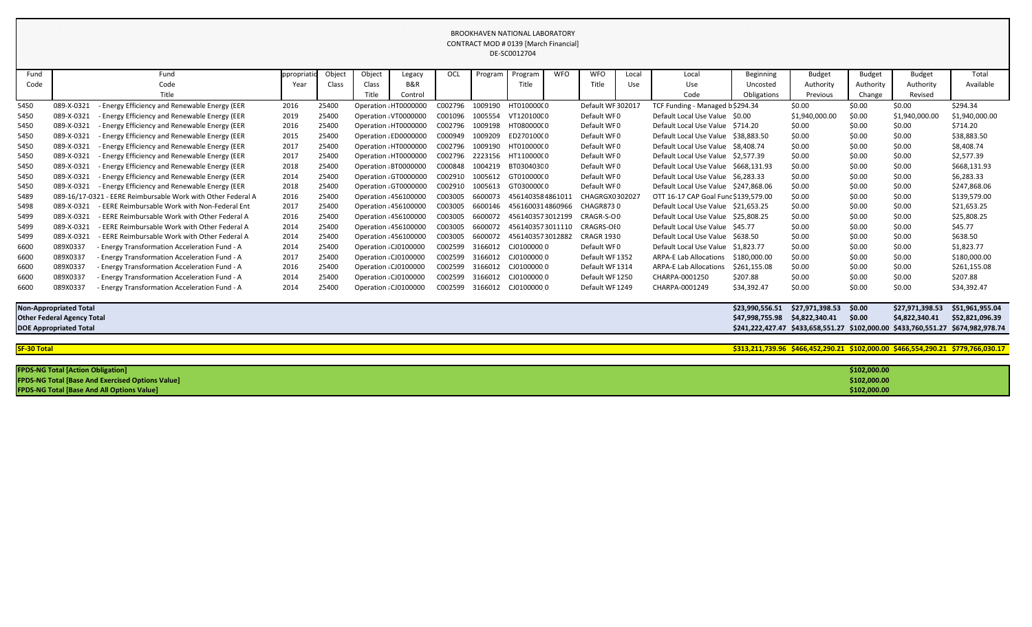BROOKHAVEN NATIONAL LABORATORY
CONTRACT MOD # 0139 [March Financial]
DE-SC0012704

| Fund Code | Fund Code Title | ppropriatio Year | Object Class | Object Class Title | Legacy B&R Control | OCL | Program | Program Title | WFO | WFO Title | Local Use | Local Use Code | Beginning Uncosted Obligations | Budget Authority Previous | Budget Authority Change | Budget Authority Revised | Total Available |
|---|---|---|---|---|---|---|---|---|---|---|---|---|---|---|---|---|---|
| 5450 | 089-X-0321 - Energy Efficiency and Renewable Energy (EER | 2016 | 25400 | Operation : HT0000000 | | C002796 | 1009190 | HT010000C0 | | Default WF | 302017 | TCF Funding - Managed b | $294.34 | $0.00 | $0.00 | $0.00 | $294.34 |
| 5450 | 089-X-0321 - Energy Efficiency and Renewable Energy (EER | 2019 | 25400 | Operation : VT0000000 | | C001096 | 1005554 | VT120100C0 | | Default WF | 0 | Default Local Use Value | $0.00 | $1,940,000.00 | $0.00 | $1,940,000.00 | $1,940,000.00 |
| 5450 | 089-X-0321 - Energy Efficiency and Renewable Energy (EER | 2016 | 25400 | Operation : HT0000000 | | C002796 | 1009198 | HT080000C0 | | Default WF | 0 | Default Local Use Value | $714.20 | $0.00 | $0.00 | $0.00 | $714.20 |
| 5450 | 089-X-0321 - Energy Efficiency and Renewable Energy (EER | 2015 | 25400 | Operation : ED0000000 | | C000949 | 1009209 | ED270100C0 | | Default WF | 0 | Default Local Use Value | $38,883.50 | $0.00 | $0.00 | $0.00 | $38,883.50 |
| 5450 | 089-X-0321 - Energy Efficiency and Renewable Energy (EER | 2017 | 25400 | Operation : HT0000000 | | C002796 | 1009190 | HT010000C0 | | Default WF | 0 | Default Local Use Value | $8,408.74 | $0.00 | $0.00 | $0.00 | $8,408.74 |
| 5450 | 089-X-0321 - Energy Efficiency and Renewable Energy (EER | 2017 | 25400 | Operation : HT0000000 | | C002796 | 2223156 | HT110000C0 | | Default WF | 0 | Default Local Use Value | $2,577.39 | $0.00 | $0.00 | $0.00 | $2,577.39 |
| 5450 | 089-X-0321 - Energy Efficiency and Renewable Energy (EER | 2018 | 25400 | Operation : BT0000000 | | C000848 | 1004219 | BT0304030 | 0 | Default WF | 0 | Default Local Use Value | $668,131.93 | $0.00 | $0.00 | $0.00 | $668,131.93 |
| 5450 | 089-X-0321 - Energy Efficiency and Renewable Energy (EER | 2014 | 25400 | Operation : GT0000000 | | C002910 | 1005612 | GT010000C0 | | Default WF | 0 | Default Local Use Value | $6,283.33 | $0.00 | $0.00 | $0.00 | $6,283.33 |
| 5450 | 089-X-0321 - Energy Efficiency and Renewable Energy (EER | 2018 | 25400 | Operation : GT0000000 | | C002910 | 1005613 | GT030000C0 | | Default WF | 0 | Default Local Use Value | $247,868.06 | $0.00 | $0.00 | $0.00 | $247,868.06 |
| 5489 | 089-16/17-0321 - EERE Reimbursable Work with Other Federal A | 2016 | 25400 | Operation : 456100000 | | C003005 | 6600073 | 4561403584 | 861011 | CHAGRGX0 | 302027 | OTT 16-17 CAP Goal Func | $139,579.00 | $0.00 | $0.00 | $0.00 | $139,579.00 |
| 5498 | 089-X-0321 - EERE Reimbursable Work with Non-Federal Ent | 2017 | 25400 | Operation : 456100000 | | C003005 | 6600146 | 4561600314 | 860966 | CHAGR873 | 0 | Default Local Use Value | $21,653.25 | $0.00 | $0.00 | $0.00 | $21,653.25 |
| 5499 | 089-X-0321 - EERE Reimbursable Work with Other Federal A | 2016 | 25400 | Operation : 456100000 | | C003005 | 6600072 | 4561403573 | 012199 | CRAGR-S-O | 0 | Default Local Use Value | $25,808.25 | $0.00 | $0.00 | $0.00 | $25,808.25 |
| 5499 | 089-X-0321 - EERE Reimbursable Work with Other Federal A | 2014 | 25400 | Operation : 456100000 | | C003005 | 6600072 | 4561403573 | 011110 | CRAGRS-OE | 0 | Default Local Use Value | $45.77 | $0.00 | $0.00 | $0.00 | $45.77 |
| 5499 | 089-X-0321 - EERE Reimbursable Work with Other Federal A | 2014 | 25400 | Operation : 456100000 | | C003005 | 6600072 | 4561403573 | 012882 | CRAGR 193 | 0 | Default Local Use Value | $638.50 | $0.00 | $0.00 | $0.00 | $638.50 |
| 6600 | 089X0337 - Energy Transformation Acceleration Fund - A | 2014 | 25400 | Operation : CJ0100000 | | C002599 | 3166012 | CJ0100000 | 0 | Default WF | 0 | Default Local Use Value | $1,823.77 | $0.00 | $0.00 | $0.00 | $1,823.77 |
| 6600 | 089X0337 - Energy Transformation Acceleration Fund - A | 2017 | 25400 | Operation : CJ0100000 | | C002599 | 3166012 | CJ0100000 | 0 | Default WF | 1352 | ARPA-E Lab Allocations | $180,000.00 | $0.00 | $0.00 | $0.00 | $180,000.00 |
| 6600 | 089X0337 - Energy Transformation Acceleration Fund - A | 2016 | 25400 | Operation : CJ0100000 | | C002599 | 3166012 | CJ0100000 | 0 | Default WF | 1314 | ARPA-E Lab Allocations | $261,155.08 | $0.00 | $0.00 | $0.00 | $261,155.08 |
| 6600 | 089X0337 - Energy Transformation Acceleration Fund - A | 2014 | 25400 | Operation : CJ0100000 | | C002599 | 3166012 | CJ0100000 | 0 | Default WF | 1250 | CHARPA-0001250 | $207.88 | $0.00 | $0.00 | $0.00 | $207.88 |
| 6600 | 089X0337 - Energy Transformation Acceleration Fund - A | 2014 | 25400 | Operation : CJ0100000 | | C002599 | 3166012 | CJ0100000 | 0 | Default WF | 1249 | CHARPA-0001249 | $34,392.47 | $0.00 | $0.00 | $0.00 | $34,392.47 |

| | Beginning Uncosted Obligations | Budget Authority Previous | Budget Authority Change | Budget Authority Revised | Total Available |
|---|---|---|---|---|---|
| **Non-Appropriated Total** | $23,990,556.51 | $27,971,398.53 | $0.00 | $27,971,398.53 | $51,961,955.04 |
| **Other Federal Agency Total** | $47,998,755.98 | $4,822,340.41 | $0.00 | $4,822,340.41 | $52,821,096.39 |
| **DOE Appropriated Total** | $241,222,427.47 | $433,658,551.27 | $102,000.00 | $433,760,551.27 | $674,982,978.74 |
| **SF-30 Total** | $313,211,739.96 | $466,452,290.21 | $102,000.00 | $466,554,290.21 | $779,766,030.17 |

| | |
|---|---|
| **FPDS-NG Total [Action Obligation]** | $102,000.00 |
| **FPDS-NG Total [Base And Exercised Options Value]** | $102,000.00 |
| **FPDS-NG Total [Base And All Options Value]** | $102,000.00 |